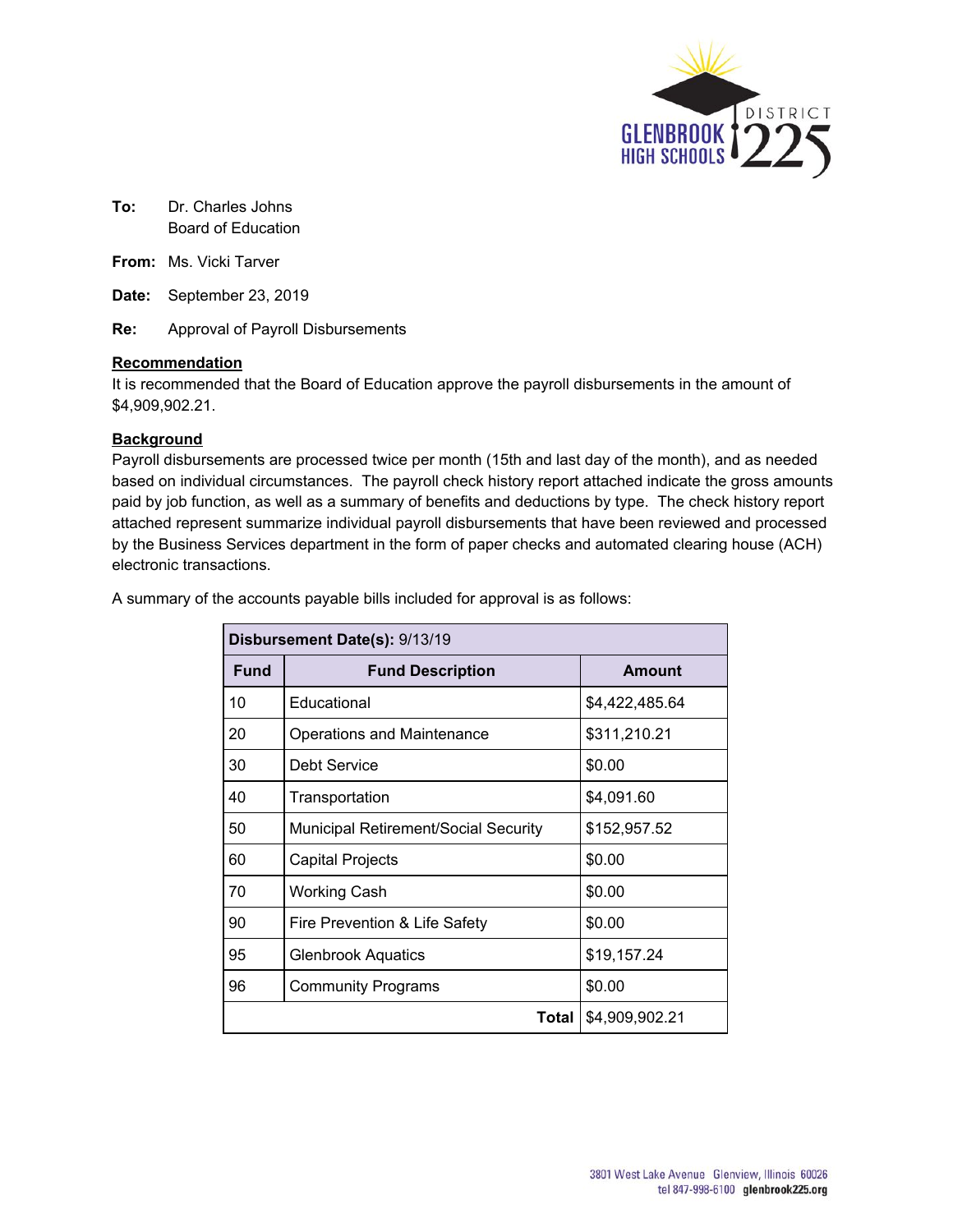**To:** Dr. Charles Johns
Board of Education

**From:** Ms. Vicki Tarver

**Date:** September 23, 2019

**Re:** Approval of Payroll Disbursements

**Recommendation**

It is recommended that the Board of Education approve the payroll disbursements in the amount of $4,909,902.21.

**Background**

Payroll disbursements are processed twice per month (15th and last day of the month), and as needed based on individual circumstances. The payroll check history report attached indicate the gross amounts paid by job function, as well as a summary of benefits and deductions by type. The check history report attached represent summarize individual payroll disbursements that have been reviewed and processed by the Business Services department in the form of paper checks and automated clearing house (ACH) electronic transactions.

A summary of the accounts payable bills included for approval is as follows:

| **Disbursement Date(s):** 9/13/19 | | |
|---|---|---|
| **Fund** | **Fund Description** | **Amount** |
| 10 | Educational | $4,422,485.64 |
| 20 | Operations and Maintenance | $311,210.21 |
| 30 | Debt Service | $0.00 |
| 40 | Transportation | $4,091.60 |
| 50 | Municipal Retirement/Social Security | $152,957.52 |
| 60 | Capital Projects | $0.00 |
| 70 | Working Cash | $0.00 |
| 90 | Fire Prevention & Life Safety | $0.00 |
| 95 | Glenbrook Aquatics | $19,157.24 |
| 96 | Community Programs | $0.00 |
| | **Total** | $4,909,902.21 |

3801 West Lake Avenue Glenview, Illinois 60026
tel 847-998-6100 glenbrook225.org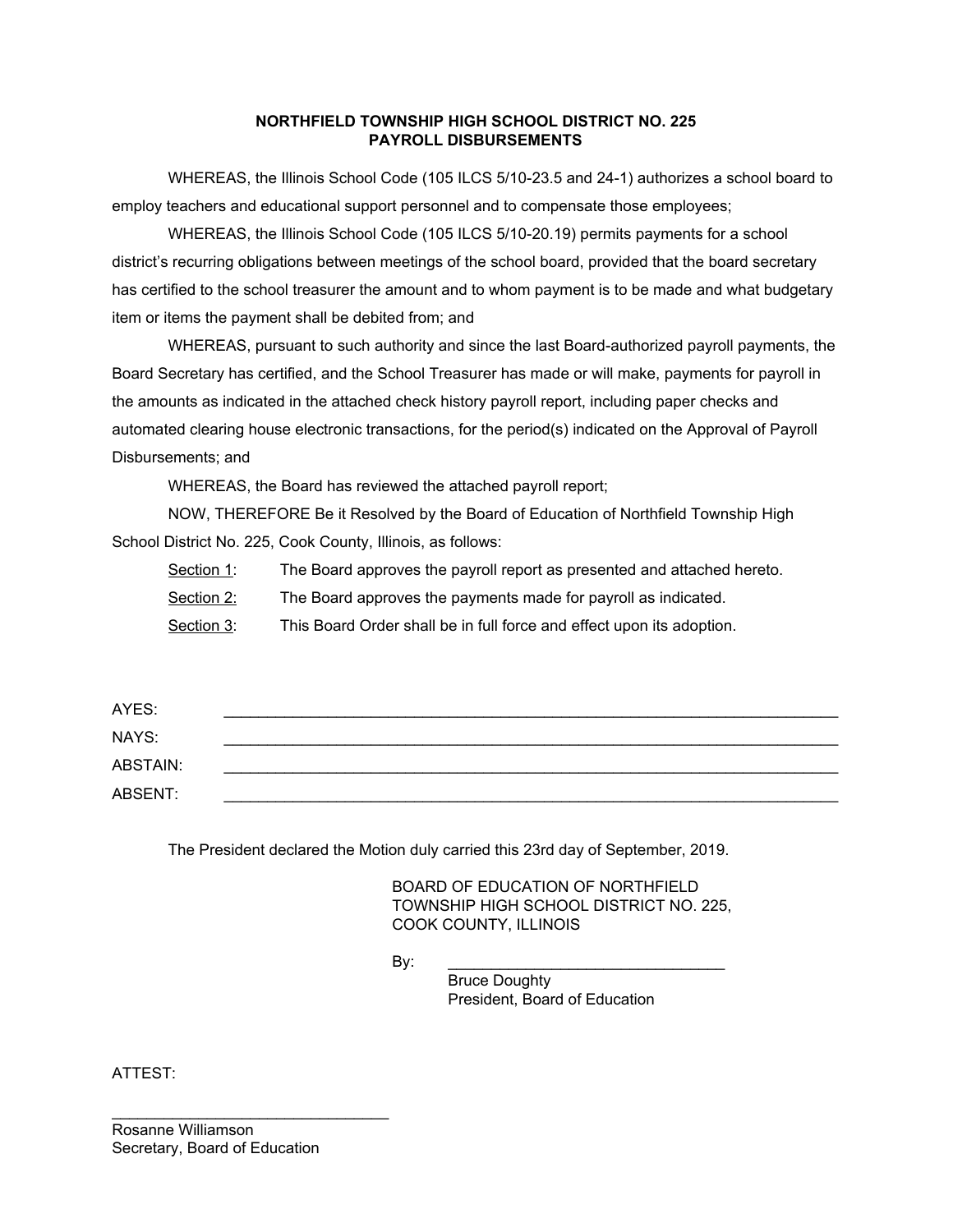**NORTHFIELD TOWNSHIP HIGH SCHOOL DISTRICT NO. 225**
**PAYROLL DISBURSEMENTS**

WHEREAS, the Illinois School Code (105 ILCS 5/10-23.5 and 24-1) authorizes a school board to employ teachers and educational support personnel and to compensate those employees;

WHEREAS, the Illinois School Code (105 ILCS 5/10-20.19) permits payments for a school district's recurring obligations between meetings of the school board, provided that the board secretary has certified to the school treasurer the amount and to whom payment is to be made and what budgetary item or items the payment shall be debited from; and

WHEREAS, pursuant to such authority and since the last Board-authorized payroll payments, the Board Secretary has certified, and the School Treasurer has made or will make, payments for payroll in the amounts as indicated in the attached check history payroll report, including paper checks and automated clearing house electronic transactions, for the period(s) indicated on the Approval of Payroll Disbursements; and

WHEREAS, the Board has reviewed the attached payroll report;

NOW, THEREFORE Be it Resolved by the Board of Education of Northfield Township High School District No. 225, Cook County, Illinois, as follows:

<u>Section 1</u>: The Board approves the payroll report as presented and attached hereto.

<u>Section 2:</u> The Board approves the payments made for payroll as indicated.

<u>Section 3</u>: This Board Order shall be in full force and effect upon its adoption.

AYES: ____________________________________________

NAYS: ____________________________________________

ABSTAIN: ____________________________________________

ABSENT: ____________________________________________

The President declared the Motion duly carried this 23rd day of September, 2019.

BOARD OF EDUCATION OF NORTHFIELD TOWNSHIP HIGH SCHOOL DISTRICT NO. 225, COOK COUNTY, ILLINOIS

By: ________________________________
Bruce Doughty
President, Board of Education

ATTEST:

________________________________
Rosanne Williamson
Secretary, Board of Education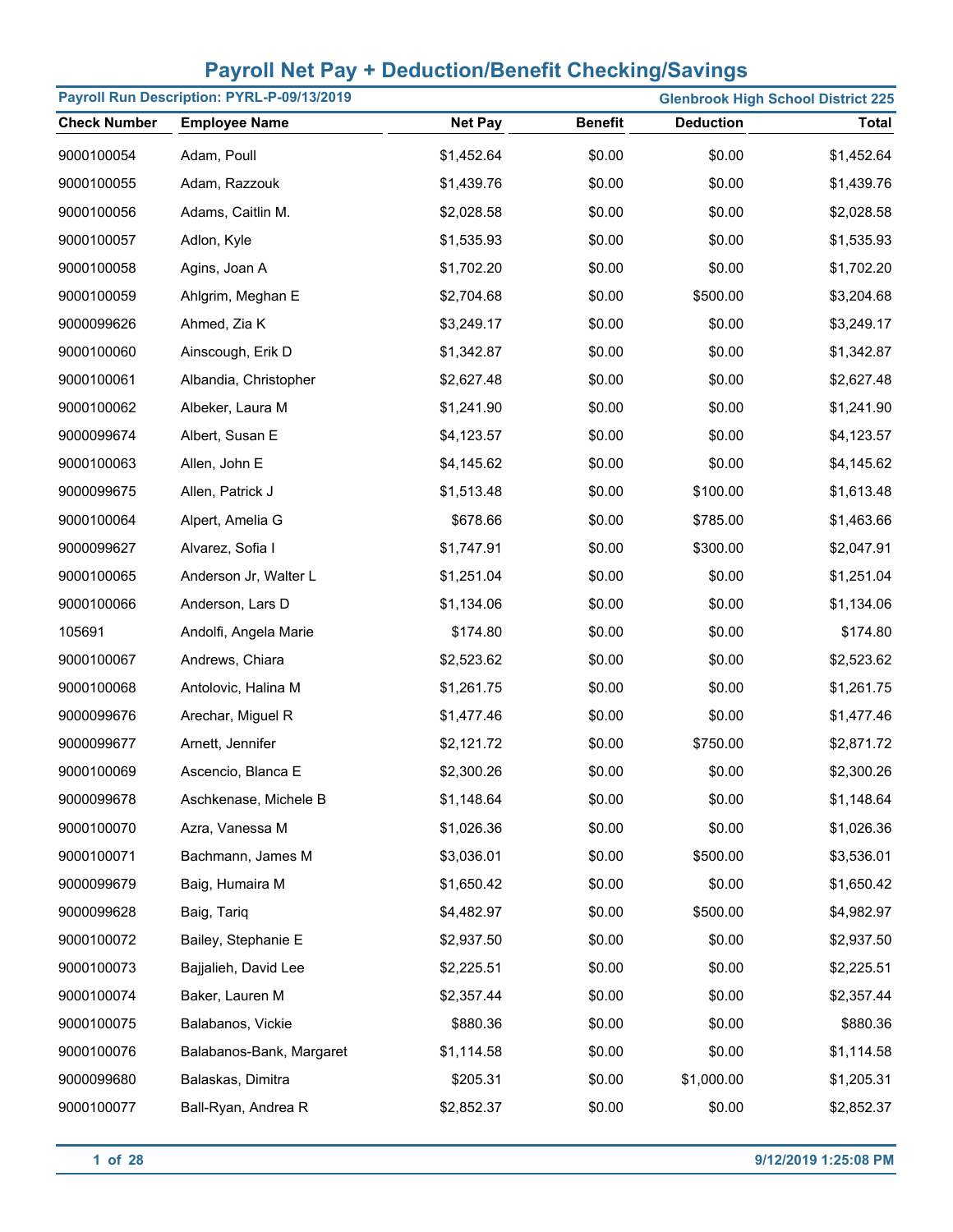# Payroll Net Pay + Deduction/Benefit Checking/Savings

**Payroll Run Description: PYRL-P-09/13/2019** — **Glenbrook High School District 225**

| Check Number | Employee Name | Net Pay | Benefit | Deduction | Total |
|---|---|---|---|---|---|
| 9000100054 | Adam, Poull | $1,452.64 | $0.00 | $0.00 | $1,452.64 |
| 9000100055 | Adam, Razzouk | $1,439.76 | $0.00 | $0.00 | $1,439.76 |
| 9000100056 | Adams, Caitlin M. | $2,028.58 | $0.00 | $0.00 | $2,028.58 |
| 9000100057 | Adlon, Kyle | $1,535.93 | $0.00 | $0.00 | $1,535.93 |
| 9000100058 | Agins, Joan A | $1,702.20 | $0.00 | $0.00 | $1,702.20 |
| 9000100059 | Ahlgrim, Meghan E | $2,704.68 | $0.00 | $500.00 | $3,204.68 |
| 9000099626 | Ahmed, Zia K | $3,249.17 | $0.00 | $0.00 | $3,249.17 |
| 9000100060 | Ainscough, Erik D | $1,342.87 | $0.00 | $0.00 | $1,342.87 |
| 9000100061 | Albandia, Christopher | $2,627.48 | $0.00 | $0.00 | $2,627.48 |
| 9000100062 | Albeker, Laura M | $1,241.90 | $0.00 | $0.00 | $1,241.90 |
| 9000099674 | Albert, Susan E | $4,123.57 | $0.00 | $0.00 | $4,123.57 |
| 9000100063 | Allen, John E | $4,145.62 | $0.00 | $0.00 | $4,145.62 |
| 9000099675 | Allen, Patrick J | $1,513.48 | $0.00 | $100.00 | $1,613.48 |
| 9000100064 | Alpert, Amelia G | $678.66 | $0.00 | $785.00 | $1,463.66 |
| 9000099627 | Alvarez, Sofia I | $1,747.91 | $0.00 | $300.00 | $2,047.91 |
| 9000100065 | Anderson Jr, Walter L | $1,251.04 | $0.00 | $0.00 | $1,251.04 |
| 9000100066 | Anderson, Lars D | $1,134.06 | $0.00 | $0.00 | $1,134.06 |
| 105691 | Andolfi, Angela Marie | $174.80 | $0.00 | $0.00 | $174.80 |
| 9000100067 | Andrews, Chiara | $2,523.62 | $0.00 | $0.00 | $2,523.62 |
| 9000100068 | Antolovic, Halina M | $1,261.75 | $0.00 | $0.00 | $1,261.75 |
| 9000099676 | Arechar, Miguel R | $1,477.46 | $0.00 | $0.00 | $1,477.46 |
| 9000099677 | Arnett, Jennifer | $2,121.72 | $0.00 | $750.00 | $2,871.72 |
| 9000100069 | Ascencio, Blanca E | $2,300.26 | $0.00 | $0.00 | $2,300.26 |
| 9000099678 | Aschkenase, Michele B | $1,148.64 | $0.00 | $0.00 | $1,148.64 |
| 9000100070 | Azra, Vanessa M | $1,026.36 | $0.00 | $0.00 | $1,026.36 |
| 9000100071 | Bachmann, James M | $3,036.01 | $0.00 | $500.00 | $3,536.01 |
| 9000099679 | Baig, Humaira M | $1,650.42 | $0.00 | $0.00 | $1,650.42 |
| 9000099628 | Baig, Tariq | $4,482.97 | $0.00 | $500.00 | $4,982.97 |
| 9000100072 | Bailey, Stephanie E | $2,937.50 | $0.00 | $0.00 | $2,937.50 |
| 9000100073 | Bajjalieh, David Lee | $2,225.51 | $0.00 | $0.00 | $2,225.51 |
| 9000100074 | Baker, Lauren M | $2,357.44 | $0.00 | $0.00 | $2,357.44 |
| 9000100075 | Balabanos, Vickie | $880.36 | $0.00 | $0.00 | $880.36 |
| 9000100076 | Balabanos-Bank, Margaret | $1,114.58 | $0.00 | $0.00 | $1,114.58 |
| 9000099680 | Balaskas, Dimitra | $205.31 | $0.00 | $1,000.00 | $1,205.31 |
| 9000100077 | Ball-Ryan, Andrea R | $2,852.37 | $0.00 | $0.00 | $2,852.37 |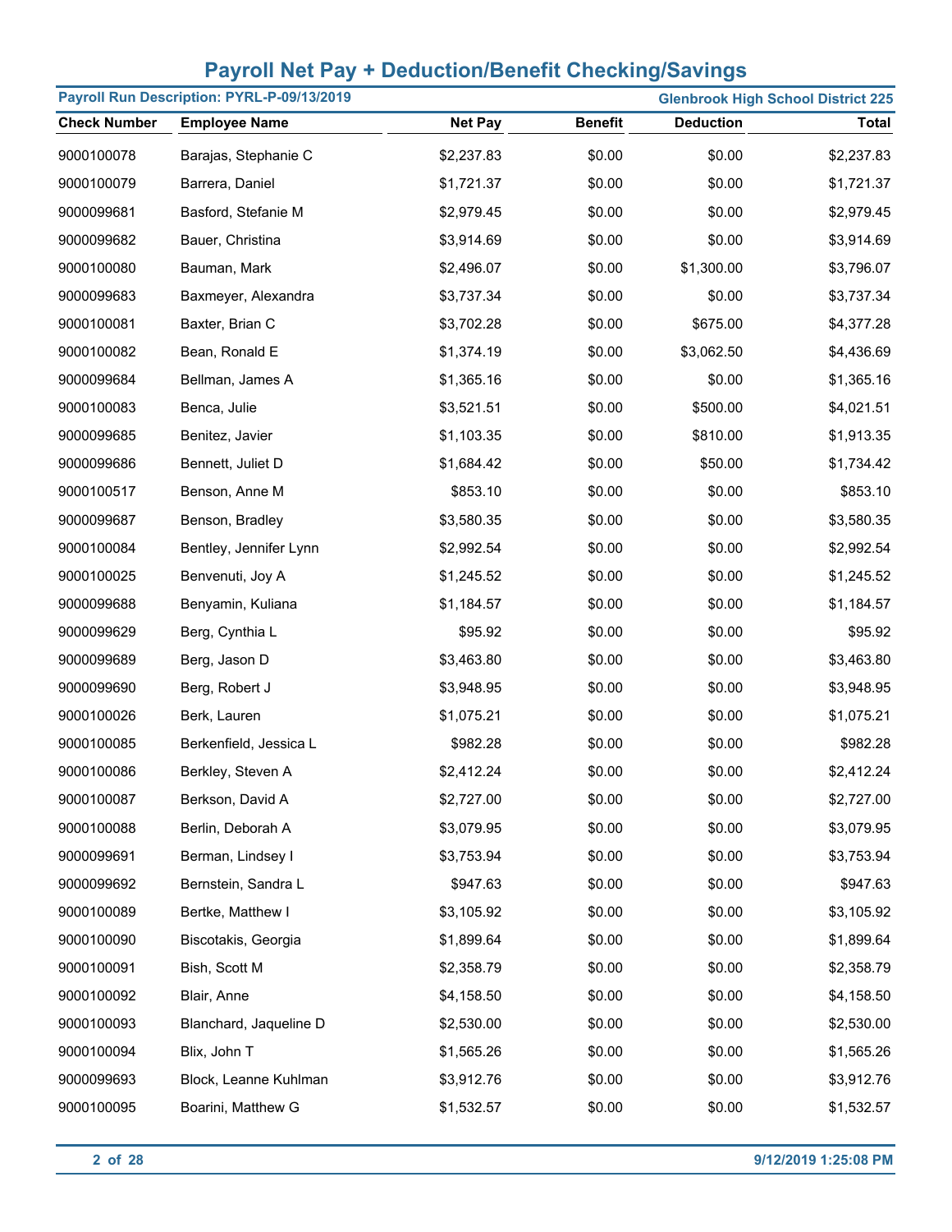# Payroll Net Pay + Deduction/Benefit Checking/Savings

**Payroll Run Description: PYRL-P-09/13/2019** **Glenbrook High School District 225**

| Check Number | Employee Name | Net Pay | Benefit | Deduction | Total |
|---|---|---|---|---|---|
| 9000100078 | Barajas, Stephanie C | $2,237.83 | $0.00 | $0.00 | $2,237.83 |
| 9000100079 | Barrera, Daniel | $1,721.37 | $0.00 | $0.00 | $1,721.37 |
| 9000099681 | Basford, Stefanie M | $2,979.45 | $0.00 | $0.00 | $2,979.45 |
| 9000099682 | Bauer, Christina | $3,914.69 | $0.00 | $0.00 | $3,914.69 |
| 9000100080 | Bauman, Mark | $2,496.07 | $0.00 | $1,300.00 | $3,796.07 |
| 9000099683 | Baxmeyer, Alexandra | $3,737.34 | $0.00 | $0.00 | $3,737.34 |
| 9000100081 | Baxter, Brian C | $3,702.28 | $0.00 | $675.00 | $4,377.28 |
| 9000100082 | Bean, Ronald E | $1,374.19 | $0.00 | $3,062.50 | $4,436.69 |
| 9000099684 | Bellman, James A | $1,365.16 | $0.00 | $0.00 | $1,365.16 |
| 9000100083 | Benca, Julie | $3,521.51 | $0.00 | $500.00 | $4,021.51 |
| 9000099685 | Benitez, Javier | $1,103.35 | $0.00 | $810.00 | $1,913.35 |
| 9000099686 | Bennett, Juliet D | $1,684.42 | $0.00 | $50.00 | $1,734.42 |
| 9000100517 | Benson, Anne M | $853.10 | $0.00 | $0.00 | $853.10 |
| 9000099687 | Benson, Bradley | $3,580.35 | $0.00 | $0.00 | $3,580.35 |
| 9000100084 | Bentley, Jennifer Lynn | $2,992.54 | $0.00 | $0.00 | $2,992.54 |
| 9000100025 | Benvenuti, Joy A | $1,245.52 | $0.00 | $0.00 | $1,245.52 |
| 9000099688 | Benyamin, Kuliana | $1,184.57 | $0.00 | $0.00 | $1,184.57 |
| 9000099629 | Berg, Cynthia L | $95.92 | $0.00 | $0.00 | $95.92 |
| 9000099689 | Berg, Jason D | $3,463.80 | $0.00 | $0.00 | $3,463.80 |
| 9000099690 | Berg, Robert J | $3,948.95 | $0.00 | $0.00 | $3,948.95 |
| 9000100026 | Berk, Lauren | $1,075.21 | $0.00 | $0.00 | $1,075.21 |
| 9000100085 | Berkenfield, Jessica L | $982.28 | $0.00 | $0.00 | $982.28 |
| 9000100086 | Berkley, Steven A | $2,412.24 | $0.00 | $0.00 | $2,412.24 |
| 9000100087 | Berkson, David A | $2,727.00 | $0.00 | $0.00 | $2,727.00 |
| 9000100088 | Berlin, Deborah A | $3,079.95 | $0.00 | $0.00 | $3,079.95 |
| 9000099691 | Berman, Lindsey I | $3,753.94 | $0.00 | $0.00 | $3,753.94 |
| 9000099692 | Bernstein, Sandra L | $947.63 | $0.00 | $0.00 | $947.63 |
| 9000100089 | Bertke, Matthew I | $3,105.92 | $0.00 | $0.00 | $3,105.92 |
| 9000100090 | Biscotakis, Georgia | $1,899.64 | $0.00 | $0.00 | $1,899.64 |
| 9000100091 | Bish, Scott M | $2,358.79 | $0.00 | $0.00 | $2,358.79 |
| 9000100092 | Blair, Anne | $4,158.50 | $0.00 | $0.00 | $4,158.50 |
| 9000100093 | Blanchard, Jaqueline D | $2,530.00 | $0.00 | $0.00 | $2,530.00 |
| 9000100094 | Blix, John T | $1,565.26 | $0.00 | $0.00 | $1,565.26 |
| 9000099693 | Block, Leanne Kuhlman | $3,912.76 | $0.00 | $0.00 | $3,912.76 |
| 9000100095 | Boarini, Matthew G | $1,532.57 | $0.00 | $0.00 | $1,532.57 |

9/12/2019 1:25:08 PM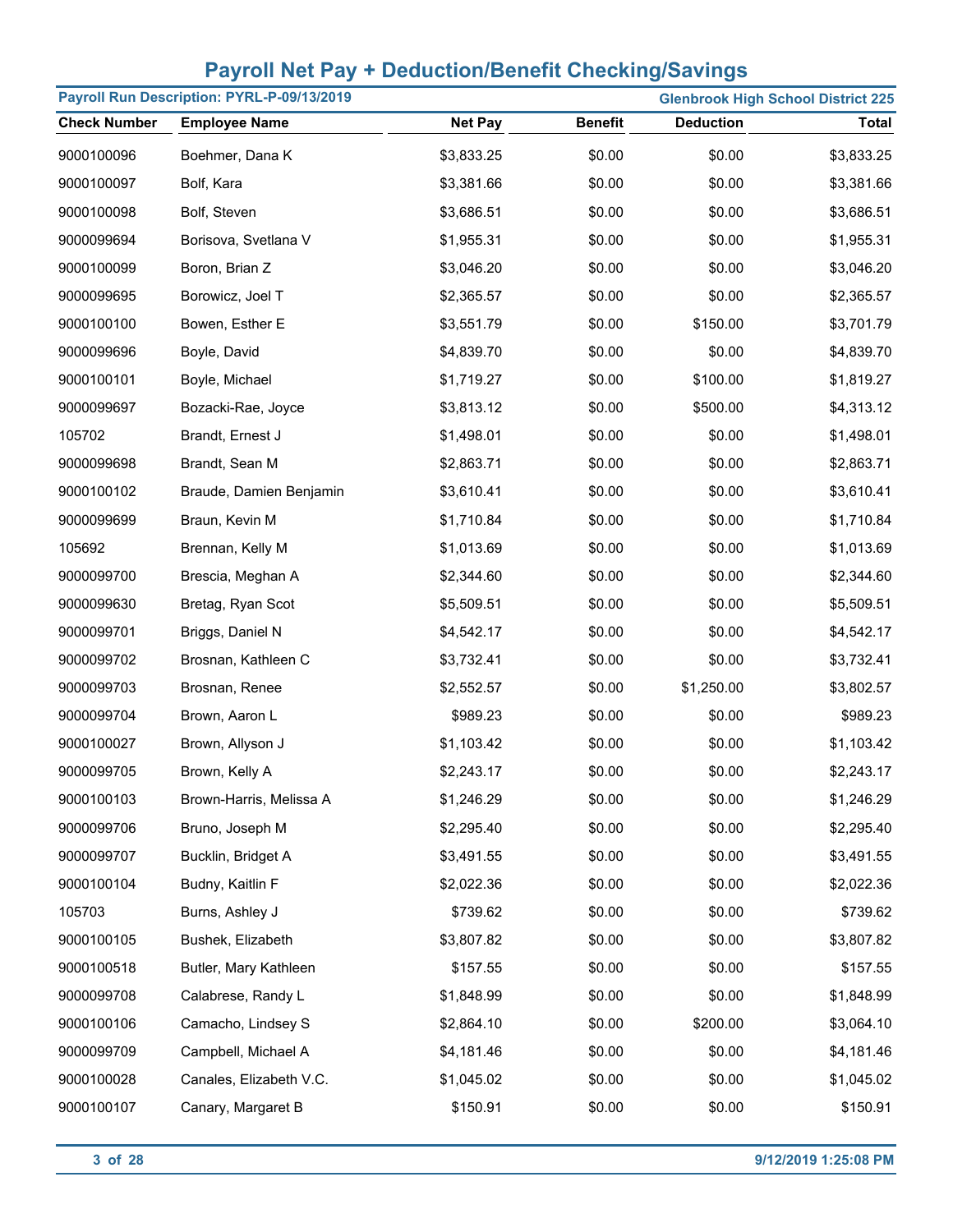# Payroll Net Pay + Deduction/Benefit Checking/Savings

**Payroll Run Description: PYRL-P-09/13/2019** | **Glenbrook High School District 225**

| Check Number | Employee Name | Net Pay | Benefit | Deduction | Total |
|---|---|---|---|---|---|
| 9000100096 | Boehmer, Dana K | $3,833.25 | $0.00 | $0.00 | $3,833.25 |
| 9000100097 | Bolf, Kara | $3,381.66 | $0.00 | $0.00 | $3,381.66 |
| 9000100098 | Bolf, Steven | $3,686.51 | $0.00 | $0.00 | $3,686.51 |
| 9000099694 | Borisova, Svetlana V | $1,955.31 | $0.00 | $0.00 | $1,955.31 |
| 9000100099 | Boron, Brian Z | $3,046.20 | $0.00 | $0.00 | $3,046.20 |
| 9000099695 | Borowicz, Joel T | $2,365.57 | $0.00 | $0.00 | $2,365.57 |
| 9000100100 | Bowen, Esther E | $3,551.79 | $0.00 | $150.00 | $3,701.79 |
| 9000099696 | Boyle, David | $4,839.70 | $0.00 | $0.00 | $4,839.70 |
| 9000100101 | Boyle, Michael | $1,719.27 | $0.00 | $100.00 | $1,819.27 |
| 9000099697 | Bozacki-Rae, Joyce | $3,813.12 | $0.00 | $500.00 | $4,313.12 |
| 105702 | Brandt, Ernest J | $1,498.01 | $0.00 | $0.00 | $1,498.01 |
| 9000099698 | Brandt, Sean M | $2,863.71 | $0.00 | $0.00 | $2,863.71 |
| 9000100102 | Braude, Damien Benjamin | $3,610.41 | $0.00 | $0.00 | $3,610.41 |
| 9000099699 | Braun, Kevin M | $1,710.84 | $0.00 | $0.00 | $1,710.84 |
| 105692 | Brennan, Kelly M | $1,013.69 | $0.00 | $0.00 | $1,013.69 |
| 9000099700 | Brescia, Meghan A | $2,344.60 | $0.00 | $0.00 | $2,344.60 |
| 9000099630 | Bretag, Ryan Scot | $5,509.51 | $0.00 | $0.00 | $5,509.51 |
| 9000099701 | Briggs, Daniel N | $4,542.17 | $0.00 | $0.00 | $4,542.17 |
| 9000099702 | Brosnan, Kathleen C | $3,732.41 | $0.00 | $0.00 | $3,732.41 |
| 9000099703 | Brosnan, Renee | $2,552.57 | $0.00 | $1,250.00 | $3,802.57 |
| 9000099704 | Brown, Aaron L | $989.23 | $0.00 | $0.00 | $989.23 |
| 9000100027 | Brown, Allyson J | $1,103.42 | $0.00 | $0.00 | $1,103.42 |
| 9000099705 | Brown, Kelly A | $2,243.17 | $0.00 | $0.00 | $2,243.17 |
| 9000100103 | Brown-Harris, Melissa A | $1,246.29 | $0.00 | $0.00 | $1,246.29 |
| 9000099706 | Bruno, Joseph M | $2,295.40 | $0.00 | $0.00 | $2,295.40 |
| 9000099707 | Bucklin, Bridget A | $3,491.55 | $0.00 | $0.00 | $3,491.55 |
| 9000100104 | Budny, Kaitlin F | $2,022.36 | $0.00 | $0.00 | $2,022.36 |
| 105703 | Burns, Ashley J | $739.62 | $0.00 | $0.00 | $739.62 |
| 9000100105 | Bushek, Elizabeth | $3,807.82 | $0.00 | $0.00 | $3,807.82 |
| 9000100518 | Butler, Mary Kathleen | $157.55 | $0.00 | $0.00 | $157.55 |
| 9000099708 | Calabrese, Randy L | $1,848.99 | $0.00 | $0.00 | $1,848.99 |
| 9000100106 | Camacho, Lindsey S | $2,864.10 | $0.00 | $200.00 | $3,064.10 |
| 9000099709 | Campbell, Michael A | $4,181.46 | $0.00 | $0.00 | $4,181.46 |
| 9000100028 | Canales, Elizabeth V.C. | $1,045.02 | $0.00 | $0.00 | $1,045.02 |
| 9000100107 | Canary, Margaret B | $150.91 | $0.00 | $0.00 | $150.91 |

9/12/2019 1:25:08 PM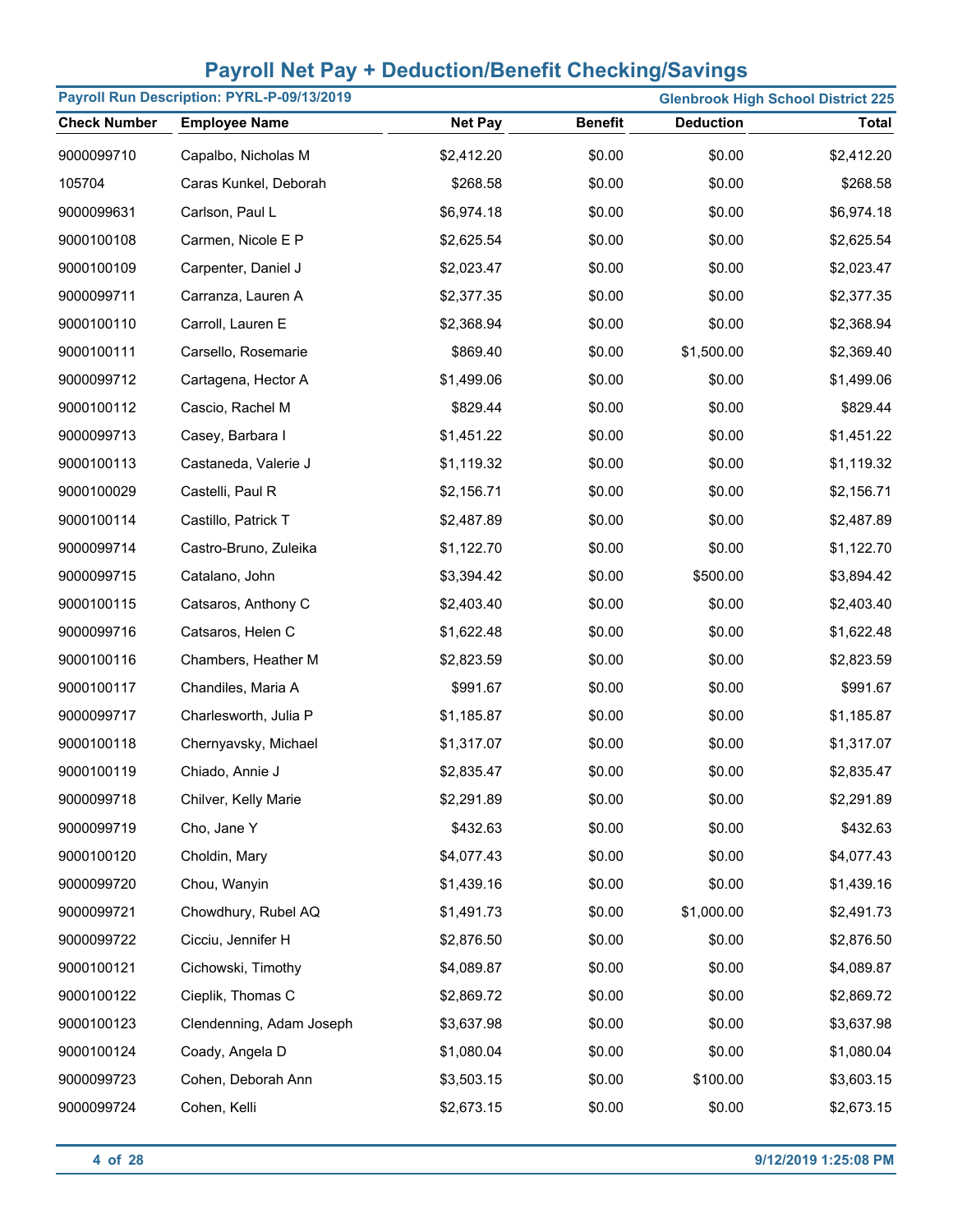# Payroll Net Pay + Deduction/Benefit Checking/Savings

**Payroll Run Description: PYRL-P-09/13/2019** | **Glenbrook High School District 225**

| Check Number | Employee Name | Net Pay | Benefit | Deduction | Total |
|---|---|---|---|---|---|
| 9000099710 | Capalbo, Nicholas M | $2,412.20 | $0.00 | $0.00 | $2,412.20 |
| 105704 | Caras Kunkel, Deborah | $268.58 | $0.00 | $0.00 | $268.58 |
| 9000099631 | Carlson, Paul L | $6,974.18 | $0.00 | $0.00 | $6,974.18 |
| 9000100108 | Carmen, Nicole E P | $2,625.54 | $0.00 | $0.00 | $2,625.54 |
| 9000100109 | Carpenter, Daniel J | $2,023.47 | $0.00 | $0.00 | $2,023.47 |
| 9000099711 | Carranza, Lauren A | $2,377.35 | $0.00 | $0.00 | $2,377.35 |
| 9000100110 | Carroll, Lauren E | $2,368.94 | $0.00 | $0.00 | $2,368.94 |
| 9000100111 | Carsello, Rosemarie | $869.40 | $0.00 | $1,500.00 | $2,369.40 |
| 9000099712 | Cartagena, Hector A | $1,499.06 | $0.00 | $0.00 | $1,499.06 |
| 9000100112 | Cascio, Rachel M | $829.44 | $0.00 | $0.00 | $829.44 |
| 9000099713 | Casey, Barbara I | $1,451.22 | $0.00 | $0.00 | $1,451.22 |
| 9000100113 | Castaneda, Valerie J | $1,119.32 | $0.00 | $0.00 | $1,119.32 |
| 9000100029 | Castelli, Paul R | $2,156.71 | $0.00 | $0.00 | $2,156.71 |
| 9000100114 | Castillo, Patrick T | $2,487.89 | $0.00 | $0.00 | $2,487.89 |
| 9000099714 | Castro-Bruno, Zuleika | $1,122.70 | $0.00 | $0.00 | $1,122.70 |
| 9000099715 | Catalano, John | $3,394.42 | $0.00 | $500.00 | $3,894.42 |
| 9000100115 | Catsaros, Anthony C | $2,403.40 | $0.00 | $0.00 | $2,403.40 |
| 9000099716 | Catsaros, Helen C | $1,622.48 | $0.00 | $0.00 | $1,622.48 |
| 9000100116 | Chambers, Heather M | $2,823.59 | $0.00 | $0.00 | $2,823.59 |
| 9000100117 | Chandiles, Maria A | $991.67 | $0.00 | $0.00 | $991.67 |
| 9000099717 | Charlesworth, Julia P | $1,185.87 | $0.00 | $0.00 | $1,185.87 |
| 9000100118 | Chernyavsky, Michael | $1,317.07 | $0.00 | $0.00 | $1,317.07 |
| 9000100119 | Chiado, Annie J | $2,835.47 | $0.00 | $0.00 | $2,835.47 |
| 9000099718 | Chilver, Kelly Marie | $2,291.89 | $0.00 | $0.00 | $2,291.89 |
| 9000099719 | Cho, Jane Y | $432.63 | $0.00 | $0.00 | $432.63 |
| 9000100120 | Choldin, Mary | $4,077.43 | $0.00 | $0.00 | $4,077.43 |
| 9000099720 | Chou, Wanyin | $1,439.16 | $0.00 | $0.00 | $1,439.16 |
| 9000099721 | Chowdhury, Rubel AQ | $1,491.73 | $0.00 | $1,000.00 | $2,491.73 |
| 9000099722 | Cicciu, Jennifer H | $2,876.50 | $0.00 | $0.00 | $2,876.50 |
| 9000100121 | Cichowski, Timothy | $4,089.87 | $0.00 | $0.00 | $4,089.87 |
| 9000100122 | Cieplik, Thomas C | $2,869.72 | $0.00 | $0.00 | $2,869.72 |
| 9000100123 | Clendenning, Adam Joseph | $3,637.98 | $0.00 | $0.00 | $3,637.98 |
| 9000100124 | Coady, Angela D | $1,080.04 | $0.00 | $0.00 | $1,080.04 |
| 9000099723 | Cohen, Deborah Ann | $3,503.15 | $0.00 | $100.00 | $3,603.15 |
| 9000099724 | Cohen, Kelli | $2,673.15 | $0.00 | $0.00 | $2,673.15 |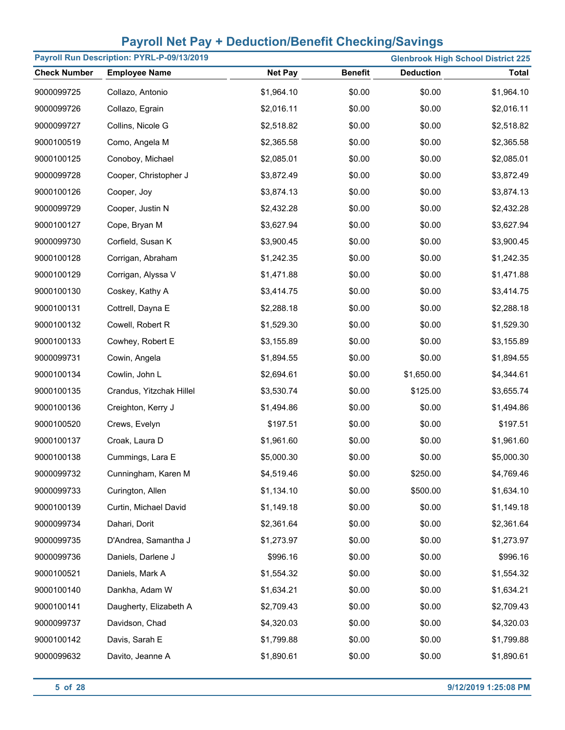# Payroll Net Pay + Deduction/Benefit Checking/Savings

**Payroll Run Description: PYRL-P-09/13/2019** | **Glenbrook High School District 225**

| Check Number | Employee Name | Net Pay | Benefit | Deduction | Total |
|---|---|---|---|---|---|
| 9000099725 | Collazo, Antonio | $1,964.10 | $0.00 | $0.00 | $1,964.10 |
| 9000099726 | Collazo, Egrain | $2,016.11 | $0.00 | $0.00 | $2,016.11 |
| 9000099727 | Collins, Nicole G | $2,518.82 | $0.00 | $0.00 | $2,518.82 |
| 9000100519 | Como, Angela M | $2,365.58 | $0.00 | $0.00 | $2,365.58 |
| 9000100125 | Conoboy, Michael | $2,085.01 | $0.00 | $0.00 | $2,085.01 |
| 9000099728 | Cooper, Christopher J | $3,872.49 | $0.00 | $0.00 | $3,872.49 |
| 9000100126 | Cooper, Joy | $3,874.13 | $0.00 | $0.00 | $3,874.13 |
| 9000099729 | Cooper, Justin N | $2,432.28 | $0.00 | $0.00 | $2,432.28 |
| 9000100127 | Cope, Bryan M | $3,627.94 | $0.00 | $0.00 | $3,627.94 |
| 9000099730 | Corfield, Susan K | $3,900.45 | $0.00 | $0.00 | $3,900.45 |
| 9000100128 | Corrigan, Abraham | $1,242.35 | $0.00 | $0.00 | $1,242.35 |
| 9000100129 | Corrigan, Alyssa V | $1,471.88 | $0.00 | $0.00 | $1,471.88 |
| 9000100130 | Coskey, Kathy A | $3,414.75 | $0.00 | $0.00 | $3,414.75 |
| 9000100131 | Cottrell, Dayna E | $2,288.18 | $0.00 | $0.00 | $2,288.18 |
| 9000100132 | Cowell, Robert R | $1,529.30 | $0.00 | $0.00 | $1,529.30 |
| 9000100133 | Cowhey, Robert E | $3,155.89 | $0.00 | $0.00 | $3,155.89 |
| 9000099731 | Cowin, Angela | $1,894.55 | $0.00 | $0.00 | $1,894.55 |
| 9000100134 | Cowlin, John L | $2,694.61 | $0.00 | $1,650.00 | $4,344.61 |
| 9000100135 | Crandus, Yitzchak Hillel | $3,530.74 | $0.00 | $125.00 | $3,655.74 |
| 9000100136 | Creighton, Kerry J | $1,494.86 | $0.00 | $0.00 | $1,494.86 |
| 9000100520 | Crews, Evelyn | $197.51 | $0.00 | $0.00 | $197.51 |
| 9000100137 | Croak, Laura D | $1,961.60 | $0.00 | $0.00 | $1,961.60 |
| 9000100138 | Cummings, Lara E | $5,000.30 | $0.00 | $0.00 | $5,000.30 |
| 9000099732 | Cunningham, Karen M | $4,519.46 | $0.00 | $250.00 | $4,769.46 |
| 9000099733 | Curington, Allen | $1,134.10 | $0.00 | $500.00 | $1,634.10 |
| 9000100139 | Curtin, Michael David | $1,149.18 | $0.00 | $0.00 | $1,149.18 |
| 9000099734 | Dahari, Dorit | $2,361.64 | $0.00 | $0.00 | $2,361.64 |
| 9000099735 | D'Andrea, Samantha J | $1,273.97 | $0.00 | $0.00 | $1,273.97 |
| 9000099736 | Daniels, Darlene J | $996.16 | $0.00 | $0.00 | $996.16 |
| 9000100521 | Daniels, Mark A | $1,554.32 | $0.00 | $0.00 | $1,554.32 |
| 9000100140 | Dankha, Adam W | $1,634.21 | $0.00 | $0.00 | $1,634.21 |
| 9000100141 | Daugherty, Elizabeth A | $2,709.43 | $0.00 | $0.00 | $2,709.43 |
| 9000099737 | Davidson, Chad | $4,320.03 | $0.00 | $0.00 | $4,320.03 |
| 9000100142 | Davis, Sarah E | $1,799.88 | $0.00 | $0.00 | $1,799.88 |
| 9000099632 | Davito, Jeanne A | $1,890.61 | $0.00 | $0.00 | $1,890.61 |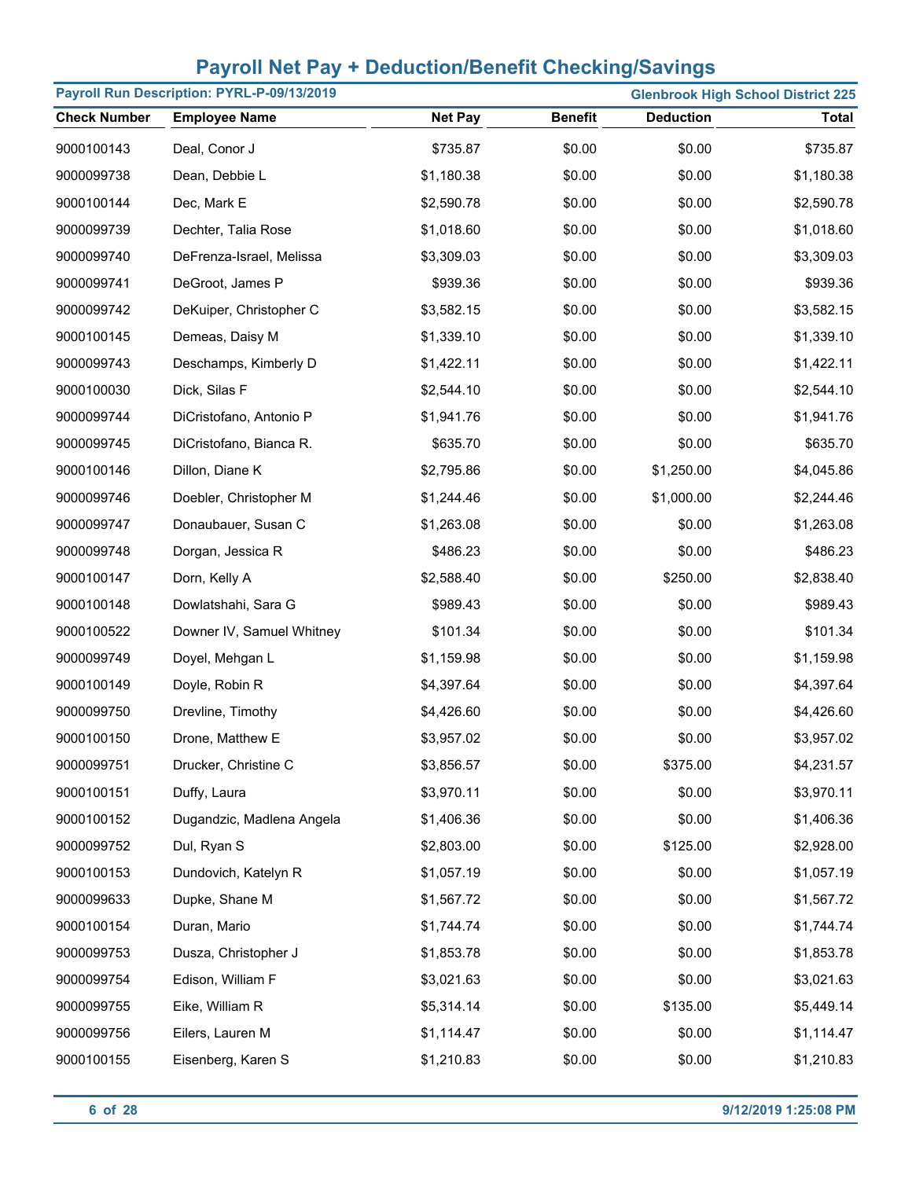# Payroll Net Pay + Deduction/Benefit Checking/Savings

**Payroll Run Description: PYRL-P-09/13/2019** | **Glenbrook High School District 225**

| Check Number | Employee Name | Net Pay | Benefit | Deduction | Total |
|---|---|---|---|---|---|
| 9000100143 | Deal, Conor J | $735.87 | $0.00 | $0.00 | $735.87 |
| 9000099738 | Dean, Debbie L | $1,180.38 | $0.00 | $0.00 | $1,180.38 |
| 9000100144 | Dec, Mark E | $2,590.78 | $0.00 | $0.00 | $2,590.78 |
| 9000099739 | Dechter, Talia Rose | $1,018.60 | $0.00 | $0.00 | $1,018.60 |
| 9000099740 | DeFrenza-Israel, Melissa | $3,309.03 | $0.00 | $0.00 | $3,309.03 |
| 9000099741 | DeGroot, James P | $939.36 | $0.00 | $0.00 | $939.36 |
| 9000099742 | DeKuiper, Christopher C | $3,582.15 | $0.00 | $0.00 | $3,582.15 |
| 9000100145 | Demeas, Daisy M | $1,339.10 | $0.00 | $0.00 | $1,339.10 |
| 9000099743 | Deschamps, Kimberly D | $1,422.11 | $0.00 | $0.00 | $1,422.11 |
| 9000100030 | Dick, Silas F | $2,544.10 | $0.00 | $0.00 | $2,544.10 |
| 9000099744 | DiCristofano, Antonio P | $1,941.76 | $0.00 | $0.00 | $1,941.76 |
| 9000099745 | DiCristofano, Bianca R. | $635.70 | $0.00 | $0.00 | $635.70 |
| 9000100146 | Dillon, Diane K | $2,795.86 | $0.00 | $1,250.00 | $4,045.86 |
| 9000099746 | Doebler, Christopher M | $1,244.46 | $0.00 | $1,000.00 | $2,244.46 |
| 9000099747 | Donaubauer, Susan C | $1,263.08 | $0.00 | $0.00 | $1,263.08 |
| 9000099748 | Dorgan, Jessica R | $486.23 | $0.00 | $0.00 | $486.23 |
| 9000100147 | Dorn, Kelly A | $2,588.40 | $0.00 | $250.00 | $2,838.40 |
| 9000100148 | Dowlatshahi, Sara G | $989.43 | $0.00 | $0.00 | $989.43 |
| 9000100522 | Downer IV, Samuel Whitney | $101.34 | $0.00 | $0.00 | $101.34 |
| 9000099749 | Doyel, Mehgan L | $1,159.98 | $0.00 | $0.00 | $1,159.98 |
| 9000100149 | Doyle, Robin R | $4,397.64 | $0.00 | $0.00 | $4,397.64 |
| 9000099750 | Drevline, Timothy | $4,426.60 | $0.00 | $0.00 | $4,426.60 |
| 9000100150 | Drone, Matthew E | $3,957.02 | $0.00 | $0.00 | $3,957.02 |
| 9000099751 | Drucker, Christine C | $3,856.57 | $0.00 | $375.00 | $4,231.57 |
| 9000100151 | Duffy, Laura | $3,970.11 | $0.00 | $0.00 | $3,970.11 |
| 9000100152 | Dugandzic, Madlena Angela | $1,406.36 | $0.00 | $0.00 | $1,406.36 |
| 9000099752 | Dul, Ryan S | $2,803.00 | $0.00 | $125.00 | $2,928.00 |
| 9000100153 | Dundovich, Katelyn R | $1,057.19 | $0.00 | $0.00 | $1,057.19 |
| 9000099633 | Dupke, Shane M | $1,567.72 | $0.00 | $0.00 | $1,567.72 |
| 9000100154 | Duran, Mario | $1,744.74 | $0.00 | $0.00 | $1,744.74 |
| 9000099753 | Dusza, Christopher J | $1,853.78 | $0.00 | $0.00 | $1,853.78 |
| 9000099754 | Edison, William F | $3,021.63 | $0.00 | $0.00 | $3,021.63 |
| 9000099755 | Eike, William R | $5,314.14 | $0.00 | $135.00 | $5,449.14 |
| 9000099756 | Eilers, Lauren M | $1,114.47 | $0.00 | $0.00 | $1,114.47 |
| 9000100155 | Eisenberg, Karen S | $1,210.83 | $0.00 | $0.00 | $1,210.83 |

9/12/2019 1:25:08 PM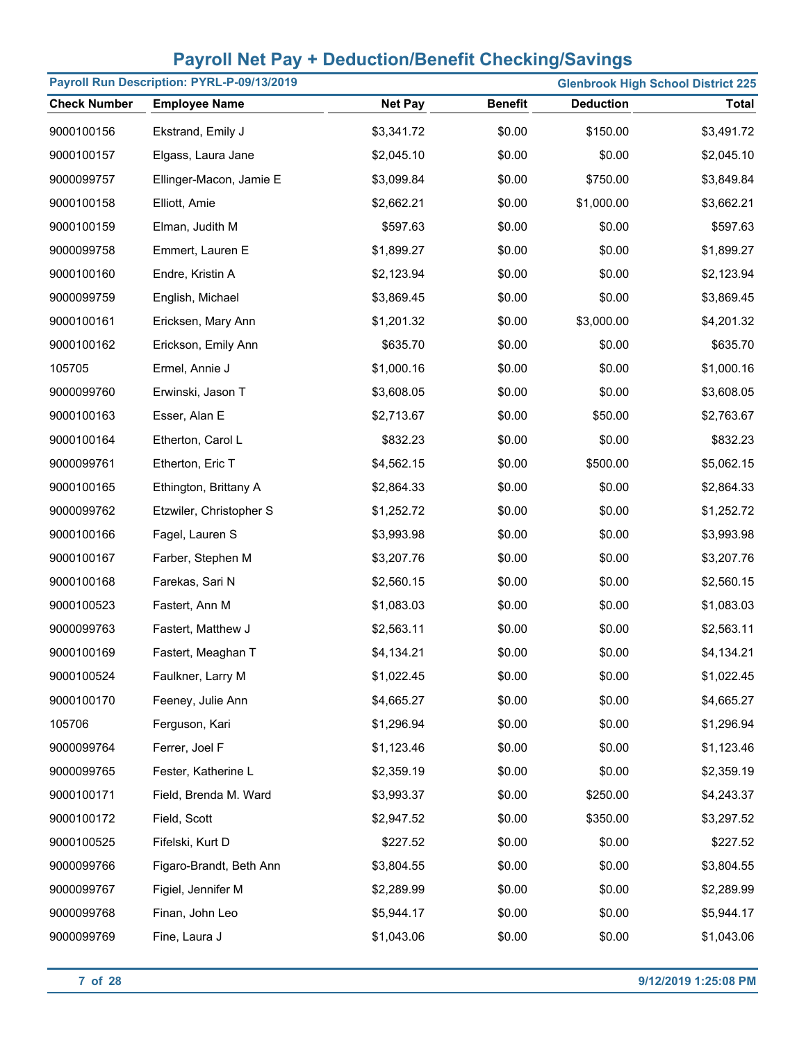# Payroll Net Pay + Deduction/Benefit Checking/Savings

**Payroll Run Description: PYRL-P-09/13/2019** — **Glenbrook High School District 225**

| Check Number | Employee Name | Net Pay | Benefit | Deduction | Total |
|---|---|---|---|---|---|
| 9000100156 | Ekstrand, Emily J | $3,341.72 | $0.00 | $150.00 | $3,491.72 |
| 9000100157 | Elgass, Laura Jane | $2,045.10 | $0.00 | $0.00 | $2,045.10 |
| 9000099757 | Ellinger-Macon, Jamie E | $3,099.84 | $0.00 | $750.00 | $3,849.84 |
| 9000100158 | Elliott, Amie | $2,662.21 | $0.00 | $1,000.00 | $3,662.21 |
| 9000100159 | Elman, Judith M | $597.63 | $0.00 | $0.00 | $597.63 |
| 9000099758 | Emmert, Lauren E | $1,899.27 | $0.00 | $0.00 | $1,899.27 |
| 9000100160 | Endre, Kristin A | $2,123.94 | $0.00 | $0.00 | $2,123.94 |
| 9000099759 | English, Michael | $3,869.45 | $0.00 | $0.00 | $3,869.45 |
| 9000100161 | Ericksen, Mary Ann | $1,201.32 | $0.00 | $3,000.00 | $4,201.32 |
| 9000100162 | Erickson, Emily Ann | $635.70 | $0.00 | $0.00 | $635.70 |
| 105705 | Ermel, Annie J | $1,000.16 | $0.00 | $0.00 | $1,000.16 |
| 9000099760 | Erwinski, Jason T | $3,608.05 | $0.00 | $0.00 | $3,608.05 |
| 9000100163 | Esser, Alan E | $2,713.67 | $0.00 | $50.00 | $2,763.67 |
| 9000100164 | Etherton, Carol L | $832.23 | $0.00 | $0.00 | $832.23 |
| 9000099761 | Etherton, Eric T | $4,562.15 | $0.00 | $500.00 | $5,062.15 |
| 9000100165 | Ethington, Brittany A | $2,864.33 | $0.00 | $0.00 | $2,864.33 |
| 9000099762 | Etzwiler, Christopher S | $1,252.72 | $0.00 | $0.00 | $1,252.72 |
| 9000100166 | Fagel, Lauren S | $3,993.98 | $0.00 | $0.00 | $3,993.98 |
| 9000100167 | Farber, Stephen M | $3,207.76 | $0.00 | $0.00 | $3,207.76 |
| 9000100168 | Farekas, Sari N | $2,560.15 | $0.00 | $0.00 | $2,560.15 |
| 9000100523 | Fastert, Ann M | $1,083.03 | $0.00 | $0.00 | $1,083.03 |
| 9000099763 | Fastert, Matthew J | $2,563.11 | $0.00 | $0.00 | $2,563.11 |
| 9000100169 | Fastert, Meaghan T | $4,134.21 | $0.00 | $0.00 | $4,134.21 |
| 9000100524 | Faulkner, Larry M | $1,022.45 | $0.00 | $0.00 | $1,022.45 |
| 9000100170 | Feeney, Julie Ann | $4,665.27 | $0.00 | $0.00 | $4,665.27 |
| 105706 | Ferguson, Kari | $1,296.94 | $0.00 | $0.00 | $1,296.94 |
| 9000099764 | Ferrer, Joel F | $1,123.46 | $0.00 | $0.00 | $1,123.46 |
| 9000099765 | Fester, Katherine L | $2,359.19 | $0.00 | $0.00 | $2,359.19 |
| 9000100171 | Field, Brenda M. Ward | $3,993.37 | $0.00 | $250.00 | $4,243.37 |
| 9000100172 | Field, Scott | $2,947.52 | $0.00 | $350.00 | $3,297.52 |
| 9000100525 | Fifelski, Kurt D | $227.52 | $0.00 | $0.00 | $227.52 |
| 9000099766 | Figaro-Brandt, Beth Ann | $3,804.55 | $0.00 | $0.00 | $3,804.55 |
| 9000099767 | Figiel, Jennifer M | $2,289.99 | $0.00 | $0.00 | $2,289.99 |
| 9000099768 | Finan, John Leo | $5,944.17 | $0.00 | $0.00 | $5,944.17 |
| 9000099769 | Fine, Laura J | $1,043.06 | $0.00 | $0.00 | $1,043.06 |

9/12/2019 1:25:08 PM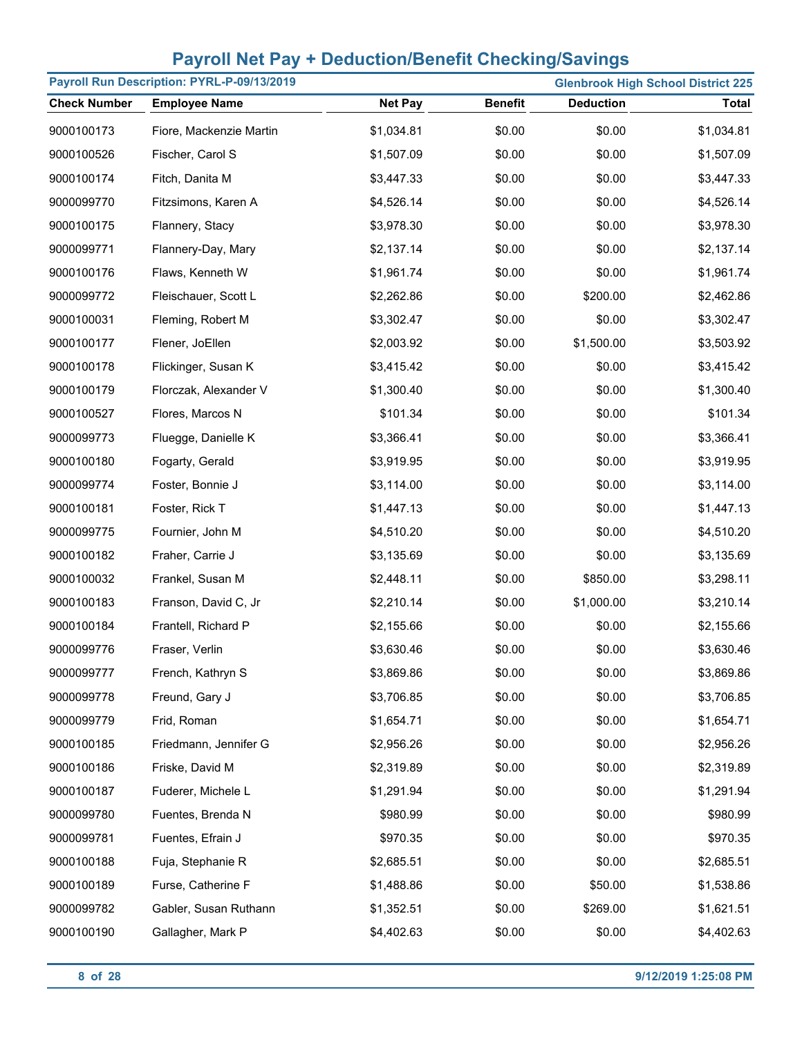# Payroll Net Pay + Deduction/Benefit Checking/Savings

**Payroll Run Description: PYRL-P-09/13/2019** | **Glenbrook High School District 225**

| Check Number | Employee Name | Net Pay | Benefit | Deduction | Total |
|---|---|---|---|---|---|
| 9000100173 | Fiore, Mackenzie Martin | $1,034.81 | $0.00 | $0.00 | $1,034.81 |
| 9000100526 | Fischer, Carol S | $1,507.09 | $0.00 | $0.00 | $1,507.09 |
| 9000100174 | Fitch, Danita M | $3,447.33 | $0.00 | $0.00 | $3,447.33 |
| 9000099770 | Fitzsimons, Karen A | $4,526.14 | $0.00 | $0.00 | $4,526.14 |
| 9000100175 | Flannery, Stacy | $3,978.30 | $0.00 | $0.00 | $3,978.30 |
| 9000099771 | Flannery-Day, Mary | $2,137.14 | $0.00 | $0.00 | $2,137.14 |
| 9000100176 | Flaws, Kenneth W | $1,961.74 | $0.00 | $0.00 | $1,961.74 |
| 9000099772 | Fleischauer, Scott L | $2,262.86 | $0.00 | $200.00 | $2,462.86 |
| 9000100031 | Fleming, Robert M | $3,302.47 | $0.00 | $0.00 | $3,302.47 |
| 9000100177 | Flener, JoEllen | $2,003.92 | $0.00 | $1,500.00 | $3,503.92 |
| 9000100178 | Flickinger, Susan K | $3,415.42 | $0.00 | $0.00 | $3,415.42 |
| 9000100179 | Florczak, Alexander V | $1,300.40 | $0.00 | $0.00 | $1,300.40 |
| 9000100527 | Flores, Marcos N | $101.34 | $0.00 | $0.00 | $101.34 |
| 9000099773 | Fluegge, Danielle K | $3,366.41 | $0.00 | $0.00 | $3,366.41 |
| 9000100180 | Fogarty, Gerald | $3,919.95 | $0.00 | $0.00 | $3,919.95 |
| 9000099774 | Foster, Bonnie J | $3,114.00 | $0.00 | $0.00 | $3,114.00 |
| 9000100181 | Foster, Rick T | $1,447.13 | $0.00 | $0.00 | $1,447.13 |
| 9000099775 | Fournier, John M | $4,510.20 | $0.00 | $0.00 | $4,510.20 |
| 9000100182 | Fraher, Carrie J | $3,135.69 | $0.00 | $0.00 | $3,135.69 |
| 9000100032 | Frankel, Susan M | $2,448.11 | $0.00 | $850.00 | $3,298.11 |
| 9000100183 | Franson, David C, Jr | $2,210.14 | $0.00 | $1,000.00 | $3,210.14 |
| 9000100184 | Frantell, Richard P | $2,155.66 | $0.00 | $0.00 | $2,155.66 |
| 9000099776 | Fraser, Verlin | $3,630.46 | $0.00 | $0.00 | $3,630.46 |
| 9000099777 | French, Kathryn S | $3,869.86 | $0.00 | $0.00 | $3,869.86 |
| 9000099778 | Freund, Gary J | $3,706.85 | $0.00 | $0.00 | $3,706.85 |
| 9000099779 | Frid, Roman | $1,654.71 | $0.00 | $0.00 | $1,654.71 |
| 9000100185 | Friedmann, Jennifer G | $2,956.26 | $0.00 | $0.00 | $2,956.26 |
| 9000100186 | Friske, David M | $2,319.89 | $0.00 | $0.00 | $2,319.89 |
| 9000100187 | Fuderer, Michele L | $1,291.94 | $0.00 | $0.00 | $1,291.94 |
| 9000099780 | Fuentes, Brenda N | $980.99 | $0.00 | $0.00 | $980.99 |
| 9000099781 | Fuentes, Efrain J | $970.35 | $0.00 | $0.00 | $970.35 |
| 9000100188 | Fuja, Stephanie R | $2,685.51 | $0.00 | $0.00 | $2,685.51 |
| 9000100189 | Furse, Catherine F | $1,488.86 | $0.00 | $50.00 | $1,538.86 |
| 9000099782 | Gabler, Susan Ruthann | $1,352.51 | $0.00 | $269.00 | $1,621.51 |
| 9000100190 | Gallagher, Mark P | $4,402.63 | $0.00 | $0.00 | $4,402.63 |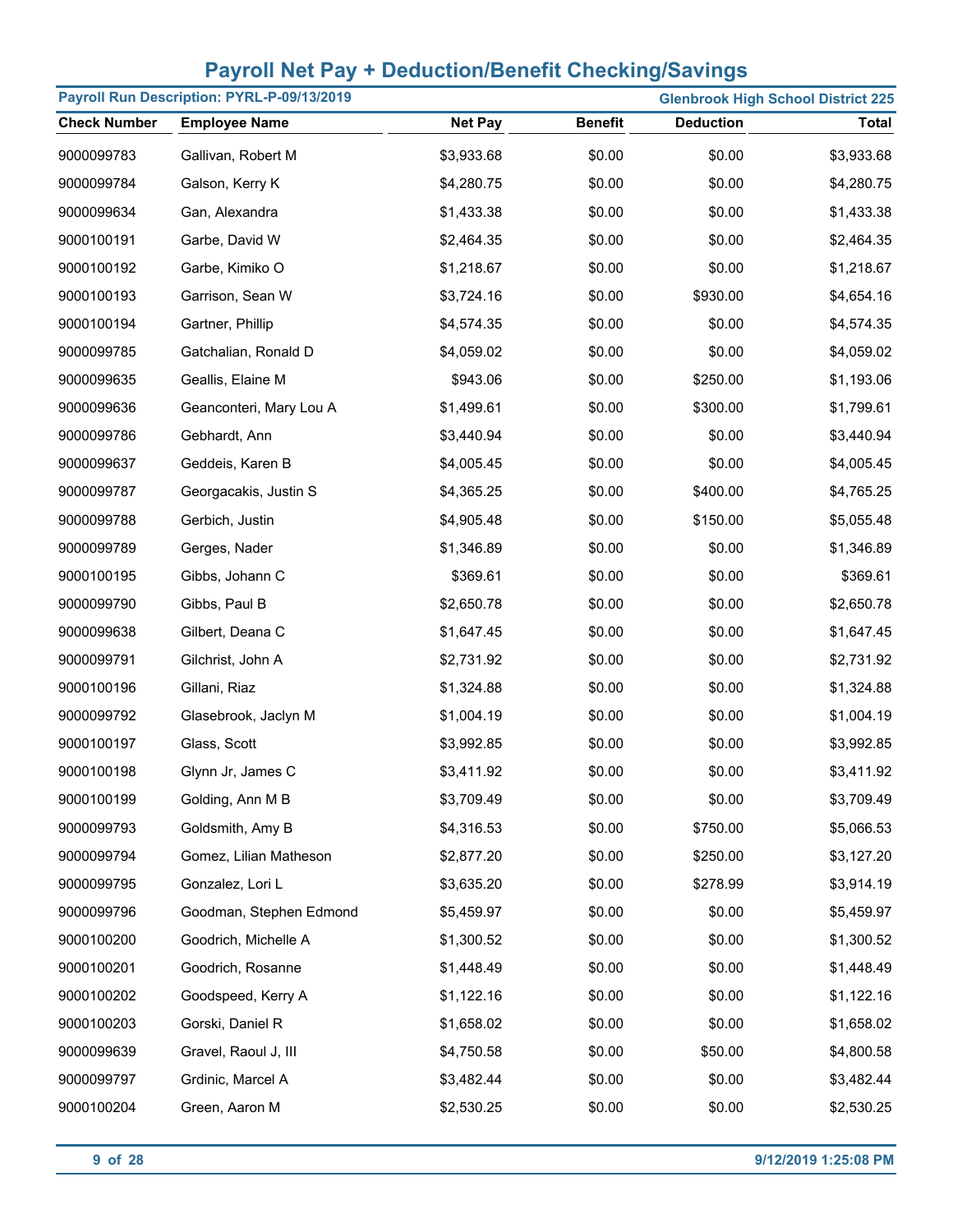# Payroll Net Pay + Deduction/Benefit Checking/Savings

**Payroll Run Description: PYRL-P-09/13/2019** — **Glenbrook High School District 225**

| Check Number | Employee Name | Net Pay | Benefit | Deduction | Total |
|---|---|---|---|---|---|
| 9000099783 | Gallivan, Robert M | $3,933.68 | $0.00 | $0.00 | $3,933.68 |
| 9000099784 | Galson, Kerry K | $4,280.75 | $0.00 | $0.00 | $4,280.75 |
| 9000099634 | Gan, Alexandra | $1,433.38 | $0.00 | $0.00 | $1,433.38 |
| 9000100191 | Garbe, David W | $2,464.35 | $0.00 | $0.00 | $2,464.35 |
| 9000100192 | Garbe, Kimiko O | $1,218.67 | $0.00 | $0.00 | $1,218.67 |
| 9000100193 | Garrison, Sean W | $3,724.16 | $0.00 | $930.00 | $4,654.16 |
| 9000100194 | Gartner, Phillip | $4,574.35 | $0.00 | $0.00 | $4,574.35 |
| 9000099785 | Gatchalian, Ronald D | $4,059.02 | $0.00 | $0.00 | $4,059.02 |
| 9000099635 | Geallis, Elaine M | $943.06 | $0.00 | $250.00 | $1,193.06 |
| 9000099636 | Geanconteri, Mary Lou A | $1,499.61 | $0.00 | $300.00 | $1,799.61 |
| 9000099786 | Gebhardt, Ann | $3,440.94 | $0.00 | $0.00 | $3,440.94 |
| 9000099637 | Geddeis, Karen B | $4,005.45 | $0.00 | $0.00 | $4,005.45 |
| 9000099787 | Georgacakis, Justin S | $4,365.25 | $0.00 | $400.00 | $4,765.25 |
| 9000099788 | Gerbich, Justin | $4,905.48 | $0.00 | $150.00 | $5,055.48 |
| 9000099789 | Gerges, Nader | $1,346.89 | $0.00 | $0.00 | $1,346.89 |
| 9000100195 | Gibbs, Johann C | $369.61 | $0.00 | $0.00 | $369.61 |
| 9000099790 | Gibbs, Paul B | $2,650.78 | $0.00 | $0.00 | $2,650.78 |
| 9000099638 | Gilbert, Deana C | $1,647.45 | $0.00 | $0.00 | $1,647.45 |
| 9000099791 | Gilchrist, John A | $2,731.92 | $0.00 | $0.00 | $2,731.92 |
| 9000100196 | Gillani, Riaz | $1,324.88 | $0.00 | $0.00 | $1,324.88 |
| 9000099792 | Glasebrook, Jaclyn M | $1,004.19 | $0.00 | $0.00 | $1,004.19 |
| 9000100197 | Glass, Scott | $3,992.85 | $0.00 | $0.00 | $3,992.85 |
| 9000100198 | Glynn Jr, James C | $3,411.92 | $0.00 | $0.00 | $3,411.92 |
| 9000100199 | Golding, Ann M B | $3,709.49 | $0.00 | $0.00 | $3,709.49 |
| 9000099793 | Goldsmith, Amy B | $4,316.53 | $0.00 | $750.00 | $5,066.53 |
| 9000099794 | Gomez, Lilian Matheson | $2,877.20 | $0.00 | $250.00 | $3,127.20 |
| 9000099795 | Gonzalez, Lori L | $3,635.20 | $0.00 | $278.99 | $3,914.19 |
| 9000099796 | Goodman, Stephen Edmond | $5,459.97 | $0.00 | $0.00 | $5,459.97 |
| 9000100200 | Goodrich, Michelle A | $1,300.52 | $0.00 | $0.00 | $1,300.52 |
| 9000100201 | Goodrich, Rosanne | $1,448.49 | $0.00 | $0.00 | $1,448.49 |
| 9000100202 | Goodspeed, Kerry A | $1,122.16 | $0.00 | $0.00 | $1,122.16 |
| 9000100203 | Gorski, Daniel R | $1,658.02 | $0.00 | $0.00 | $1,658.02 |
| 9000099639 | Gravel, Raoul J, III | $4,750.58 | $0.00 | $50.00 | $4,800.58 |
| 9000099797 | Grdinic, Marcel A | $3,482.44 | $0.00 | $0.00 | $3,482.44 |
| 9000100204 | Green, Aaron M | $2,530.25 | $0.00 | $0.00 | $2,530.25 |

9/12/2019 1:25:08 PM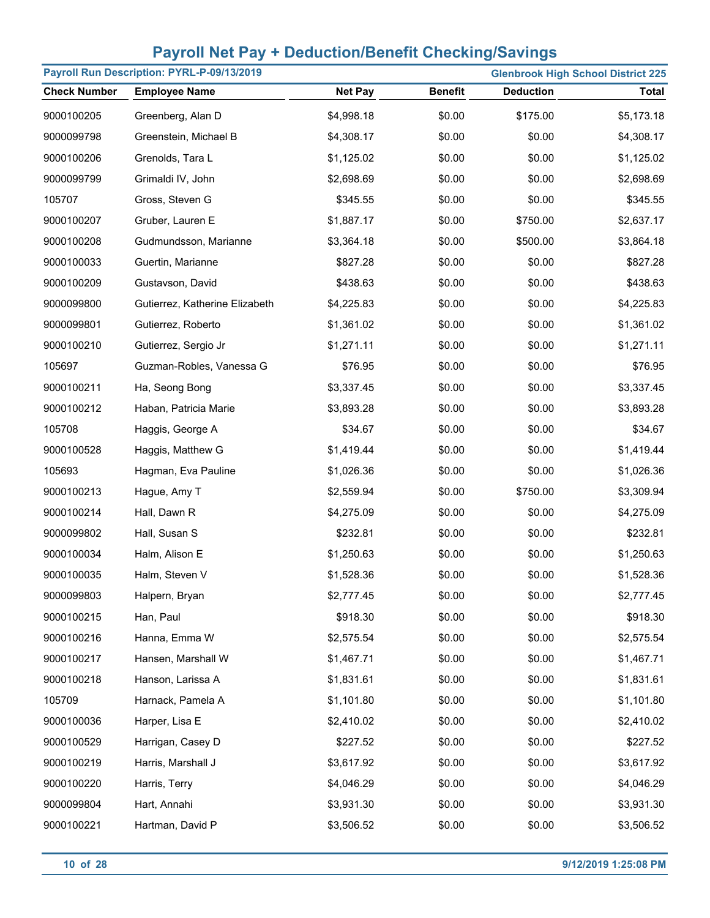# Payroll Net Pay + Deduction/Benefit Checking/Savings

**Payroll Run Description: PYRL-P-09/13/2019** | **Glenbrook High School District 225**

| Check Number | Employee Name | Net Pay | Benefit | Deduction | Total |
|---|---|---|---|---|---|
| 9000100205 | Greenberg, Alan D | $4,998.18 | $0.00 | $175.00 | $5,173.18 |
| 9000099798 | Greenstein, Michael B | $4,308.17 | $0.00 | $0.00 | $4,308.17 |
| 9000100206 | Grenolds, Tara L | $1,125.02 | $0.00 | $0.00 | $1,125.02 |
| 9000099799 | Grimaldi IV, John | $2,698.69 | $0.00 | $0.00 | $2,698.69 |
| 105707 | Gross, Steven G | $345.55 | $0.00 | $0.00 | $345.55 |
| 9000100207 | Gruber, Lauren E | $1,887.17 | $0.00 | $750.00 | $2,637.17 |
| 9000100208 | Gudmundsson, Marianne | $3,364.18 | $0.00 | $500.00 | $3,864.18 |
| 9000100033 | Guertin, Marianne | $827.28 | $0.00 | $0.00 | $827.28 |
| 9000100209 | Gustavson, David | $438.63 | $0.00 | $0.00 | $438.63 |
| 9000099800 | Gutierrez, Katherine Elizabeth | $4,225.83 | $0.00 | $0.00 | $4,225.83 |
| 9000099801 | Gutierrez, Roberto | $1,361.02 | $0.00 | $0.00 | $1,361.02 |
| 9000100210 | Gutierrez, Sergio Jr | $1,271.11 | $0.00 | $0.00 | $1,271.11 |
| 105697 | Guzman-Robles, Vanessa G | $76.95 | $0.00 | $0.00 | $76.95 |
| 9000100211 | Ha, Seong Bong | $3,337.45 | $0.00 | $0.00 | $3,337.45 |
| 9000100212 | Haban, Patricia Marie | $3,893.28 | $0.00 | $0.00 | $3,893.28 |
| 105708 | Haggis, George A | $34.67 | $0.00 | $0.00 | $34.67 |
| 9000100528 | Haggis, Matthew G | $1,419.44 | $0.00 | $0.00 | $1,419.44 |
| 105693 | Hagman, Eva Pauline | $1,026.36 | $0.00 | $0.00 | $1,026.36 |
| 9000100213 | Hague, Amy T | $2,559.94 | $0.00 | $750.00 | $3,309.94 |
| 9000100214 | Hall, Dawn R | $4,275.09 | $0.00 | $0.00 | $4,275.09 |
| 9000099802 | Hall, Susan S | $232.81 | $0.00 | $0.00 | $232.81 |
| 9000100034 | Halm, Alison E | $1,250.63 | $0.00 | $0.00 | $1,250.63 |
| 9000100035 | Halm, Steven V | $1,528.36 | $0.00 | $0.00 | $1,528.36 |
| 9000099803 | Halpern, Bryan | $2,777.45 | $0.00 | $0.00 | $2,777.45 |
| 9000100215 | Han, Paul | $918.30 | $0.00 | $0.00 | $918.30 |
| 9000100216 | Hanna, Emma W | $2,575.54 | $0.00 | $0.00 | $2,575.54 |
| 9000100217 | Hansen, Marshall W | $1,467.71 | $0.00 | $0.00 | $1,467.71 |
| 9000100218 | Hanson, Larissa A | $1,831.61 | $0.00 | $0.00 | $1,831.61 |
| 105709 | Harnack, Pamela A | $1,101.80 | $0.00 | $0.00 | $1,101.80 |
| 9000100036 | Harper, Lisa E | $2,410.02 | $0.00 | $0.00 | $2,410.02 |
| 9000100529 | Harrigan, Casey D | $227.52 | $0.00 | $0.00 | $227.52 |
| 9000100219 | Harris, Marshall J | $3,617.92 | $0.00 | $0.00 | $3,617.92 |
| 9000100220 | Harris, Terry | $4,046.29 | $0.00 | $0.00 | $4,046.29 |
| 9000099804 | Hart, Annahi | $3,931.30 | $0.00 | $0.00 | $3,931.30 |
| 9000100221 | Hartman, David P | $3,506.52 | $0.00 | $0.00 | $3,506.52 |

9/12/2019 1:25:08 PM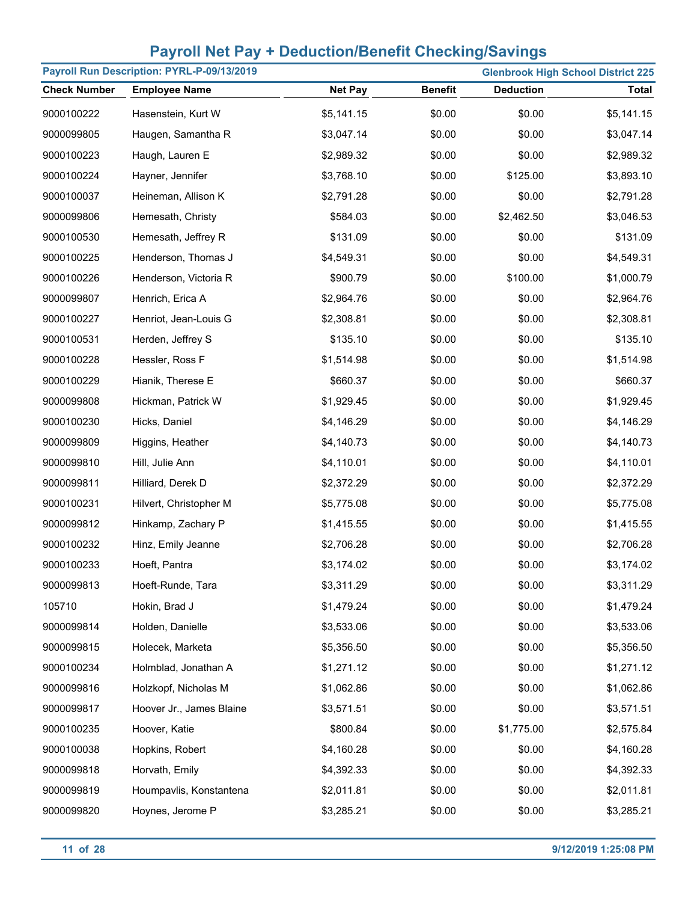# Payroll Net Pay + Deduction/Benefit Checking/Savings

**Payroll Run Description: PYRL-P-09/13/2019** **Glenbrook High School District 225**

| Check Number | Employee Name | Net Pay | Benefit | Deduction | Total |
|---|---|---|---|---|---|
| 9000100222 | Hasenstein, Kurt W | $5,141.15 | $0.00 | $0.00 | $5,141.15 |
| 9000099805 | Haugen, Samantha R | $3,047.14 | $0.00 | $0.00 | $3,047.14 |
| 9000100223 | Haugh, Lauren E | $2,989.32 | $0.00 | $0.00 | $2,989.32 |
| 9000100224 | Hayner, Jennifer | $3,768.10 | $0.00 | $125.00 | $3,893.10 |
| 9000100037 | Heineman, Allison K | $2,791.28 | $0.00 | $0.00 | $2,791.28 |
| 9000099806 | Hemesath, Christy | $584.03 | $0.00 | $2,462.50 | $3,046.53 |
| 9000100530 | Hemesath, Jeffrey R | $131.09 | $0.00 | $0.00 | $131.09 |
| 9000100225 | Henderson, Thomas J | $4,549.31 | $0.00 | $0.00 | $4,549.31 |
| 9000100226 | Henderson, Victoria R | $900.79 | $0.00 | $100.00 | $1,000.79 |
| 9000099807 | Henrich, Erica A | $2,964.76 | $0.00 | $0.00 | $2,964.76 |
| 9000100227 | Henriot, Jean-Louis G | $2,308.81 | $0.00 | $0.00 | $2,308.81 |
| 9000100531 | Herden, Jeffrey S | $135.10 | $0.00 | $0.00 | $135.10 |
| 9000100228 | Hessler, Ross F | $1,514.98 | $0.00 | $0.00 | $1,514.98 |
| 9000100229 | Hianik, Therese E | $660.37 | $0.00 | $0.00 | $660.37 |
| 9000099808 | Hickman, Patrick W | $1,929.45 | $0.00 | $0.00 | $1,929.45 |
| 9000100230 | Hicks, Daniel | $4,146.29 | $0.00 | $0.00 | $4,146.29 |
| 9000099809 | Higgins, Heather | $4,140.73 | $0.00 | $0.00 | $4,140.73 |
| 9000099810 | Hill, Julie Ann | $4,110.01 | $0.00 | $0.00 | $4,110.01 |
| 9000099811 | Hilliard, Derek D | $2,372.29 | $0.00 | $0.00 | $2,372.29 |
| 9000100231 | Hilvert, Christopher M | $5,775.08 | $0.00 | $0.00 | $5,775.08 |
| 9000099812 | Hinkamp, Zachary P | $1,415.55 | $0.00 | $0.00 | $1,415.55 |
| 9000100232 | Hinz, Emily Jeanne | $2,706.28 | $0.00 | $0.00 | $2,706.28 |
| 9000100233 | Hoeft, Pantra | $3,174.02 | $0.00 | $0.00 | $3,174.02 |
| 9000099813 | Hoeft-Runde, Tara | $3,311.29 | $0.00 | $0.00 | $3,311.29 |
| 105710 | Hokin, Brad J | $1,479.24 | $0.00 | $0.00 | $1,479.24 |
| 9000099814 | Holden, Danielle | $3,533.06 | $0.00 | $0.00 | $3,533.06 |
| 9000099815 | Holecek, Marketa | $5,356.50 | $0.00 | $0.00 | $5,356.50 |
| 9000100234 | Holmblad, Jonathan A | $1,271.12 | $0.00 | $0.00 | $1,271.12 |
| 9000099816 | Holzkopf, Nicholas M | $1,062.86 | $0.00 | $0.00 | $1,062.86 |
| 9000099817 | Hoover Jr., James Blaine | $3,571.51 | $0.00 | $0.00 | $3,571.51 |
| 9000100235 | Hoover, Katie | $800.84 | $0.00 | $1,775.00 | $2,575.84 |
| 9000100038 | Hopkins, Robert | $4,160.28 | $0.00 | $0.00 | $4,160.28 |
| 9000099818 | Horvath, Emily | $4,392.33 | $0.00 | $0.00 | $4,392.33 |
| 9000099819 | Houmpavlis, Konstantena | $2,011.81 | $0.00 | $0.00 | $2,011.81 |
| 9000099820 | Hoynes, Jerome P | $3,285.21 | $0.00 | $0.00 | $3,285.21 |

9/12/2019 1:25:08 PM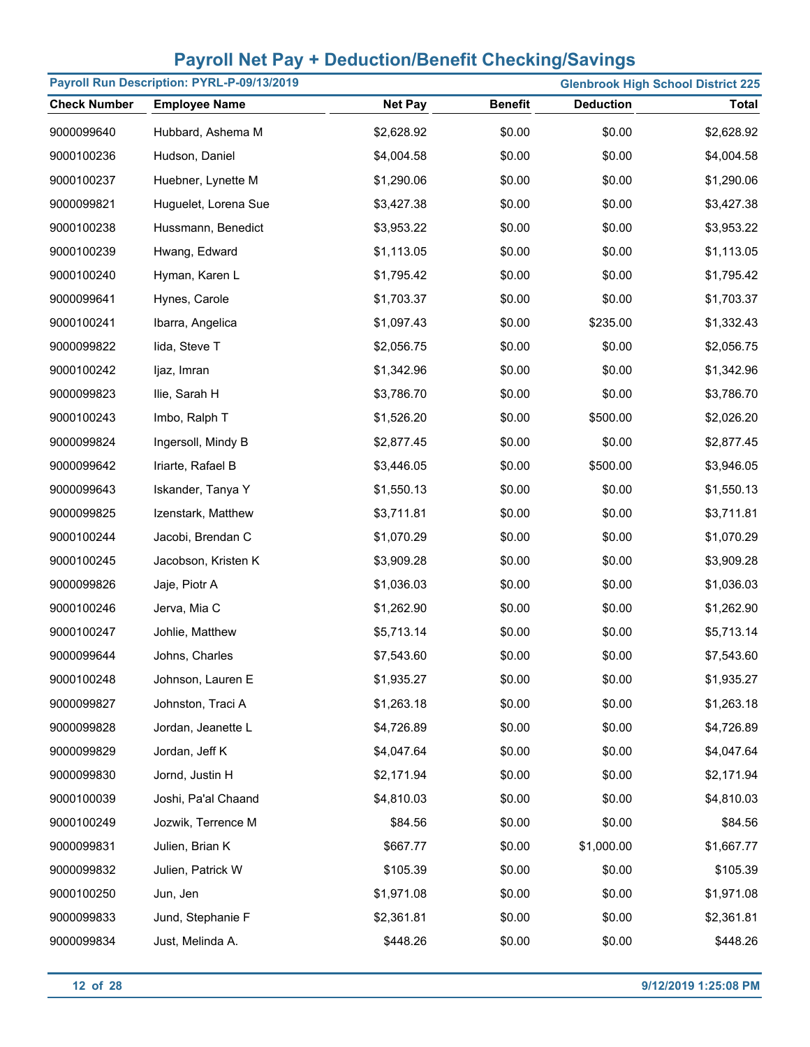# Payroll Net Pay + Deduction/Benefit Checking/Savings

**Payroll Run Description: PYRL-P-09/13/2019** | **Glenbrook High School District 225**

| Check Number | Employee Name | Net Pay | Benefit | Deduction | Total |
|---|---|---|---|---|---|
| 9000099640 | Hubbard, Ashema M | $2,628.92 | $0.00 | $0.00 | $2,628.92 |
| 9000100236 | Hudson, Daniel | $4,004.58 | $0.00 | $0.00 | $4,004.58 |
| 9000100237 | Huebner, Lynette M | $1,290.06 | $0.00 | $0.00 | $1,290.06 |
| 9000099821 | Huguelet, Lorena Sue | $3,427.38 | $0.00 | $0.00 | $3,427.38 |
| 9000100238 | Hussmann, Benedict | $3,953.22 | $0.00 | $0.00 | $3,953.22 |
| 9000100239 | Hwang, Edward | $1,113.05 | $0.00 | $0.00 | $1,113.05 |
| 9000100240 | Hyman, Karen L | $1,795.42 | $0.00 | $0.00 | $1,795.42 |
| 9000099641 | Hynes, Carole | $1,703.37 | $0.00 | $0.00 | $1,703.37 |
| 9000100241 | Ibarra, Angelica | $1,097.43 | $0.00 | $235.00 | $1,332.43 |
| 9000099822 | Iida, Steve T | $2,056.75 | $0.00 | $0.00 | $2,056.75 |
| 9000100242 | Ijaz, Imran | $1,342.96 | $0.00 | $0.00 | $1,342.96 |
| 9000099823 | Ilie, Sarah H | $3,786.70 | $0.00 | $0.00 | $3,786.70 |
| 9000100243 | Imbo, Ralph T | $1,526.20 | $0.00 | $500.00 | $2,026.20 |
| 9000099824 | Ingersoll, Mindy B | $2,877.45 | $0.00 | $0.00 | $2,877.45 |
| 9000099642 | Iriarte, Rafael B | $3,446.05 | $0.00 | $500.00 | $3,946.05 |
| 9000099643 | Iskander, Tanya Y | $1,550.13 | $0.00 | $0.00 | $1,550.13 |
| 9000099825 | Izenstark, Matthew | $3,711.81 | $0.00 | $0.00 | $3,711.81 |
| 9000100244 | Jacobi, Brendan C | $1,070.29 | $0.00 | $0.00 | $1,070.29 |
| 9000100245 | Jacobson, Kristen K | $3,909.28 | $0.00 | $0.00 | $3,909.28 |
| 9000099826 | Jaje, Piotr A | $1,036.03 | $0.00 | $0.00 | $1,036.03 |
| 9000100246 | Jerva, Mia C | $1,262.90 | $0.00 | $0.00 | $1,262.90 |
| 9000100247 | Johlie, Matthew | $5,713.14 | $0.00 | $0.00 | $5,713.14 |
| 9000099644 | Johns, Charles | $7,543.60 | $0.00 | $0.00 | $7,543.60 |
| 9000100248 | Johnson, Lauren E | $1,935.27 | $0.00 | $0.00 | $1,935.27 |
| 9000099827 | Johnston, Traci A | $1,263.18 | $0.00 | $0.00 | $1,263.18 |
| 9000099828 | Jordan, Jeanette L | $4,726.89 | $0.00 | $0.00 | $4,726.89 |
| 9000099829 | Jordan, Jeff K | $4,047.64 | $0.00 | $0.00 | $4,047.64 |
| 9000099830 | Jornd, Justin H | $2,171.94 | $0.00 | $0.00 | $2,171.94 |
| 9000100039 | Joshi, Pa'al Chaand | $4,810.03 | $0.00 | $0.00 | $4,810.03 |
| 9000100249 | Jozwik, Terrence M | $84.56 | $0.00 | $0.00 | $84.56 |
| 9000099831 | Julien, Brian K | $667.77 | $0.00 | $1,000.00 | $1,667.77 |
| 9000099832 | Julien, Patrick W | $105.39 | $0.00 | $0.00 | $105.39 |
| 9000100250 | Jun, Jen | $1,971.08 | $0.00 | $0.00 | $1,971.08 |
| 9000099833 | Jund, Stephanie F | $2,361.81 | $0.00 | $0.00 | $2,361.81 |
| 9000099834 | Just, Melinda A. | $448.26 | $0.00 | $0.00 | $448.26 |

9/12/2019 1:25:08 PM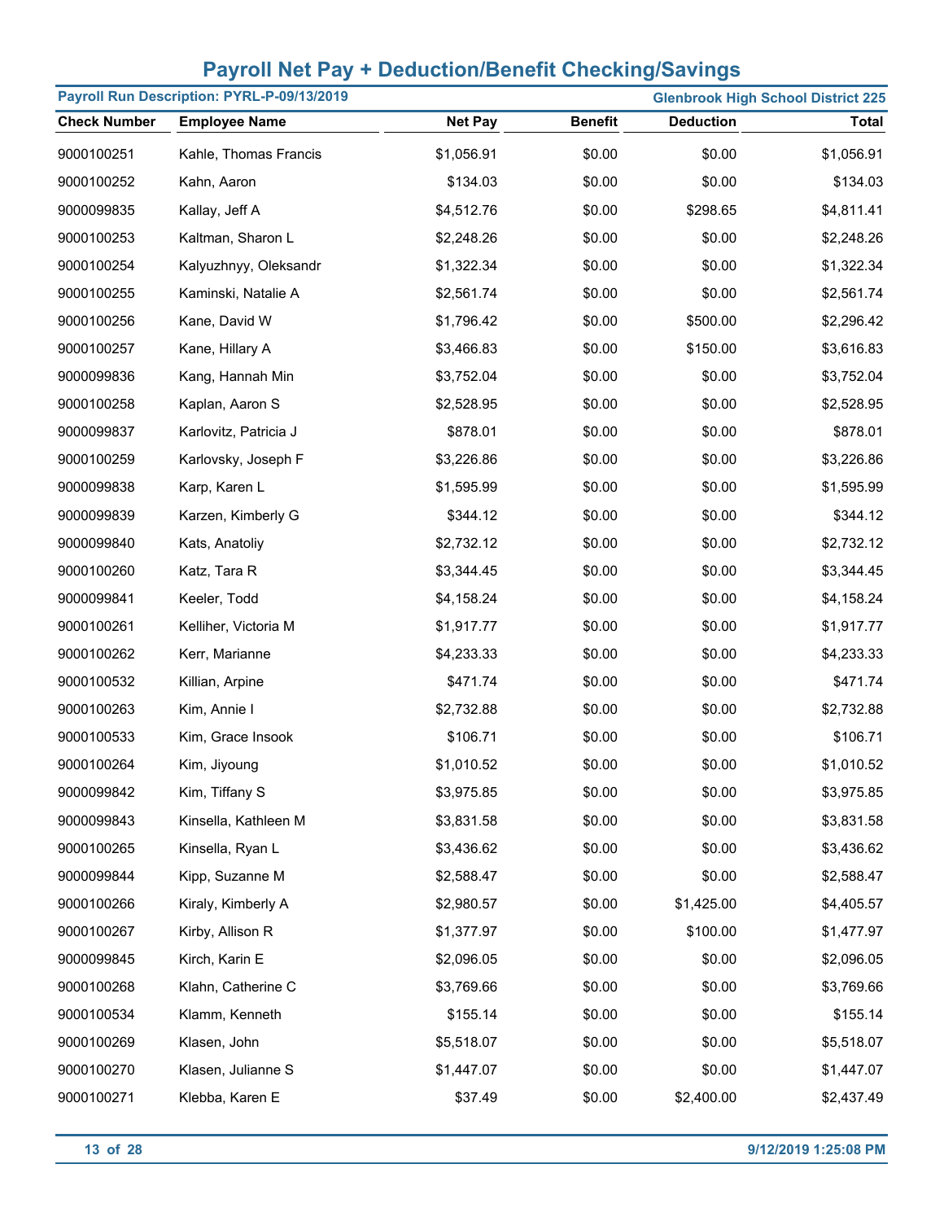# Payroll Net Pay + Deduction/Benefit Checking/Savings

**Payroll Run Description: PYRL-P-09/13/2019** | **Glenbrook High School District 225**

| Check Number | Employee Name | Net Pay | Benefit | Deduction | Total |
|---|---|---|---|---|---|
| 9000100251 | Kahle, Thomas Francis | $1,056.91 | $0.00 | $0.00 | $1,056.91 |
| 9000100252 | Kahn, Aaron | $134.03 | $0.00 | $0.00 | $134.03 |
| 9000099835 | Kallay, Jeff A | $4,512.76 | $0.00 | $298.65 | $4,811.41 |
| 9000100253 | Kaltman, Sharon L | $2,248.26 | $0.00 | $0.00 | $2,248.26 |
| 9000100254 | Kalyuzhnyy, Oleksandr | $1,322.34 | $0.00 | $0.00 | $1,322.34 |
| 9000100255 | Kaminski, Natalie A | $2,561.74 | $0.00 | $0.00 | $2,561.74 |
| 9000100256 | Kane, David W | $1,796.42 | $0.00 | $500.00 | $2,296.42 |
| 9000100257 | Kane, Hillary A | $3,466.83 | $0.00 | $150.00 | $3,616.83 |
| 9000099836 | Kang, Hannah Min | $3,752.04 | $0.00 | $0.00 | $3,752.04 |
| 9000100258 | Kaplan, Aaron S | $2,528.95 | $0.00 | $0.00 | $2,528.95 |
| 9000099837 | Karlovitz, Patricia J | $878.01 | $0.00 | $0.00 | $878.01 |
| 9000100259 | Karlovsky, Joseph F | $3,226.86 | $0.00 | $0.00 | $3,226.86 |
| 9000099838 | Karp, Karen L | $1,595.99 | $0.00 | $0.00 | $1,595.99 |
| 9000099839 | Karzen, Kimberly G | $344.12 | $0.00 | $0.00 | $344.12 |
| 9000099840 | Kats, Anatoliy | $2,732.12 | $0.00 | $0.00 | $2,732.12 |
| 9000100260 | Katz, Tara R | $3,344.45 | $0.00 | $0.00 | $3,344.45 |
| 9000099841 | Keeler, Todd | $4,158.24 | $0.00 | $0.00 | $4,158.24 |
| 9000100261 | Kelliher, Victoria M | $1,917.77 | $0.00 | $0.00 | $1,917.77 |
| 9000100262 | Kerr, Marianne | $4,233.33 | $0.00 | $0.00 | $4,233.33 |
| 9000100532 | Killian, Arpine | $471.74 | $0.00 | $0.00 | $471.74 |
| 9000100263 | Kim, Annie I | $2,732.88 | $0.00 | $0.00 | $2,732.88 |
| 9000100533 | Kim, Grace Insook | $106.71 | $0.00 | $0.00 | $106.71 |
| 9000100264 | Kim, Jiyoung | $1,010.52 | $0.00 | $0.00 | $1,010.52 |
| 9000099842 | Kim, Tiffany S | $3,975.85 | $0.00 | $0.00 | $3,975.85 |
| 9000099843 | Kinsella, Kathleen M | $3,831.58 | $0.00 | $0.00 | $3,831.58 |
| 9000100265 | Kinsella, Ryan L | $3,436.62 | $0.00 | $0.00 | $3,436.62 |
| 9000099844 | Kipp, Suzanne M | $2,588.47 | $0.00 | $0.00 | $2,588.47 |
| 9000100266 | Kiraly, Kimberly A | $2,980.57 | $0.00 | $1,425.00 | $4,405.57 |
| 9000100267 | Kirby, Allison R | $1,377.97 | $0.00 | $100.00 | $1,477.97 |
| 9000099845 | Kirch, Karin E | $2,096.05 | $0.00 | $0.00 | $2,096.05 |
| 9000100268 | Klahn, Catherine C | $3,769.66 | $0.00 | $0.00 | $3,769.66 |
| 9000100534 | Klamm, Kenneth | $155.14 | $0.00 | $0.00 | $155.14 |
| 9000100269 | Klasen, John | $5,518.07 | $0.00 | $0.00 | $5,518.07 |
| 9000100270 | Klasen, Julianne S | $1,447.07 | $0.00 | $0.00 | $1,447.07 |
| 9000100271 | Klebba, Karen E | $37.49 | $0.00 | $2,400.00 | $2,437.49 |

9/12/2019 1:25:08 PM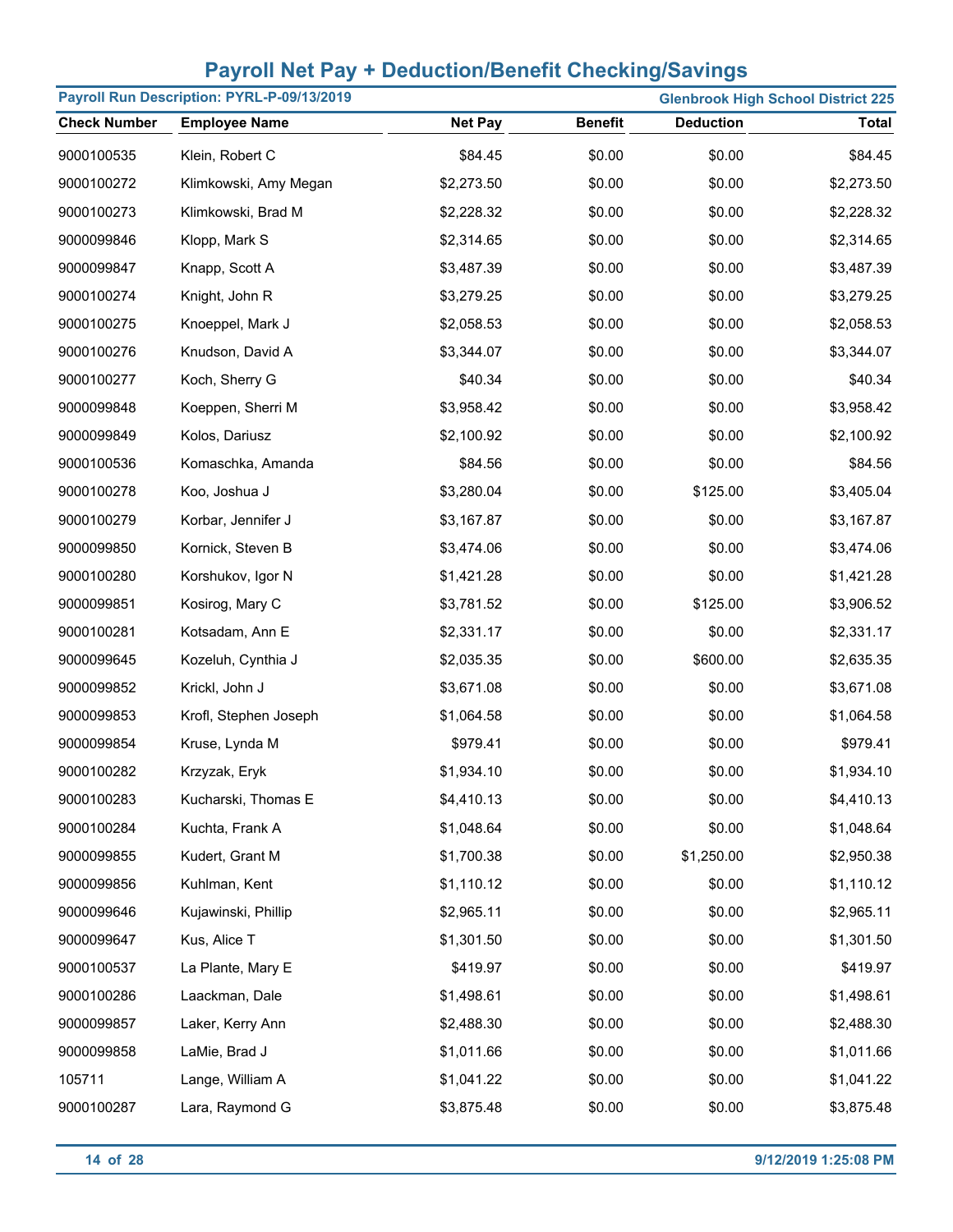# Payroll Net Pay + Deduction/Benefit Checking/Savings

**Payroll Run Description: PYRL-P-09/13/2019** | **Glenbrook High School District 225**

| Check Number | Employee Name | Net Pay | Benefit | Deduction | Total |
|---|---|---|---|---|---|
| 9000100535 | Klein, Robert C | $84.45 | $0.00 | $0.00 | $84.45 |
| 9000100272 | Klimkowski, Amy Megan | $2,273.50 | $0.00 | $0.00 | $2,273.50 |
| 9000100273 | Klimkowski, Brad M | $2,228.32 | $0.00 | $0.00 | $2,228.32 |
| 9000099846 | Klopp, Mark S | $2,314.65 | $0.00 | $0.00 | $2,314.65 |
| 9000099847 | Knapp, Scott A | $3,487.39 | $0.00 | $0.00 | $3,487.39 |
| 9000100274 | Knight, John R | $3,279.25 | $0.00 | $0.00 | $3,279.25 |
| 9000100275 | Knoeppel, Mark J | $2,058.53 | $0.00 | $0.00 | $2,058.53 |
| 9000100276 | Knudson, David A | $3,344.07 | $0.00 | $0.00 | $3,344.07 |
| 9000100277 | Koch, Sherry G | $40.34 | $0.00 | $0.00 | $40.34 |
| 9000099848 | Koeppen, Sherri M | $3,958.42 | $0.00 | $0.00 | $3,958.42 |
| 9000099849 | Kolos, Dariusz | $2,100.92 | $0.00 | $0.00 | $2,100.92 |
| 9000100536 | Komaschka, Amanda | $84.56 | $0.00 | $0.00 | $84.56 |
| 9000100278 | Koo, Joshua J | $3,280.04 | $0.00 | $125.00 | $3,405.04 |
| 9000100279 | Korbar, Jennifer J | $3,167.87 | $0.00 | $0.00 | $3,167.87 |
| 9000099850 | Kornick, Steven B | $3,474.06 | $0.00 | $0.00 | $3,474.06 |
| 9000100280 | Korshukov, Igor N | $1,421.28 | $0.00 | $0.00 | $1,421.28 |
| 9000099851 | Kosirog, Mary C | $3,781.52 | $0.00 | $125.00 | $3,906.52 |
| 9000100281 | Kotsadam, Ann E | $2,331.17 | $0.00 | $0.00 | $2,331.17 |
| 9000099645 | Kozeluh, Cynthia J | $2,035.35 | $0.00 | $600.00 | $2,635.35 |
| 9000099852 | Krickl, John J | $3,671.08 | $0.00 | $0.00 | $3,671.08 |
| 9000099853 | Krofl, Stephen Joseph | $1,064.58 | $0.00 | $0.00 | $1,064.58 |
| 9000099854 | Kruse, Lynda M | $979.41 | $0.00 | $0.00 | $979.41 |
| 9000100282 | Krzyzak, Eryk | $1,934.10 | $0.00 | $0.00 | $1,934.10 |
| 9000100283 | Kucharski, Thomas E | $4,410.13 | $0.00 | $0.00 | $4,410.13 |
| 9000100284 | Kuchta, Frank A | $1,048.64 | $0.00 | $0.00 | $1,048.64 |
| 9000099855 | Kudert, Grant M | $1,700.38 | $0.00 | $1,250.00 | $2,950.38 |
| 9000099856 | Kuhlman, Kent | $1,110.12 | $0.00 | $0.00 | $1,110.12 |
| 9000099646 | Kujawinski, Phillip | $2,965.11 | $0.00 | $0.00 | $2,965.11 |
| 9000099647 | Kus, Alice T | $1,301.50 | $0.00 | $0.00 | $1,301.50 |
| 9000100537 | La Plante, Mary E | $419.97 | $0.00 | $0.00 | $419.97 |
| 9000100286 | Laackman, Dale | $1,498.61 | $0.00 | $0.00 | $1,498.61 |
| 9000099857 | Laker, Kerry Ann | $2,488.30 | $0.00 | $0.00 | $2,488.30 |
| 9000099858 | LaMie, Brad J | $1,011.66 | $0.00 | $0.00 | $1,011.66 |
| 105711 | Lange, William A | $1,041.22 | $0.00 | $0.00 | $1,041.22 |
| 9000100287 | Lara, Raymond G | $3,875.48 | $0.00 | $0.00 | $3,875.48 |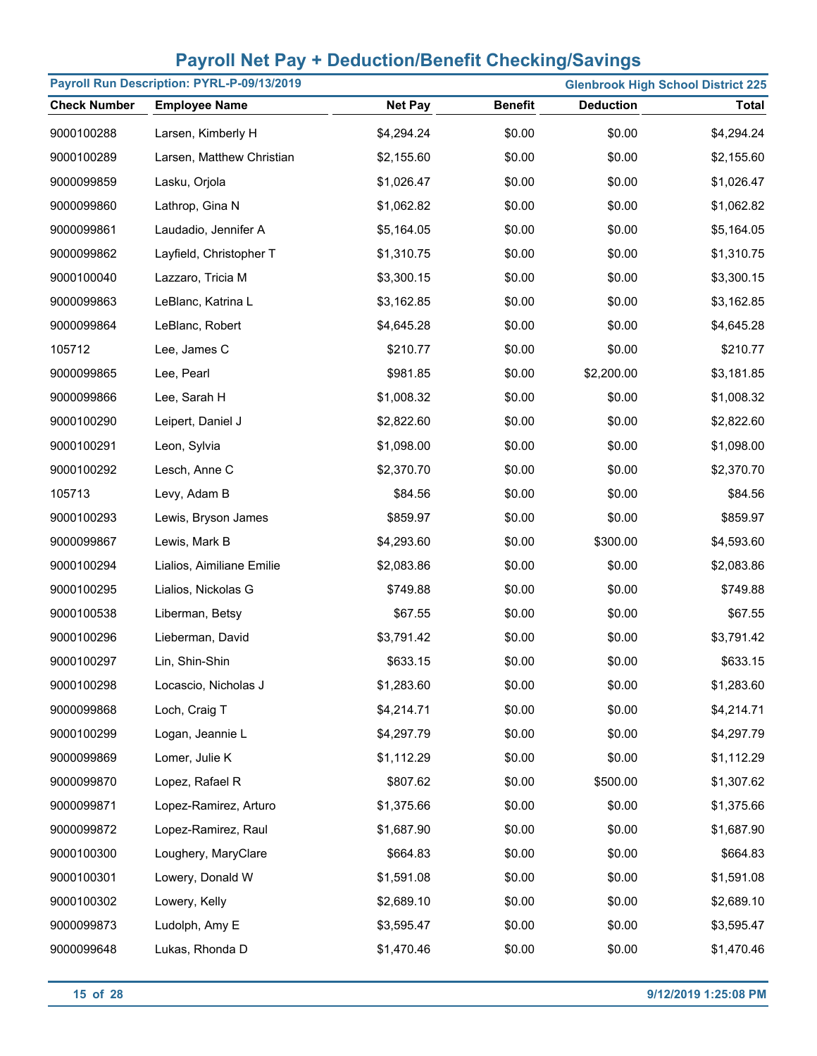# Payroll Net Pay + Deduction/Benefit Checking/Savings

**Payroll Run Description: PYRL-P-09/13/2019** — **Glenbrook High School District 225**

| Check Number | Employee Name | Net Pay | Benefit | Deduction | Total |
|---|---|---|---|---|---|
| 9000100288 | Larsen, Kimberly H | $4,294.24 | $0.00 | $0.00 | $4,294.24 |
| 9000100289 | Larsen, Matthew Christian | $2,155.60 | $0.00 | $0.00 | $2,155.60 |
| 9000099859 | Lasku, Orjola | $1,026.47 | $0.00 | $0.00 | $1,026.47 |
| 9000099860 | Lathrop, Gina N | $1,062.82 | $0.00 | $0.00 | $1,062.82 |
| 9000099861 | Laudadio, Jennifer A | $5,164.05 | $0.00 | $0.00 | $5,164.05 |
| 9000099862 | Layfield, Christopher T | $1,310.75 | $0.00 | $0.00 | $1,310.75 |
| 9000100040 | Lazzaro, Tricia M | $3,300.15 | $0.00 | $0.00 | $3,300.15 |
| 9000099863 | LeBlanc, Katrina L | $3,162.85 | $0.00 | $0.00 | $3,162.85 |
| 9000099864 | LeBlanc, Robert | $4,645.28 | $0.00 | $0.00 | $4,645.28 |
| 105712 | Lee, James C | $210.77 | $0.00 | $0.00 | $210.77 |
| 9000099865 | Lee, Pearl | $981.85 | $0.00 | $2,200.00 | $3,181.85 |
| 9000099866 | Lee, Sarah H | $1,008.32 | $0.00 | $0.00 | $1,008.32 |
| 9000100290 | Leipert, Daniel J | $2,822.60 | $0.00 | $0.00 | $2,822.60 |
| 9000100291 | Leon, Sylvia | $1,098.00 | $0.00 | $0.00 | $1,098.00 |
| 9000100292 | Lesch, Anne C | $2,370.70 | $0.00 | $0.00 | $2,370.70 |
| 105713 | Levy, Adam B | $84.56 | $0.00 | $0.00 | $84.56 |
| 9000100293 | Lewis, Bryson James | $859.97 | $0.00 | $0.00 | $859.97 |
| 9000099867 | Lewis, Mark B | $4,293.60 | $0.00 | $300.00 | $4,593.60 |
| 9000100294 | Lialios, Aimiliane Emilie | $2,083.86 | $0.00 | $0.00 | $2,083.86 |
| 9000100295 | Lialios, Nickolas G | $749.88 | $0.00 | $0.00 | $749.88 |
| 9000100538 | Liberman, Betsy | $67.55 | $0.00 | $0.00 | $67.55 |
| 9000100296 | Lieberman, David | $3,791.42 | $0.00 | $0.00 | $3,791.42 |
| 9000100297 | Lin, Shin-Shin | $633.15 | $0.00 | $0.00 | $633.15 |
| 9000100298 | Locascio, Nicholas J | $1,283.60 | $0.00 | $0.00 | $1,283.60 |
| 9000099868 | Loch, Craig T | $4,214.71 | $0.00 | $0.00 | $4,214.71 |
| 9000100299 | Logan, Jeannie L | $4,297.79 | $0.00 | $0.00 | $4,297.79 |
| 9000099869 | Lomer, Julie K | $1,112.29 | $0.00 | $0.00 | $1,112.29 |
| 9000099870 | Lopez, Rafael R | $807.62 | $0.00 | $500.00 | $1,307.62 |
| 9000099871 | Lopez-Ramirez, Arturo | $1,375.66 | $0.00 | $0.00 | $1,375.66 |
| 9000099872 | Lopez-Ramirez, Raul | $1,687.90 | $0.00 | $0.00 | $1,687.90 |
| 9000100300 | Loughery, MaryClare | $664.83 | $0.00 | $0.00 | $664.83 |
| 9000100301 | Lowery, Donald W | $1,591.08 | $0.00 | $0.00 | $1,591.08 |
| 9000100302 | Lowery, Kelly | $2,689.10 | $0.00 | $0.00 | $2,689.10 |
| 9000099873 | Ludolph, Amy E | $3,595.47 | $0.00 | $0.00 | $3,595.47 |
| 9000099648 | Lukas, Rhonda D | $1,470.46 | $0.00 | $0.00 | $1,470.46 |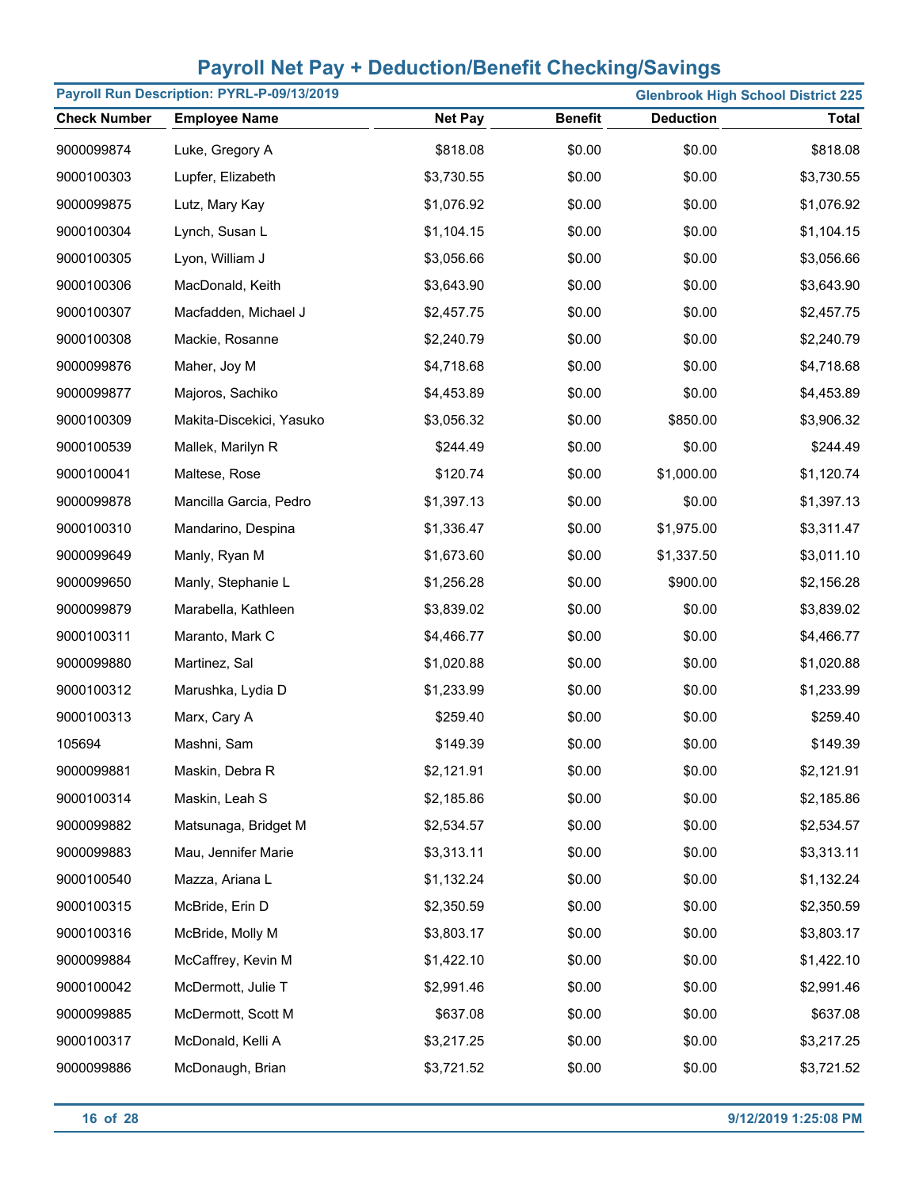# Payroll Net Pay + Deduction/Benefit Checking/Savings

**Payroll Run Description: PYRL-P-09/13/2019** | **Glenbrook High School District 225**

| Check Number | Employee Name | Net Pay | Benefit | Deduction | Total |
|---|---|---|---|---|---|
| 9000099874 | Luke, Gregory A | $818.08 | $0.00 | $0.00 | $818.08 |
| 9000100303 | Lupfer, Elizabeth | $3,730.55 | $0.00 | $0.00 | $3,730.55 |
| 9000099875 | Lutz, Mary Kay | $1,076.92 | $0.00 | $0.00 | $1,076.92 |
| 9000100304 | Lynch, Susan L | $1,104.15 | $0.00 | $0.00 | $1,104.15 |
| 9000100305 | Lyon, William J | $3,056.66 | $0.00 | $0.00 | $3,056.66 |
| 9000100306 | MacDonald, Keith | $3,643.90 | $0.00 | $0.00 | $3,643.90 |
| 9000100307 | Macfadden, Michael J | $2,457.75 | $0.00 | $0.00 | $2,457.75 |
| 9000100308 | Mackie, Rosanne | $2,240.79 | $0.00 | $0.00 | $2,240.79 |
| 9000099876 | Maher, Joy M | $4,718.68 | $0.00 | $0.00 | $4,718.68 |
| 9000099877 | Majoros, Sachiko | $4,453.89 | $0.00 | $0.00 | $4,453.89 |
| 9000100309 | Makita-Discekici, Yasuko | $3,056.32 | $0.00 | $850.00 | $3,906.32 |
| 9000100539 | Mallek, Marilyn R | $244.49 | $0.00 | $0.00 | $244.49 |
| 9000100041 | Maltese, Rose | $120.74 | $0.00 | $1,000.00 | $1,120.74 |
| 9000099878 | Mancilla Garcia, Pedro | $1,397.13 | $0.00 | $0.00 | $1,397.13 |
| 9000100310 | Mandarino, Despina | $1,336.47 | $0.00 | $1,975.00 | $3,311.47 |
| 9000099649 | Manly, Ryan M | $1,673.60 | $0.00 | $1,337.50 | $3,011.10 |
| 9000099650 | Manly, Stephanie L | $1,256.28 | $0.00 | $900.00 | $2,156.28 |
| 9000099879 | Marabella, Kathleen | $3,839.02 | $0.00 | $0.00 | $3,839.02 |
| 9000100311 | Maranto, Mark C | $4,466.77 | $0.00 | $0.00 | $4,466.77 |
| 9000099880 | Martinez, Sal | $1,020.88 | $0.00 | $0.00 | $1,020.88 |
| 9000100312 | Marushka, Lydia D | $1,233.99 | $0.00 | $0.00 | $1,233.99 |
| 9000100313 | Marx, Cary A | $259.40 | $0.00 | $0.00 | $259.40 |
| 105694 | Mashni, Sam | $149.39 | $0.00 | $0.00 | $149.39 |
| 9000099881 | Maskin, Debra R | $2,121.91 | $0.00 | $0.00 | $2,121.91 |
| 9000100314 | Maskin, Leah S | $2,185.86 | $0.00 | $0.00 | $2,185.86 |
| 9000099882 | Matsunaga, Bridget M | $2,534.57 | $0.00 | $0.00 | $2,534.57 |
| 9000099883 | Mau, Jennifer Marie | $3,313.11 | $0.00 | $0.00 | $3,313.11 |
| 9000100540 | Mazza, Ariana L | $1,132.24 | $0.00 | $0.00 | $1,132.24 |
| 9000100315 | McBride, Erin D | $2,350.59 | $0.00 | $0.00 | $2,350.59 |
| 9000100316 | McBride, Molly M | $3,803.17 | $0.00 | $0.00 | $3,803.17 |
| 9000099884 | McCaffrey, Kevin M | $1,422.10 | $0.00 | $0.00 | $1,422.10 |
| 9000100042 | McDermott, Julie T | $2,991.46 | $0.00 | $0.00 | $2,991.46 |
| 9000099885 | McDermott, Scott M | $637.08 | $0.00 | $0.00 | $637.08 |
| 9000100317 | McDonald, Kelli A | $3,217.25 | $0.00 | $0.00 | $3,217.25 |
| 9000099886 | McDonaugh, Brian | $3,721.52 | $0.00 | $0.00 | $3,721.52 |

9/12/2019 1:25:08 PM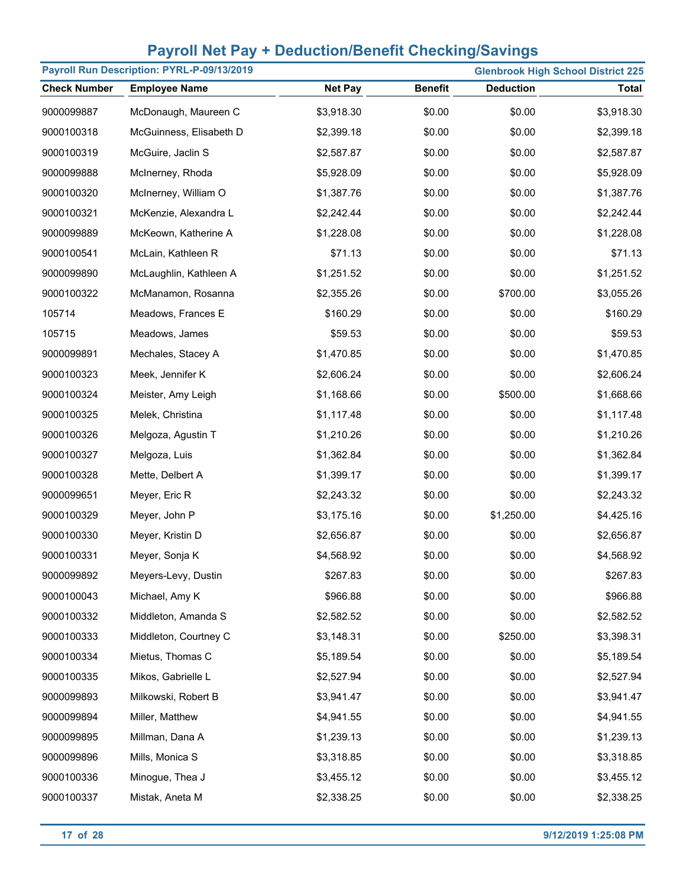# Payroll Net Pay + Deduction/Benefit Checking/Savings

**Payroll Run Description: PYRL-P-09/13/2019** | **Glenbrook High School District 225**

| Check Number | Employee Name | Net Pay | Benefit | Deduction | Total |
|---|---|---|---|---|---|
| 9000099887 | McDonaugh, Maureen C | $3,918.30 | $0.00 | $0.00 | $3,918.30 |
| 9000100318 | McGuinness, Elisabeth D | $2,399.18 | $0.00 | $0.00 | $2,399.18 |
| 9000100319 | McGuire, Jaclin S | $2,587.87 | $0.00 | $0.00 | $2,587.87 |
| 9000099888 | McInerney, Rhoda | $5,928.09 | $0.00 | $0.00 | $5,928.09 |
| 9000100320 | McInerney, William O | $1,387.76 | $0.00 | $0.00 | $1,387.76 |
| 9000100321 | McKenzie, Alexandra L | $2,242.44 | $0.00 | $0.00 | $2,242.44 |
| 9000099889 | McKeown, Katherine A | $1,228.08 | $0.00 | $0.00 | $1,228.08 |
| 9000100541 | McLain, Kathleen R | $71.13 | $0.00 | $0.00 | $71.13 |
| 9000099890 | McLaughlin, Kathleen A | $1,251.52 | $0.00 | $0.00 | $1,251.52 |
| 9000100322 | McManamon, Rosanna | $2,355.26 | $0.00 | $700.00 | $3,055.26 |
| 105714 | Meadows, Frances E | $160.29 | $0.00 | $0.00 | $160.29 |
| 105715 | Meadows, James | $59.53 | $0.00 | $0.00 | $59.53 |
| 9000099891 | Mechales, Stacey A | $1,470.85 | $0.00 | $0.00 | $1,470.85 |
| 9000100323 | Meek, Jennifer K | $2,606.24 | $0.00 | $0.00 | $2,606.24 |
| 9000100324 | Meister, Amy Leigh | $1,168.66 | $0.00 | $500.00 | $1,668.66 |
| 9000100325 | Melek, Christina | $1,117.48 | $0.00 | $0.00 | $1,117.48 |
| 9000100326 | Melgoza, Agustin T | $1,210.26 | $0.00 | $0.00 | $1,210.26 |
| 9000100327 | Melgoza, Luis | $1,362.84 | $0.00 | $0.00 | $1,362.84 |
| 9000100328 | Mette, Delbert A | $1,399.17 | $0.00 | $0.00 | $1,399.17 |
| 9000099651 | Meyer, Eric R | $2,243.32 | $0.00 | $0.00 | $2,243.32 |
| 9000100329 | Meyer, John P | $3,175.16 | $0.00 | $1,250.00 | $4,425.16 |
| 9000100330 | Meyer, Kristin D | $2,656.87 | $0.00 | $0.00 | $2,656.87 |
| 9000100331 | Meyer, Sonja K | $4,568.92 | $0.00 | $0.00 | $4,568.92 |
| 9000099892 | Meyers-Levy, Dustin | $267.83 | $0.00 | $0.00 | $267.83 |
| 9000100043 | Michael, Amy K | $966.88 | $0.00 | $0.00 | $966.88 |
| 9000100332 | Middleton, Amanda S | $2,582.52 | $0.00 | $0.00 | $2,582.52 |
| 9000100333 | Middleton, Courtney C | $3,148.31 | $0.00 | $250.00 | $3,398.31 |
| 9000100334 | Mietus, Thomas C | $5,189.54 | $0.00 | $0.00 | $5,189.54 |
| 9000100335 | Mikos, Gabrielle L | $2,527.94 | $0.00 | $0.00 | $2,527.94 |
| 9000099893 | Milkowski, Robert B | $3,941.47 | $0.00 | $0.00 | $3,941.47 |
| 9000099894 | Miller, Matthew | $4,941.55 | $0.00 | $0.00 | $4,941.55 |
| 9000099895 | Millman, Dana A | $1,239.13 | $0.00 | $0.00 | $1,239.13 |
| 9000099896 | Mills, Monica S | $3,318.85 | $0.00 | $0.00 | $3,318.85 |
| 9000100336 | Minogue, Thea J | $3,455.12 | $0.00 | $0.00 | $3,455.12 |
| 9000100337 | Mistak, Aneta M | $2,338.25 | $0.00 | $0.00 | $2,338.25 |

9/12/2019 1:25:08 PM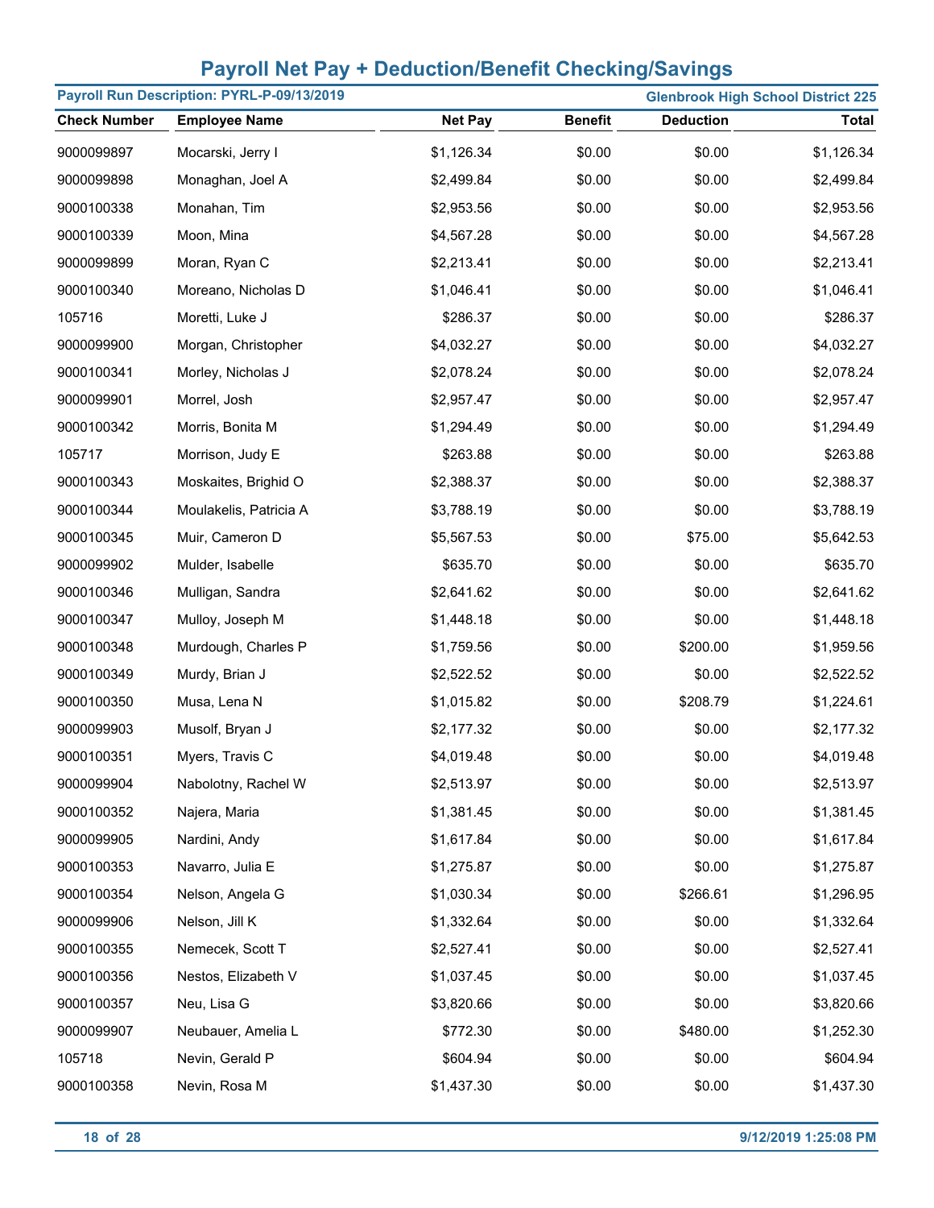# Payroll Net Pay + Deduction/Benefit Checking/Savings

**Payroll Run Description: PYRL-P-09/13/2019** | **Glenbrook High School District 225**

| Check Number | Employee Name | Net Pay | Benefit | Deduction | Total |
|---|---|---|---|---|---|
| 9000099897 | Mocarski, Jerry I | $1,126.34 | $0.00 | $0.00 | $1,126.34 |
| 9000099898 | Monaghan, Joel A | $2,499.84 | $0.00 | $0.00 | $2,499.84 |
| 9000100338 | Monahan, Tim | $2,953.56 | $0.00 | $0.00 | $2,953.56 |
| 9000100339 | Moon, Mina | $4,567.28 | $0.00 | $0.00 | $4,567.28 |
| 9000099899 | Moran, Ryan C | $2,213.41 | $0.00 | $0.00 | $2,213.41 |
| 9000100340 | Moreano, Nicholas D | $1,046.41 | $0.00 | $0.00 | $1,046.41 |
| 105716 | Moretti, Luke J | $286.37 | $0.00 | $0.00 | $286.37 |
| 9000099900 | Morgan, Christopher | $4,032.27 | $0.00 | $0.00 | $4,032.27 |
| 9000100341 | Morley, Nicholas J | $2,078.24 | $0.00 | $0.00 | $2,078.24 |
| 9000099901 | Morrel, Josh | $2,957.47 | $0.00 | $0.00 | $2,957.47 |
| 9000100342 | Morris, Bonita M | $1,294.49 | $0.00 | $0.00 | $1,294.49 |
| 105717 | Morrison, Judy E | $263.88 | $0.00 | $0.00 | $263.88 |
| 9000100343 | Moskaites, Brighid O | $2,388.37 | $0.00 | $0.00 | $2,388.37 |
| 9000100344 | Moulakelis, Patricia A | $3,788.19 | $0.00 | $0.00 | $3,788.19 |
| 9000100345 | Muir, Cameron D | $5,567.53 | $0.00 | $75.00 | $5,642.53 |
| 9000099902 | Mulder, Isabelle | $635.70 | $0.00 | $0.00 | $635.70 |
| 9000100346 | Mulligan, Sandra | $2,641.62 | $0.00 | $0.00 | $2,641.62 |
| 9000100347 | Mulloy, Joseph M | $1,448.18 | $0.00 | $0.00 | $1,448.18 |
| 9000100348 | Murdough, Charles P | $1,759.56 | $0.00 | $200.00 | $1,959.56 |
| 9000100349 | Murdy, Brian J | $2,522.52 | $0.00 | $0.00 | $2,522.52 |
| 9000100350 | Musa, Lena N | $1,015.82 | $0.00 | $208.79 | $1,224.61 |
| 9000099903 | Musolf, Bryan J | $2,177.32 | $0.00 | $0.00 | $2,177.32 |
| 9000100351 | Myers, Travis C | $4,019.48 | $0.00 | $0.00 | $4,019.48 |
| 9000099904 | Nabolotny, Rachel W | $2,513.97 | $0.00 | $0.00 | $2,513.97 |
| 9000100352 | Najera, Maria | $1,381.45 | $0.00 | $0.00 | $1,381.45 |
| 9000099905 | Nardini, Andy | $1,617.84 | $0.00 | $0.00 | $1,617.84 |
| 9000100353 | Navarro, Julia E | $1,275.87 | $0.00 | $0.00 | $1,275.87 |
| 9000100354 | Nelson, Angela G | $1,030.34 | $0.00 | $266.61 | $1,296.95 |
| 9000099906 | Nelson, Jill K | $1,332.64 | $0.00 | $0.00 | $1,332.64 |
| 9000100355 | Nemecek, Scott T | $2,527.41 | $0.00 | $0.00 | $2,527.41 |
| 9000100356 | Nestos, Elizabeth V | $1,037.45 | $0.00 | $0.00 | $1,037.45 |
| 9000100357 | Neu, Lisa G | $3,820.66 | $0.00 | $0.00 | $3,820.66 |
| 9000099907 | Neubauer, Amelia L | $772.30 | $0.00 | $480.00 | $1,252.30 |
| 105718 | Nevin, Gerald P | $604.94 | $0.00 | $0.00 | $604.94 |
| 9000100358 | Nevin, Rosa M | $1,437.30 | $0.00 | $0.00 | $1,437.30 |

9/12/2019 1:25:08 PM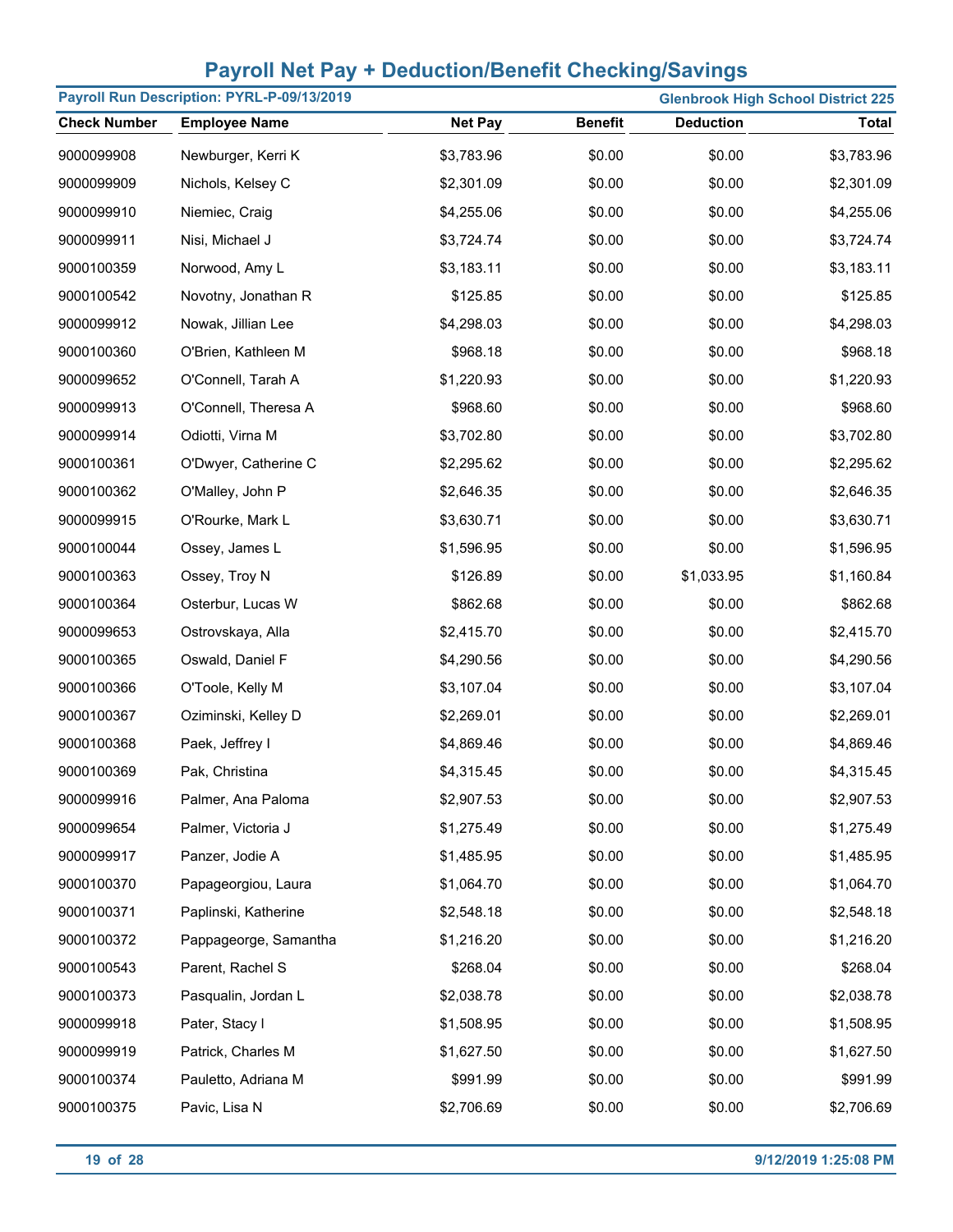# Payroll Net Pay + Deduction/Benefit Checking/Savings

**Payroll Run Description: PYRL-P-09/13/2019** | **Glenbrook High School District 225**

| Check Number | Employee Name | Net Pay | Benefit | Deduction | Total |
|---|---|---|---|---|---|
| 9000099908 | Newburger, Kerri K | $3,783.96 | $0.00 | $0.00 | $3,783.96 |
| 9000099909 | Nichols, Kelsey C | $2,301.09 | $0.00 | $0.00 | $2,301.09 |
| 9000099910 | Niemiec, Craig | $4,255.06 | $0.00 | $0.00 | $4,255.06 |
| 9000099911 | Nisi, Michael J | $3,724.74 | $0.00 | $0.00 | $3,724.74 |
| 9000100359 | Norwood, Amy L | $3,183.11 | $0.00 | $0.00 | $3,183.11 |
| 9000100542 | Novotny, Jonathan R | $125.85 | $0.00 | $0.00 | $125.85 |
| 9000099912 | Nowak, Jillian Lee | $4,298.03 | $0.00 | $0.00 | $4,298.03 |
| 9000100360 | O'Brien, Kathleen M | $968.18 | $0.00 | $0.00 | $968.18 |
| 9000099652 | O'Connell, Tarah A | $1,220.93 | $0.00 | $0.00 | $1,220.93 |
| 9000099913 | O'Connell, Theresa A | $968.60 | $0.00 | $0.00 | $968.60 |
| 9000099914 | Odiotti, Virna M | $3,702.80 | $0.00 | $0.00 | $3,702.80 |
| 9000100361 | O'Dwyer, Catherine C | $2,295.62 | $0.00 | $0.00 | $2,295.62 |
| 9000100362 | O'Malley, John P | $2,646.35 | $0.00 | $0.00 | $2,646.35 |
| 9000099915 | O'Rourke, Mark L | $3,630.71 | $0.00 | $0.00 | $3,630.71 |
| 9000100044 | Ossey, James L | $1,596.95 | $0.00 | $0.00 | $1,596.95 |
| 9000100363 | Ossey, Troy N | $126.89 | $0.00 | $1,033.95 | $1,160.84 |
| 9000100364 | Osterbur, Lucas W | $862.68 | $0.00 | $0.00 | $862.68 |
| 9000099653 | Ostrovskaya, Alla | $2,415.70 | $0.00 | $0.00 | $2,415.70 |
| 9000100365 | Oswald, Daniel F | $4,290.56 | $0.00 | $0.00 | $4,290.56 |
| 9000100366 | O'Toole, Kelly M | $3,107.04 | $0.00 | $0.00 | $3,107.04 |
| 9000100367 | Oziminski, Kelley D | $2,269.01 | $0.00 | $0.00 | $2,269.01 |
| 9000100368 | Paek, Jeffrey I | $4,869.46 | $0.00 | $0.00 | $4,869.46 |
| 9000100369 | Pak, Christina | $4,315.45 | $0.00 | $0.00 | $4,315.45 |
| 9000099916 | Palmer, Ana Paloma | $2,907.53 | $0.00 | $0.00 | $2,907.53 |
| 9000099654 | Palmer, Victoria J | $1,275.49 | $0.00 | $0.00 | $1,275.49 |
| 9000099917 | Panzer, Jodie A | $1,485.95 | $0.00 | $0.00 | $1,485.95 |
| 9000100370 | Papageorgiou, Laura | $1,064.70 | $0.00 | $0.00 | $1,064.70 |
| 9000100371 | Paplinski, Katherine | $2,548.18 | $0.00 | $0.00 | $2,548.18 |
| 9000100372 | Pappageorge, Samantha | $1,216.20 | $0.00 | $0.00 | $1,216.20 |
| 9000100543 | Parent, Rachel S | $268.04 | $0.00 | $0.00 | $268.04 |
| 9000100373 | Pasqualin, Jordan L | $2,038.78 | $0.00 | $0.00 | $2,038.78 |
| 9000099918 | Pater, Stacy I | $1,508.95 | $0.00 | $0.00 | $1,508.95 |
| 9000099919 | Patrick, Charles M | $1,627.50 | $0.00 | $0.00 | $1,627.50 |
| 9000100374 | Pauletto, Adriana M | $991.99 | $0.00 | $0.00 | $991.99 |
| 9000100375 | Pavic, Lisa N | $2,706.69 | $0.00 | $0.00 | $2,706.69 |

9/12/2019 1:25:08 PM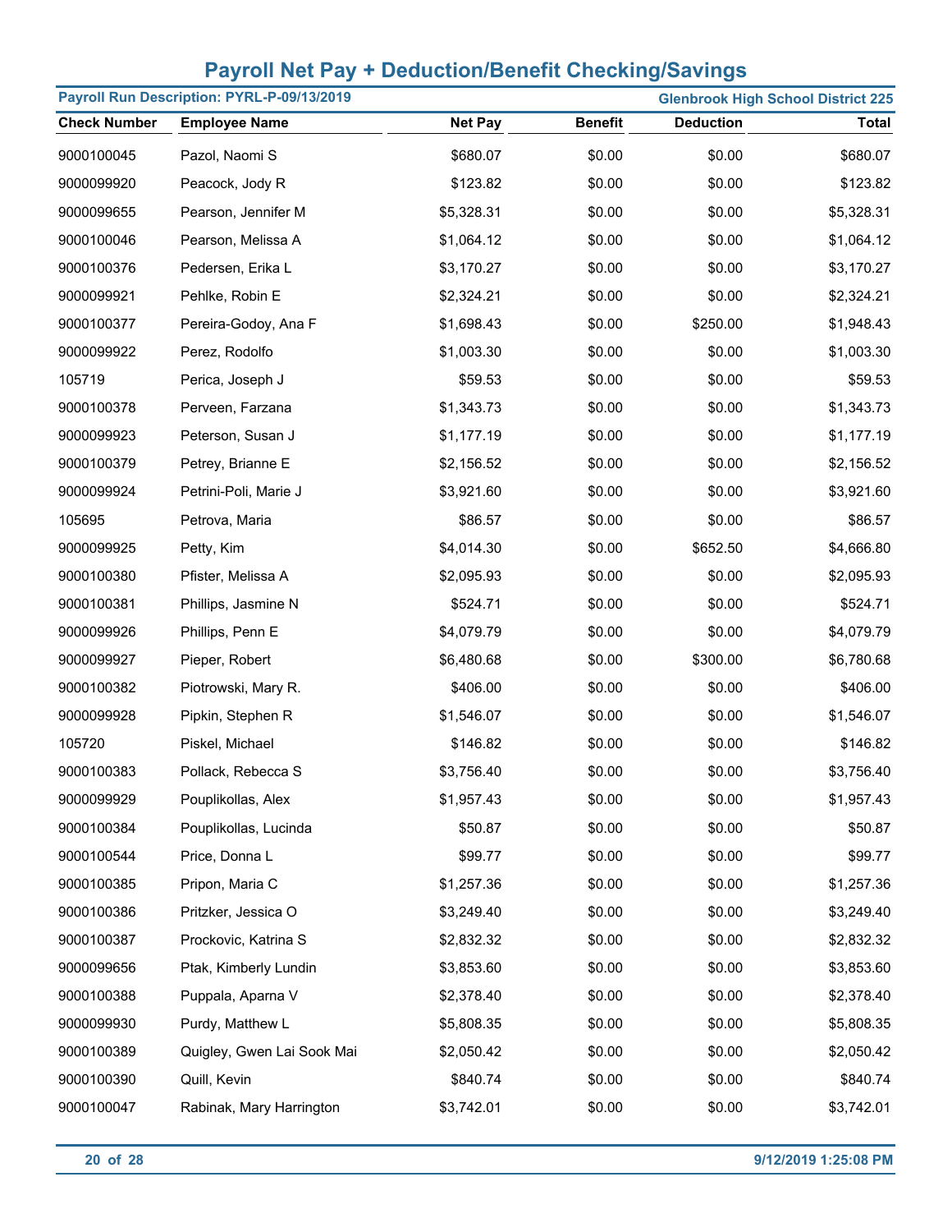# Payroll Net Pay + Deduction/Benefit Checking/Savings

**Payroll Run Description: PYRL-P-09/13/2019** | **Glenbrook High School District 225**

| Check Number | Employee Name | Net Pay | Benefit | Deduction | Total |
|---|---|---|---|---|---|
| 9000100045 | Pazol, Naomi S | $680.07 | $0.00 | $0.00 | $680.07 |
| 9000099920 | Peacock, Jody R | $123.82 | $0.00 | $0.00 | $123.82 |
| 9000099655 | Pearson, Jennifer M | $5,328.31 | $0.00 | $0.00 | $5,328.31 |
| 9000100046 | Pearson, Melissa A | $1,064.12 | $0.00 | $0.00 | $1,064.12 |
| 9000100376 | Pedersen, Erika L | $3,170.27 | $0.00 | $0.00 | $3,170.27 |
| 9000099921 | Pehlke, Robin E | $2,324.21 | $0.00 | $0.00 | $2,324.21 |
| 9000100377 | Pereira-Godoy, Ana F | $1,698.43 | $0.00 | $250.00 | $1,948.43 |
| 9000099922 | Perez, Rodolfo | $1,003.30 | $0.00 | $0.00 | $1,003.30 |
| 105719 | Perica, Joseph J | $59.53 | $0.00 | $0.00 | $59.53 |
| 9000100378 | Perveen, Farzana | $1,343.73 | $0.00 | $0.00 | $1,343.73 |
| 9000099923 | Peterson, Susan J | $1,177.19 | $0.00 | $0.00 | $1,177.19 |
| 9000100379 | Petrey, Brianne E | $2,156.52 | $0.00 | $0.00 | $2,156.52 |
| 9000099924 | Petrini-Poli, Marie J | $3,921.60 | $0.00 | $0.00 | $3,921.60 |
| 105695 | Petrova, Maria | $86.57 | $0.00 | $0.00 | $86.57 |
| 9000099925 | Petty, Kim | $4,014.30 | $0.00 | $652.50 | $4,666.80 |
| 9000100380 | Pfister, Melissa A | $2,095.93 | $0.00 | $0.00 | $2,095.93 |
| 9000100381 | Phillips, Jasmine N | $524.71 | $0.00 | $0.00 | $524.71 |
| 9000099926 | Phillips, Penn E | $4,079.79 | $0.00 | $0.00 | $4,079.79 |
| 9000099927 | Pieper, Robert | $6,480.68 | $0.00 | $300.00 | $6,780.68 |
| 9000100382 | Piotrowski, Mary R. | $406.00 | $0.00 | $0.00 | $406.00 |
| 9000099928 | Pipkin, Stephen R | $1,546.07 | $0.00 | $0.00 | $1,546.07 |
| 105720 | Piskel, Michael | $146.82 | $0.00 | $0.00 | $146.82 |
| 9000100383 | Pollack, Rebecca S | $3,756.40 | $0.00 | $0.00 | $3,756.40 |
| 9000099929 | Pouplikollas, Alex | $1,957.43 | $0.00 | $0.00 | $1,957.43 |
| 9000100384 | Pouplikollas, Lucinda | $50.87 | $0.00 | $0.00 | $50.87 |
| 9000100544 | Price, Donna L | $99.77 | $0.00 | $0.00 | $99.77 |
| 9000100385 | Pripon, Maria C | $1,257.36 | $0.00 | $0.00 | $1,257.36 |
| 9000100386 | Pritzker, Jessica O | $3,249.40 | $0.00 | $0.00 | $3,249.40 |
| 9000100387 | Prockovic, Katrina S | $2,832.32 | $0.00 | $0.00 | $2,832.32 |
| 9000099656 | Ptak, Kimberly Lundin | $3,853.60 | $0.00 | $0.00 | $3,853.60 |
| 9000100388 | Puppala, Aparna V | $2,378.40 | $0.00 | $0.00 | $2,378.40 |
| 9000099930 | Purdy, Matthew L | $5,808.35 | $0.00 | $0.00 | $5,808.35 |
| 9000100389 | Quigley, Gwen Lai Sook Mai | $2,050.42 | $0.00 | $0.00 | $2,050.42 |
| 9000100390 | Quill, Kevin | $840.74 | $0.00 | $0.00 | $840.74 |
| 9000100047 | Rabinak, Mary Harrington | $3,742.01 | $0.00 | $0.00 | $3,742.01 |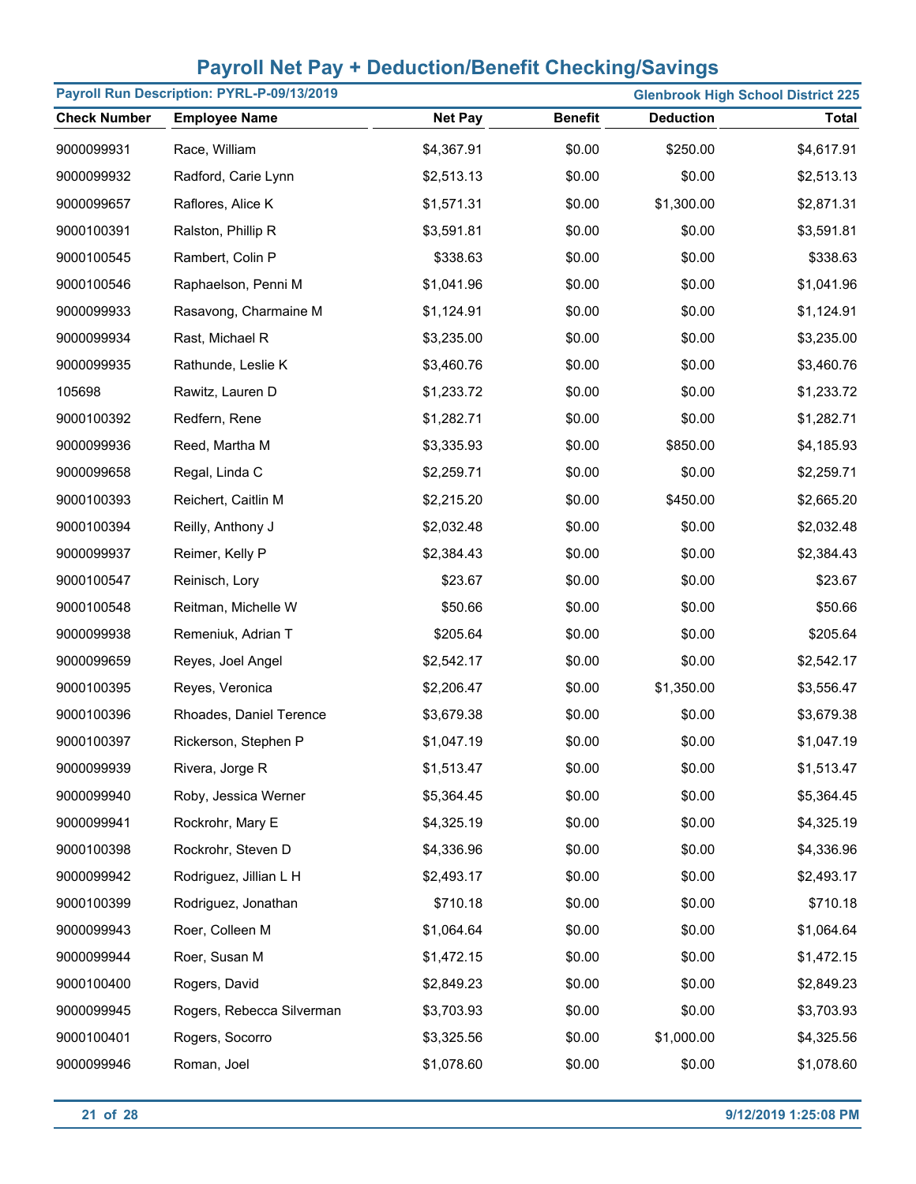# Payroll Net Pay + Deduction/Benefit Checking/Savings

**Payroll Run Description: PYRL-P-09/13/2019** — **Glenbrook High School District 225**

| Check Number | Employee Name | Net Pay | Benefit | Deduction | Total |
|---|---|---|---|---|---|
| 9000099931 | Race, William | $4,367.91 | $0.00 | $250.00 | $4,617.91 |
| 9000099932 | Radford, Carie Lynn | $2,513.13 | $0.00 | $0.00 | $2,513.13 |
| 9000099657 | Raflores, Alice K | $1,571.31 | $0.00 | $1,300.00 | $2,871.31 |
| 9000100391 | Ralston, Phillip R | $3,591.81 | $0.00 | $0.00 | $3,591.81 |
| 9000100545 | Rambert, Colin P | $338.63 | $0.00 | $0.00 | $338.63 |
| 9000100546 | Raphaelson, Penni M | $1,041.96 | $0.00 | $0.00 | $1,041.96 |
| 9000099933 | Rasavong, Charmaine M | $1,124.91 | $0.00 | $0.00 | $1,124.91 |
| 9000099934 | Rast, Michael R | $3,235.00 | $0.00 | $0.00 | $3,235.00 |
| 9000099935 | Rathunde, Leslie K | $3,460.76 | $0.00 | $0.00 | $3,460.76 |
| 105698 | Rawitz, Lauren D | $1,233.72 | $0.00 | $0.00 | $1,233.72 |
| 9000100392 | Redfern, Rene | $1,282.71 | $0.00 | $0.00 | $1,282.71 |
| 9000099936 | Reed, Martha M | $3,335.93 | $0.00 | $850.00 | $4,185.93 |
| 9000099658 | Regal, Linda C | $2,259.71 | $0.00 | $0.00 | $2,259.71 |
| 9000100393 | Reichert, Caitlin M | $2,215.20 | $0.00 | $450.00 | $2,665.20 |
| 9000100394 | Reilly, Anthony J | $2,032.48 | $0.00 | $0.00 | $2,032.48 |
| 9000099937 | Reimer, Kelly P | $2,384.43 | $0.00 | $0.00 | $2,384.43 |
| 9000100547 | Reinisch, Lory | $23.67 | $0.00 | $0.00 | $23.67 |
| 9000100548 | Reitman, Michelle W | $50.66 | $0.00 | $0.00 | $50.66 |
| 9000099938 | Remeniuk, Adrian T | $205.64 | $0.00 | $0.00 | $205.64 |
| 9000099659 | Reyes, Joel Angel | $2,542.17 | $0.00 | $0.00 | $2,542.17 |
| 9000100395 | Reyes, Veronica | $2,206.47 | $0.00 | $1,350.00 | $3,556.47 |
| 9000100396 | Rhoades, Daniel Terence | $3,679.38 | $0.00 | $0.00 | $3,679.38 |
| 9000100397 | Rickerson, Stephen P | $1,047.19 | $0.00 | $0.00 | $1,047.19 |
| 9000099939 | Rivera, Jorge R | $1,513.47 | $0.00 | $0.00 | $1,513.47 |
| 9000099940 | Roby, Jessica Werner | $5,364.45 | $0.00 | $0.00 | $5,364.45 |
| 9000099941 | Rockrohr, Mary E | $4,325.19 | $0.00 | $0.00 | $4,325.19 |
| 9000100398 | Rockrohr, Steven D | $4,336.96 | $0.00 | $0.00 | $4,336.96 |
| 9000099942 | Rodriguez, Jillian L H | $2,493.17 | $0.00 | $0.00 | $2,493.17 |
| 9000100399 | Rodriguez, Jonathan | $710.18 | $0.00 | $0.00 | $710.18 |
| 9000099943 | Roer, Colleen M | $1,064.64 | $0.00 | $0.00 | $1,064.64 |
| 9000099944 | Roer, Susan M | $1,472.15 | $0.00 | $0.00 | $1,472.15 |
| 9000100400 | Rogers, David | $2,849.23 | $0.00 | $0.00 | $2,849.23 |
| 9000099945 | Rogers, Rebecca Silverman | $3,703.93 | $0.00 | $0.00 | $3,703.93 |
| 9000100401 | Rogers, Socorro | $3,325.56 | $0.00 | $1,000.00 | $4,325.56 |
| 9000099946 | Roman, Joel | $1,078.60 | $0.00 | $0.00 | $1,078.60 |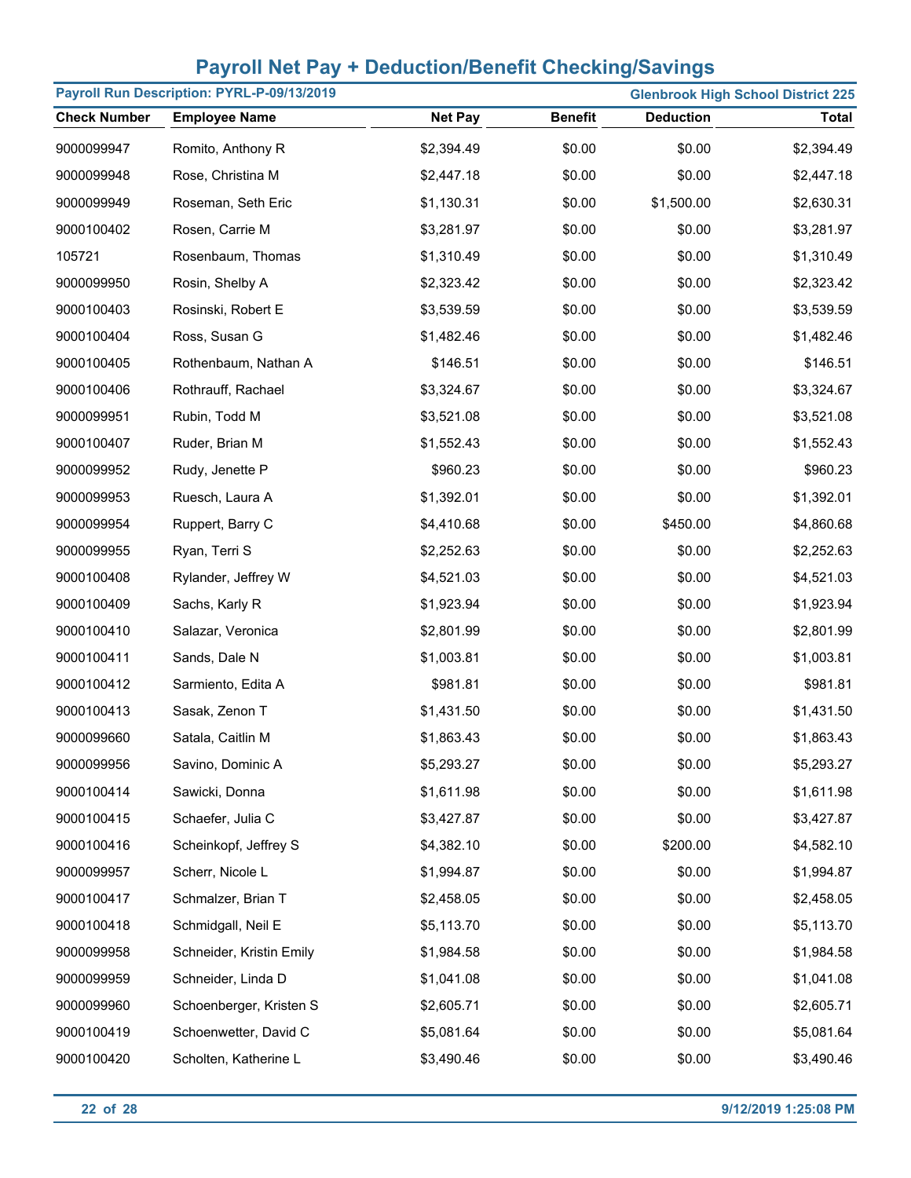# Payroll Net Pay + Deduction/Benefit Checking/Savings

**Payroll Run Description: PYRL-P-09/13/2019** | **Glenbrook High School District 225**

| Check Number | Employee Name | Net Pay | Benefit | Deduction | Total |
|---|---|---|---|---|---|
| 9000099947 | Romito, Anthony R | $2,394.49 | $0.00 | $0.00 | $2,394.49 |
| 9000099948 | Rose, Christina M | $2,447.18 | $0.00 | $0.00 | $2,447.18 |
| 9000099949 | Roseman, Seth Eric | $1,130.31 | $0.00 | $1,500.00 | $2,630.31 |
| 9000100402 | Rosen, Carrie M | $3,281.97 | $0.00 | $0.00 | $3,281.97 |
| 105721 | Rosenbaum, Thomas | $1,310.49 | $0.00 | $0.00 | $1,310.49 |
| 9000099950 | Rosin, Shelby A | $2,323.42 | $0.00 | $0.00 | $2,323.42 |
| 9000100403 | Rosinski, Robert E | $3,539.59 | $0.00 | $0.00 | $3,539.59 |
| 9000100404 | Ross, Susan G | $1,482.46 | $0.00 | $0.00 | $1,482.46 |
| 9000100405 | Rothenbaum, Nathan A | $146.51 | $0.00 | $0.00 | $146.51 |
| 9000100406 | Rothrauff, Rachael | $3,324.67 | $0.00 | $0.00 | $3,324.67 |
| 9000099951 | Rubin, Todd M | $3,521.08 | $0.00 | $0.00 | $3,521.08 |
| 9000100407 | Ruder, Brian M | $1,552.43 | $0.00 | $0.00 | $1,552.43 |
| 9000099952 | Rudy, Jenette P | $960.23 | $0.00 | $0.00 | $960.23 |
| 9000099953 | Ruesch, Laura A | $1,392.01 | $0.00 | $0.00 | $1,392.01 |
| 9000099954 | Ruppert, Barry C | $4,410.68 | $0.00 | $450.00 | $4,860.68 |
| 9000099955 | Ryan, Terri S | $2,252.63 | $0.00 | $0.00 | $2,252.63 |
| 9000100408 | Rylander, Jeffrey W | $4,521.03 | $0.00 | $0.00 | $4,521.03 |
| 9000100409 | Sachs, Karly R | $1,923.94 | $0.00 | $0.00 | $1,923.94 |
| 9000100410 | Salazar, Veronica | $2,801.99 | $0.00 | $0.00 | $2,801.99 |
| 9000100411 | Sands, Dale N | $1,003.81 | $0.00 | $0.00 | $1,003.81 |
| 9000100412 | Sarmiento, Edita A | $981.81 | $0.00 | $0.00 | $981.81 |
| 9000100413 | Sasak, Zenon T | $1,431.50 | $0.00 | $0.00 | $1,431.50 |
| 9000099660 | Satala, Caitlin M | $1,863.43 | $0.00 | $0.00 | $1,863.43 |
| 9000099956 | Savino, Dominic A | $5,293.27 | $0.00 | $0.00 | $5,293.27 |
| 9000100414 | Sawicki, Donna | $1,611.98 | $0.00 | $0.00 | $1,611.98 |
| 9000100415 | Schaefer, Julia C | $3,427.87 | $0.00 | $0.00 | $3,427.87 |
| 9000100416 | Scheinkopf, Jeffrey S | $4,382.10 | $0.00 | $200.00 | $4,582.10 |
| 9000099957 | Scherr, Nicole L | $1,994.87 | $0.00 | $0.00 | $1,994.87 |
| 9000100417 | Schmalzer, Brian T | $2,458.05 | $0.00 | $0.00 | $2,458.05 |
| 9000100418 | Schmidgall, Neil E | $5,113.70 | $0.00 | $0.00 | $5,113.70 |
| 9000099958 | Schneider, Kristin Emily | $1,984.58 | $0.00 | $0.00 | $1,984.58 |
| 9000099959 | Schneider, Linda D | $1,041.08 | $0.00 | $0.00 | $1,041.08 |
| 9000099960 | Schoenberger, Kristen S | $2,605.71 | $0.00 | $0.00 | $2,605.71 |
| 9000100419 | Schoenwetter, David C | $5,081.64 | $0.00 | $0.00 | $5,081.64 |
| 9000100420 | Scholten, Katherine L | $3,490.46 | $0.00 | $0.00 | $3,490.46 |

9/12/2019 1:25:08 PM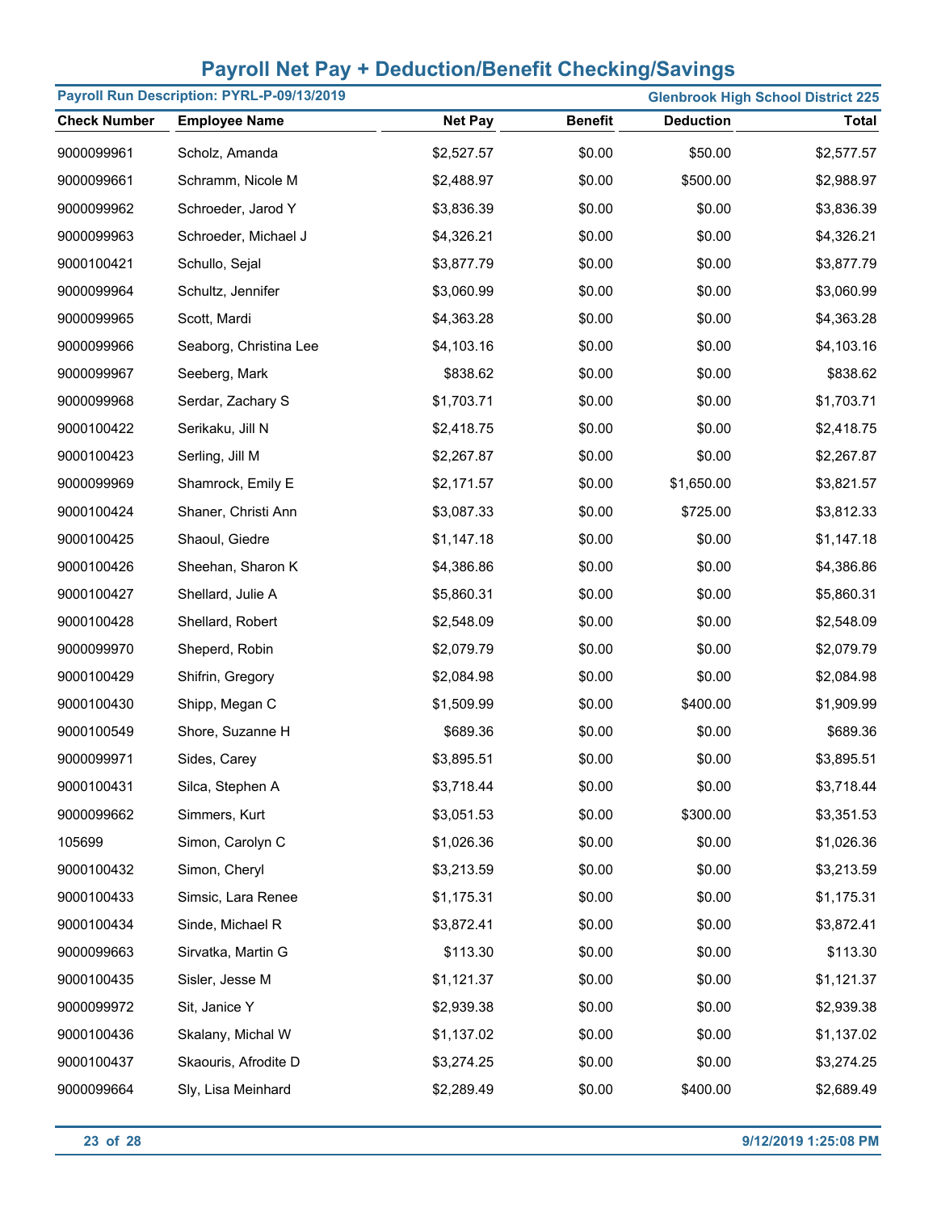# Payroll Net Pay + Deduction/Benefit Checking/Savings

**Payroll Run Description: PYRL-P-09/13/2019** — **Glenbrook High School District 225**

| Check Number | Employee Name | Net Pay | Benefit | Deduction | Total |
|---|---|---|---|---|---|
| 9000099961 | Scholz, Amanda | $2,527.57 | $0.00 | $50.00 | $2,577.57 |
| 9000099661 | Schramm, Nicole M | $2,488.97 | $0.00 | $500.00 | $2,988.97 |
| 9000099962 | Schroeder, Jarod Y | $3,836.39 | $0.00 | $0.00 | $3,836.39 |
| 9000099963 | Schroeder, Michael J | $4,326.21 | $0.00 | $0.00 | $4,326.21 |
| 9000100421 | Schullo, Sejal | $3,877.79 | $0.00 | $0.00 | $3,877.79 |
| 9000099964 | Schultz, Jennifer | $3,060.99 | $0.00 | $0.00 | $3,060.99 |
| 9000099965 | Scott, Mardi | $4,363.28 | $0.00 | $0.00 | $4,363.28 |
| 9000099966 | Seaborg, Christina Lee | $4,103.16 | $0.00 | $0.00 | $4,103.16 |
| 9000099967 | Seeberg, Mark | $838.62 | $0.00 | $0.00 | $838.62 |
| 9000099968 | Serdar, Zachary S | $1,703.71 | $0.00 | $0.00 | $1,703.71 |
| 9000100422 | Serikaku, Jill N | $2,418.75 | $0.00 | $0.00 | $2,418.75 |
| 9000100423 | Serling, Jill M | $2,267.87 | $0.00 | $0.00 | $2,267.87 |
| 9000099969 | Shamrock, Emily E | $2,171.57 | $0.00 | $1,650.00 | $3,821.57 |
| 9000100424 | Shaner, Christi Ann | $3,087.33 | $0.00 | $725.00 | $3,812.33 |
| 9000100425 | Shaoul, Giedre | $1,147.18 | $0.00 | $0.00 | $1,147.18 |
| 9000100426 | Sheehan, Sharon K | $4,386.86 | $0.00 | $0.00 | $4,386.86 |
| 9000100427 | Shellard, Julie A | $5,860.31 | $0.00 | $0.00 | $5,860.31 |
| 9000100428 | Shellard, Robert | $2,548.09 | $0.00 | $0.00 | $2,548.09 |
| 9000099970 | Sheperd, Robin | $2,079.79 | $0.00 | $0.00 | $2,079.79 |
| 9000100429 | Shifrin, Gregory | $2,084.98 | $0.00 | $0.00 | $2,084.98 |
| 9000100430 | Shipp, Megan C | $1,509.99 | $0.00 | $400.00 | $1,909.99 |
| 9000100549 | Shore, Suzanne H | $689.36 | $0.00 | $0.00 | $689.36 |
| 9000099971 | Sides, Carey | $3,895.51 | $0.00 | $0.00 | $3,895.51 |
| 9000100431 | Silca, Stephen A | $3,718.44 | $0.00 | $0.00 | $3,718.44 |
| 9000099662 | Simmers, Kurt | $3,051.53 | $0.00 | $300.00 | $3,351.53 |
| 105699 | Simon, Carolyn C | $1,026.36 | $0.00 | $0.00 | $1,026.36 |
| 9000100432 | Simon, Cheryl | $3,213.59 | $0.00 | $0.00 | $3,213.59 |
| 9000100433 | Simsic, Lara Renee | $1,175.31 | $0.00 | $0.00 | $1,175.31 |
| 9000100434 | Sinde, Michael R | $3,872.41 | $0.00 | $0.00 | $3,872.41 |
| 9000099663 | Sirvatka, Martin G | $113.30 | $0.00 | $0.00 | $113.30 |
| 9000100435 | Sisler, Jesse M | $1,121.37 | $0.00 | $0.00 | $1,121.37 |
| 9000099972 | Sit, Janice Y | $2,939.38 | $0.00 | $0.00 | $2,939.38 |
| 9000100436 | Skalany, Michal W | $1,137.02 | $0.00 | $0.00 | $1,137.02 |
| 9000100437 | Skaouris, Afrodite D | $3,274.25 | $0.00 | $0.00 | $3,274.25 |
| 9000099664 | Sly, Lisa Meinhard | $2,289.49 | $0.00 | $400.00 | $2,689.49 |

9/12/2019 1:25:08 PM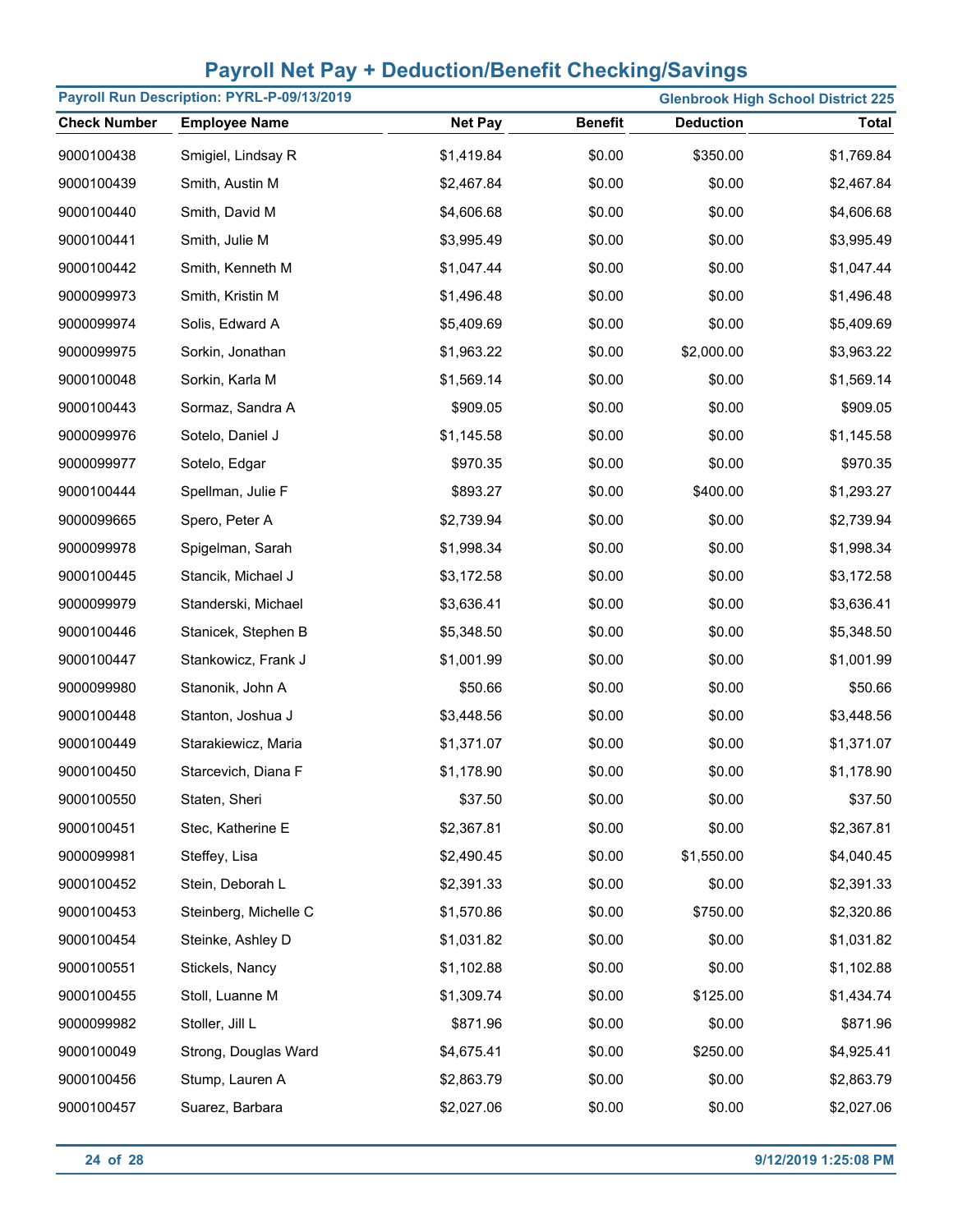# Payroll Net Pay + Deduction/Benefit Checking/Savings

**Payroll Run Description: PYRL-P-09/13/2019** | **Glenbrook High School District 225**

| Check Number | Employee Name | Net Pay | Benefit | Deduction | Total |
|---|---|---|---|---|---|
| 9000100438 | Smigiel, Lindsay R | $1,419.84 | $0.00 | $350.00 | $1,769.84 |
| 9000100439 | Smith, Austin M | $2,467.84 | $0.00 | $0.00 | $2,467.84 |
| 9000100440 | Smith, David M | $4,606.68 | $0.00 | $0.00 | $4,606.68 |
| 9000100441 | Smith, Julie M | $3,995.49 | $0.00 | $0.00 | $3,995.49 |
| 9000100442 | Smith, Kenneth M | $1,047.44 | $0.00 | $0.00 | $1,047.44 |
| 9000099973 | Smith, Kristin M | $1,496.48 | $0.00 | $0.00 | $1,496.48 |
| 9000099974 | Solis, Edward A | $5,409.69 | $0.00 | $0.00 | $5,409.69 |
| 9000099975 | Sorkin, Jonathan | $1,963.22 | $0.00 | $2,000.00 | $3,963.22 |
| 9000100048 | Sorkin, Karla M | $1,569.14 | $0.00 | $0.00 | $1,569.14 |
| 9000100443 | Sormaz, Sandra A | $909.05 | $0.00 | $0.00 | $909.05 |
| 9000099976 | Sotelo, Daniel J | $1,145.58 | $0.00 | $0.00 | $1,145.58 |
| 9000099977 | Sotelo, Edgar | $970.35 | $0.00 | $0.00 | $970.35 |
| 9000100444 | Spellman, Julie F | $893.27 | $0.00 | $400.00 | $1,293.27 |
| 9000099665 | Spero, Peter A | $2,739.94 | $0.00 | $0.00 | $2,739.94 |
| 9000099978 | Spigelman, Sarah | $1,998.34 | $0.00 | $0.00 | $1,998.34 |
| 9000100445 | Stancik, Michael J | $3,172.58 | $0.00 | $0.00 | $3,172.58 |
| 9000099979 | Standerski, Michael | $3,636.41 | $0.00 | $0.00 | $3,636.41 |
| 9000100446 | Stanicek, Stephen B | $5,348.50 | $0.00 | $0.00 | $5,348.50 |
| 9000100447 | Stankowicz, Frank J | $1,001.99 | $0.00 | $0.00 | $1,001.99 |
| 9000099980 | Stanonik, John A | $50.66 | $0.00 | $0.00 | $50.66 |
| 9000100448 | Stanton, Joshua J | $3,448.56 | $0.00 | $0.00 | $3,448.56 |
| 9000100449 | Starakiewicz, Maria | $1,371.07 | $0.00 | $0.00 | $1,371.07 |
| 9000100450 | Starcevich, Diana F | $1,178.90 | $0.00 | $0.00 | $1,178.90 |
| 9000100550 | Staten, Sheri | $37.50 | $0.00 | $0.00 | $37.50 |
| 9000100451 | Stec, Katherine E | $2,367.81 | $0.00 | $0.00 | $2,367.81 |
| 9000099981 | Steffey, Lisa | $2,490.45 | $0.00 | $1,550.00 | $4,040.45 |
| 9000100452 | Stein, Deborah L | $2,391.33 | $0.00 | $0.00 | $2,391.33 |
| 9000100453 | Steinberg, Michelle C | $1,570.86 | $0.00 | $750.00 | $2,320.86 |
| 9000100454 | Steinke, Ashley D | $1,031.82 | $0.00 | $0.00 | $1,031.82 |
| 9000100551 | Stickels, Nancy | $1,102.88 | $0.00 | $0.00 | $1,102.88 |
| 9000100455 | Stoll, Luanne M | $1,309.74 | $0.00 | $125.00 | $1,434.74 |
| 9000099982 | Stoller, Jill L | $871.96 | $0.00 | $0.00 | $871.96 |
| 9000100049 | Strong, Douglas Ward | $4,675.41 | $0.00 | $250.00 | $4,925.41 |
| 9000100456 | Stump, Lauren A | $2,863.79 | $0.00 | $0.00 | $2,863.79 |
| 9000100457 | Suarez, Barbara | $2,027.06 | $0.00 | $0.00 | $2,027.06 |

9/12/2019 1:25:08 PM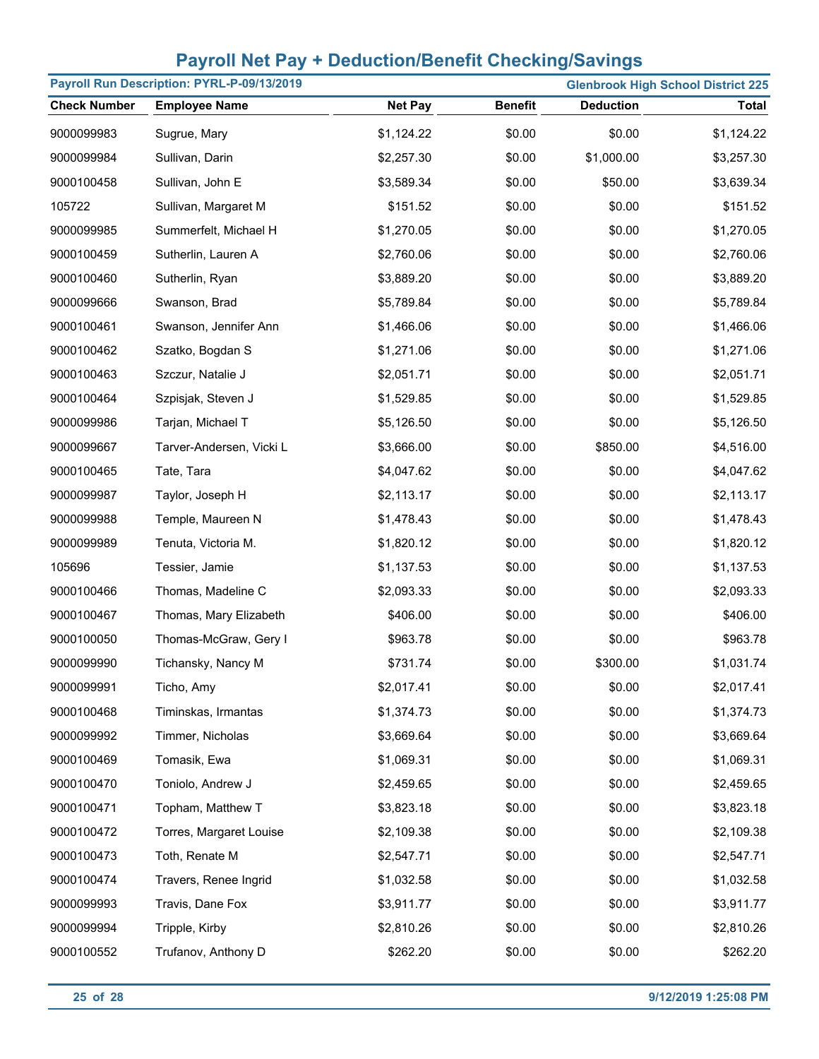# Payroll Net Pay + Deduction/Benefit Checking/Savings

**Payroll Run Description: PYRL-P-09/13/2019** | **Glenbrook High School District 225**

| Check Number | Employee Name | Net Pay | Benefit | Deduction | Total |
|---|---|---|---|---|---|
| 9000099983 | Sugrue, Mary | $1,124.22 | $0.00 | $0.00 | $1,124.22 |
| 9000099984 | Sullivan, Darin | $2,257.30 | $0.00 | $1,000.00 | $3,257.30 |
| 9000100458 | Sullivan, John E | $3,589.34 | $0.00 | $50.00 | $3,639.34 |
| 105722 | Sullivan, Margaret M | $151.52 | $0.00 | $0.00 | $151.52 |
| 9000099985 | Summerfelt, Michael H | $1,270.05 | $0.00 | $0.00 | $1,270.05 |
| 9000100459 | Sutherlin, Lauren A | $2,760.06 | $0.00 | $0.00 | $2,760.06 |
| 9000100460 | Sutherlin, Ryan | $3,889.20 | $0.00 | $0.00 | $3,889.20 |
| 9000099666 | Swanson, Brad | $5,789.84 | $0.00 | $0.00 | $5,789.84 |
| 9000100461 | Swanson, Jennifer Ann | $1,466.06 | $0.00 | $0.00 | $1,466.06 |
| 9000100462 | Szatko, Bogdan S | $1,271.06 | $0.00 | $0.00 | $1,271.06 |
| 9000100463 | Szczur, Natalie J | $2,051.71 | $0.00 | $0.00 | $2,051.71 |
| 9000100464 | Szpisjak, Steven J | $1,529.85 | $0.00 | $0.00 | $1,529.85 |
| 9000099986 | Tarjan, Michael T | $5,126.50 | $0.00 | $0.00 | $5,126.50 |
| 9000099667 | Tarver-Andersen, Vicki L | $3,666.00 | $0.00 | $850.00 | $4,516.00 |
| 9000100465 | Tate, Tara | $4,047.62 | $0.00 | $0.00 | $4,047.62 |
| 9000099987 | Taylor, Joseph H | $2,113.17 | $0.00 | $0.00 | $2,113.17 |
| 9000099988 | Temple, Maureen N | $1,478.43 | $0.00 | $0.00 | $1,478.43 |
| 9000099989 | Tenuta, Victoria M. | $1,820.12 | $0.00 | $0.00 | $1,820.12 |
| 105696 | Tessier, Jamie | $1,137.53 | $0.00 | $0.00 | $1,137.53 |
| 9000100466 | Thomas, Madeline C | $2,093.33 | $0.00 | $0.00 | $2,093.33 |
| 9000100467 | Thomas, Mary Elizabeth | $406.00 | $0.00 | $0.00 | $406.00 |
| 9000100050 | Thomas-McGraw, Gery I | $963.78 | $0.00 | $0.00 | $963.78 |
| 9000099990 | Tichansky, Nancy M | $731.74 | $0.00 | $300.00 | $1,031.74 |
| 9000099991 | Ticho, Amy | $2,017.41 | $0.00 | $0.00 | $2,017.41 |
| 9000100468 | Timinskas, Irmantas | $1,374.73 | $0.00 | $0.00 | $1,374.73 |
| 9000099992 | Timmer, Nicholas | $3,669.64 | $0.00 | $0.00 | $3,669.64 |
| 9000100469 | Tomasik, Ewa | $1,069.31 | $0.00 | $0.00 | $1,069.31 |
| 9000100470 | Toniolo, Andrew J | $2,459.65 | $0.00 | $0.00 | $2,459.65 |
| 9000100471 | Topham, Matthew T | $3,823.18 | $0.00 | $0.00 | $3,823.18 |
| 9000100472 | Torres, Margaret Louise | $2,109.38 | $0.00 | $0.00 | $2,109.38 |
| 9000100473 | Toth, Renate M | $2,547.71 | $0.00 | $0.00 | $2,547.71 |
| 9000100474 | Travers, Renee Ingrid | $1,032.58 | $0.00 | $0.00 | $1,032.58 |
| 9000099993 | Travis, Dane Fox | $3,911.77 | $0.00 | $0.00 | $3,911.77 |
| 9000099994 | Tripple, Kirby | $2,810.26 | $0.00 | $0.00 | $2,810.26 |
| 9000100552 | Trufanov, Anthony D | $262.20 | $0.00 | $0.00 | $262.20 |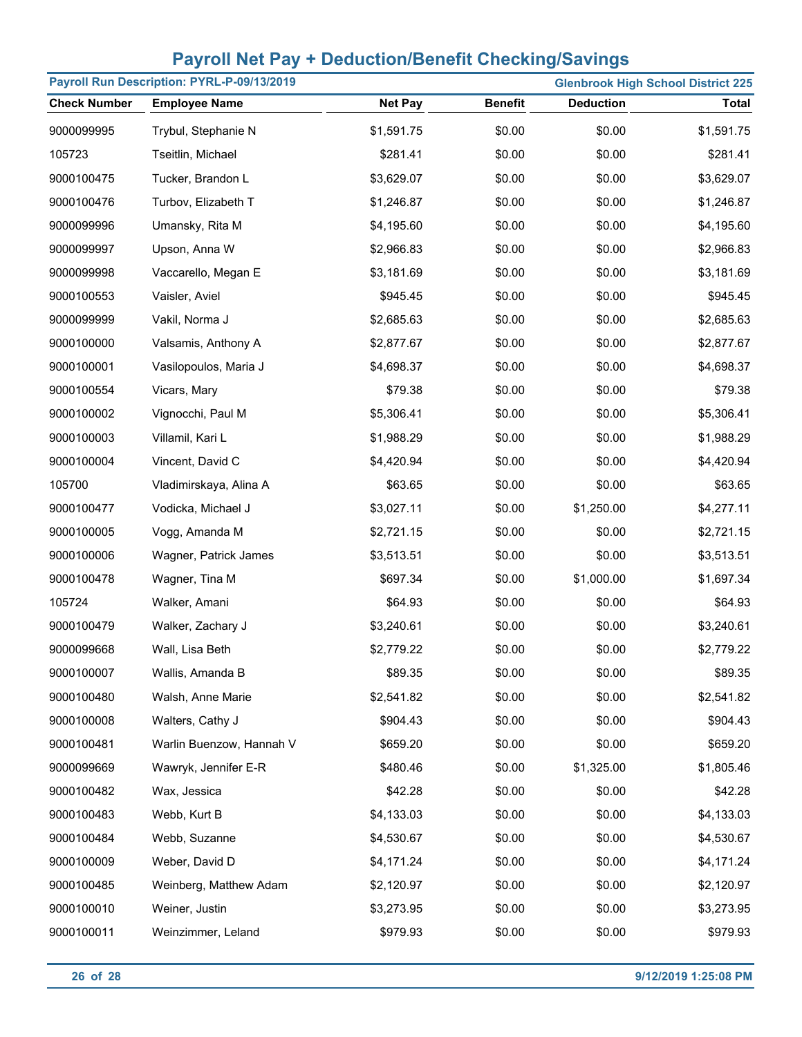# Payroll Net Pay + Deduction/Benefit Checking/Savings

**Payroll Run Description: PYRL-P-09/13/2019** — **Glenbrook High School District 225**

| Check Number | Employee Name | Net Pay | Benefit | Deduction | Total |
|---|---|---|---|---|---|
| 9000099995 | Trybul, Stephanie N | $1,591.75 | $0.00 | $0.00 | $1,591.75 |
| 105723 | Tseitlin, Michael | $281.41 | $0.00 | $0.00 | $281.41 |
| 9000100475 | Tucker, Brandon L | $3,629.07 | $0.00 | $0.00 | $3,629.07 |
| 9000100476 | Turbov, Elizabeth T | $1,246.87 | $0.00 | $0.00 | $1,246.87 |
| 9000099996 | Umansky, Rita M | $4,195.60 | $0.00 | $0.00 | $4,195.60 |
| 9000099997 | Upson, Anna W | $2,966.83 | $0.00 | $0.00 | $2,966.83 |
| 9000099998 | Vaccarello, Megan E | $3,181.69 | $0.00 | $0.00 | $3,181.69 |
| 9000100553 | Vaisler, Aviel | $945.45 | $0.00 | $0.00 | $945.45 |
| 9000099999 | Vakil, Norma J | $2,685.63 | $0.00 | $0.00 | $2,685.63 |
| 9000100000 | Valsamis, Anthony A | $2,877.67 | $0.00 | $0.00 | $2,877.67 |
| 9000100001 | Vasilopoulos, Maria J | $4,698.37 | $0.00 | $0.00 | $4,698.37 |
| 9000100554 | Vicars, Mary | $79.38 | $0.00 | $0.00 | $79.38 |
| 9000100002 | Vignocchi, Paul M | $5,306.41 | $0.00 | $0.00 | $5,306.41 |
| 9000100003 | Villamil, Kari L | $1,988.29 | $0.00 | $0.00 | $1,988.29 |
| 9000100004 | Vincent, David C | $4,420.94 | $0.00 | $0.00 | $4,420.94 |
| 105700 | Vladimirskaya, Alina A | $63.65 | $0.00 | $0.00 | $63.65 |
| 9000100477 | Vodicka, Michael J | $3,027.11 | $0.00 | $1,250.00 | $4,277.11 |
| 9000100005 | Vogg, Amanda M | $2,721.15 | $0.00 | $0.00 | $2,721.15 |
| 9000100006 | Wagner, Patrick James | $3,513.51 | $0.00 | $0.00 | $3,513.51 |
| 9000100478 | Wagner, Tina M | $697.34 | $0.00 | $1,000.00 | $1,697.34 |
| 105724 | Walker, Amani | $64.93 | $0.00 | $0.00 | $64.93 |
| 9000100479 | Walker, Zachary J | $3,240.61 | $0.00 | $0.00 | $3,240.61 |
| 9000099668 | Wall, Lisa Beth | $2,779.22 | $0.00 | $0.00 | $2,779.22 |
| 9000100007 | Wallis, Amanda B | $89.35 | $0.00 | $0.00 | $89.35 |
| 9000100480 | Walsh, Anne Marie | $2,541.82 | $0.00 | $0.00 | $2,541.82 |
| 9000100008 | Walters, Cathy J | $904.43 | $0.00 | $0.00 | $904.43 |
| 9000100481 | Warlin Buenzow, Hannah V | $659.20 | $0.00 | $0.00 | $659.20 |
| 9000099669 | Wawryk, Jennifer E-R | $480.46 | $0.00 | $1,325.00 | $1,805.46 |
| 9000100482 | Wax, Jessica | $42.28 | $0.00 | $0.00 | $42.28 |
| 9000100483 | Webb, Kurt B | $4,133.03 | $0.00 | $0.00 | $4,133.03 |
| 9000100484 | Webb, Suzanne | $4,530.67 | $0.00 | $0.00 | $4,530.67 |
| 9000100009 | Weber, David D | $4,171.24 | $0.00 | $0.00 | $4,171.24 |
| 9000100485 | Weinberg, Matthew Adam | $2,120.97 | $0.00 | $0.00 | $2,120.97 |
| 9000100010 | Weiner, Justin | $3,273.95 | $0.00 | $0.00 | $3,273.95 |
| 9000100011 | Weinzimmer, Leland | $979.93 | $0.00 | $0.00 | $979.93 |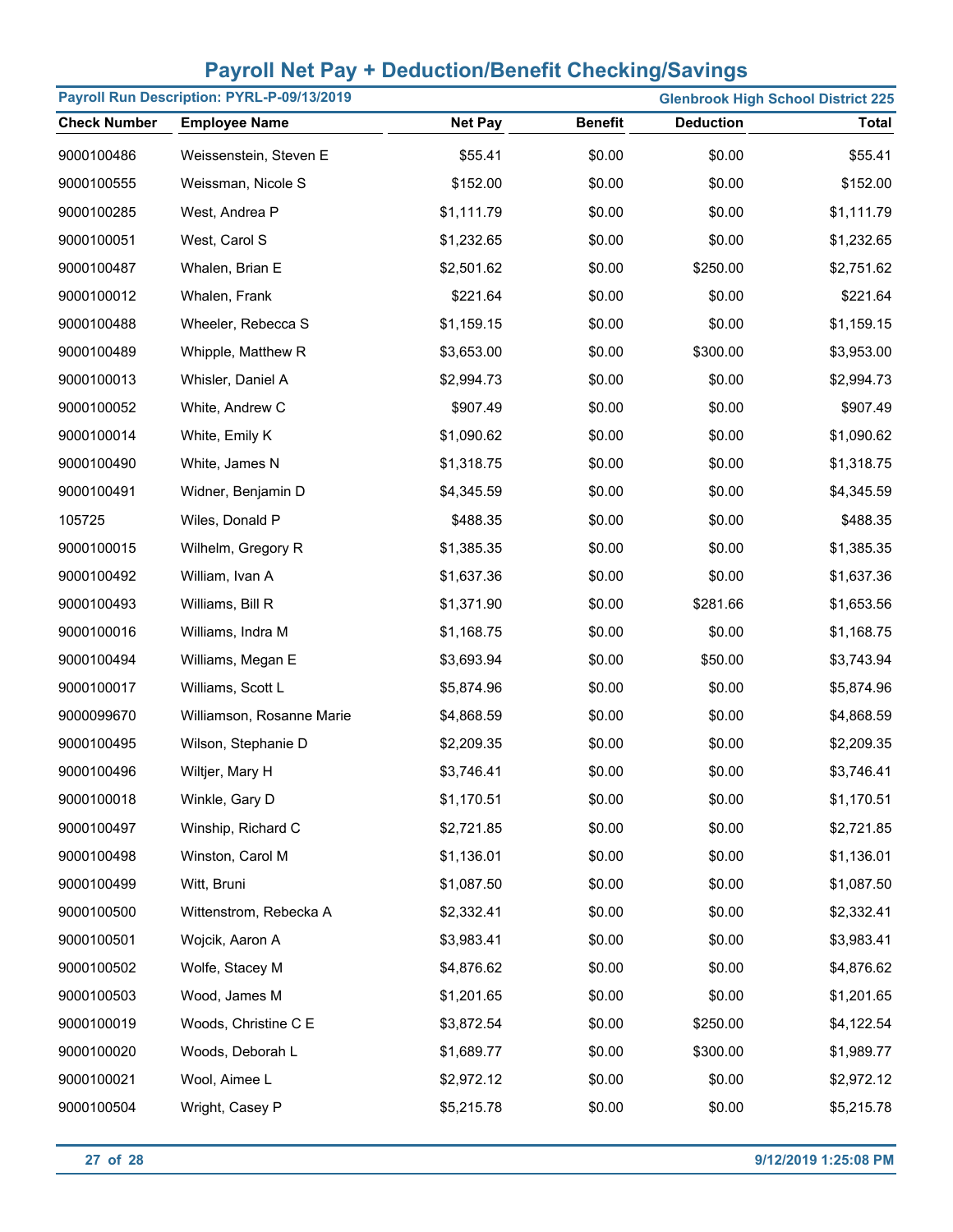# Payroll Net Pay + Deduction/Benefit Checking/Savings

**Payroll Run Description: PYRL-P-09/13/2019** | **Glenbrook High School District 225**

| Check Number | Employee Name | Net Pay | Benefit | Deduction | Total |
|---|---|---|---|---|---|
| 9000100486 | Weissenstein, Steven E | $55.41 | $0.00 | $0.00 | $55.41 |
| 9000100555 | Weissman, Nicole S | $152.00 | $0.00 | $0.00 | $152.00 |
| 9000100285 | West, Andrea P | $1,111.79 | $0.00 | $0.00 | $1,111.79 |
| 9000100051 | West, Carol S | $1,232.65 | $0.00 | $0.00 | $1,232.65 |
| 9000100487 | Whalen, Brian E | $2,501.62 | $0.00 | $250.00 | $2,751.62 |
| 9000100012 | Whalen, Frank | $221.64 | $0.00 | $0.00 | $221.64 |
| 9000100488 | Wheeler, Rebecca S | $1,159.15 | $0.00 | $0.00 | $1,159.15 |
| 9000100489 | Whipple, Matthew R | $3,653.00 | $0.00 | $300.00 | $3,953.00 |
| 9000100013 | Whisler, Daniel A | $2,994.73 | $0.00 | $0.00 | $2,994.73 |
| 9000100052 | White, Andrew C | $907.49 | $0.00 | $0.00 | $907.49 |
| 9000100014 | White, Emily K | $1,090.62 | $0.00 | $0.00 | $1,090.62 |
| 9000100490 | White, James N | $1,318.75 | $0.00 | $0.00 | $1,318.75 |
| 9000100491 | Widner, Benjamin D | $4,345.59 | $0.00 | $0.00 | $4,345.59 |
| 105725 | Wiles, Donald P | $488.35 | $0.00 | $0.00 | $488.35 |
| 9000100015 | Wilhelm, Gregory R | $1,385.35 | $0.00 | $0.00 | $1,385.35 |
| 9000100492 | William, Ivan A | $1,637.36 | $0.00 | $0.00 | $1,637.36 |
| 9000100493 | Williams, Bill R | $1,371.90 | $0.00 | $281.66 | $1,653.56 |
| 9000100016 | Williams, Indra M | $1,168.75 | $0.00 | $0.00 | $1,168.75 |
| 9000100494 | Williams, Megan E | $3,693.94 | $0.00 | $50.00 | $3,743.94 |
| 9000100017 | Williams, Scott L | $5,874.96 | $0.00 | $0.00 | $5,874.96 |
| 9000099670 | Williamson, Rosanne Marie | $4,868.59 | $0.00 | $0.00 | $4,868.59 |
| 9000100495 | Wilson, Stephanie D | $2,209.35 | $0.00 | $0.00 | $2,209.35 |
| 9000100496 | Wiltjer, Mary H | $3,746.41 | $0.00 | $0.00 | $3,746.41 |
| 9000100018 | Winkle, Gary D | $1,170.51 | $0.00 | $0.00 | $1,170.51 |
| 9000100497 | Winship, Richard C | $2,721.85 | $0.00 | $0.00 | $2,721.85 |
| 9000100498 | Winston, Carol M | $1,136.01 | $0.00 | $0.00 | $1,136.01 |
| 9000100499 | Witt, Bruni | $1,087.50 | $0.00 | $0.00 | $1,087.50 |
| 9000100500 | Wittenstrom, Rebecka A | $2,332.41 | $0.00 | $0.00 | $2,332.41 |
| 9000100501 | Wojcik, Aaron A | $3,983.41 | $0.00 | $0.00 | $3,983.41 |
| 9000100502 | Wolfe, Stacey M | $4,876.62 | $0.00 | $0.00 | $4,876.62 |
| 9000100503 | Wood, James M | $1,201.65 | $0.00 | $0.00 | $1,201.65 |
| 9000100019 | Woods, Christine C E | $3,872.54 | $0.00 | $250.00 | $4,122.54 |
| 9000100020 | Woods, Deborah L | $1,689.77 | $0.00 | $300.00 | $1,989.77 |
| 9000100021 | Wool, Aimee L | $2,972.12 | $0.00 | $0.00 | $2,972.12 |
| 9000100504 | Wright, Casey P | $5,215.78 | $0.00 | $0.00 | $5,215.78 |

9/12/2019 1:25:08 PM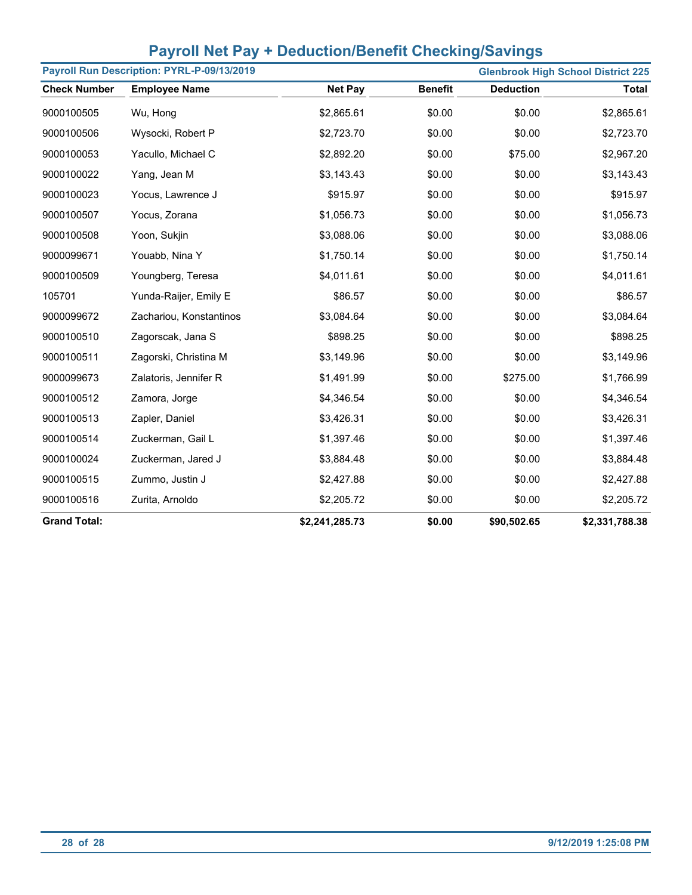## Payroll Net Pay + Deduction/Benefit Checking/Savings

**Payroll Run Description: PYRL-P-09/13/2019** | **Glenbrook High School District 225**

| Check Number | Employee Name | Net Pay | Benefit | Deduction | Total |
|---|---|---|---|---|---|
| 9000100505 | Wu, Hong | $2,865.61 | $0.00 | $0.00 | $2,865.61 |
| 9000100506 | Wysocki, Robert P | $2,723.70 | $0.00 | $0.00 | $2,723.70 |
| 9000100053 | Yacullo, Michael C | $2,892.20 | $0.00 | $75.00 | $2,967.20 |
| 9000100022 | Yang, Jean M | $3,143.43 | $0.00 | $0.00 | $3,143.43 |
| 9000100023 | Yocus, Lawrence J | $915.97 | $0.00 | $0.00 | $915.97 |
| 9000100507 | Yocus, Zorana | $1,056.73 | $0.00 | $0.00 | $1,056.73 |
| 9000100508 | Yoon, Sukjin | $3,088.06 | $0.00 | $0.00 | $3,088.06 |
| 9000099671 | Youabb, Nina Y | $1,750.14 | $0.00 | $0.00 | $1,750.14 |
| 9000100509 | Youngberg, Teresa | $4,011.61 | $0.00 | $0.00 | $4,011.61 |
| 105701 | Yunda-Raijer, Emily E | $86.57 | $0.00 | $0.00 | $86.57 |
| 9000099672 | Zachariou, Konstantinos | $3,084.64 | $0.00 | $0.00 | $3,084.64 |
| 9000100510 | Zagorscak, Jana S | $898.25 | $0.00 | $0.00 | $898.25 |
| 9000100511 | Zagorski, Christina M | $3,149.96 | $0.00 | $0.00 | $3,149.96 |
| 9000099673 | Zalatoris, Jennifer R | $1,491.99 | $0.00 | $275.00 | $1,766.99 |
| 9000100512 | Zamora, Jorge | $4,346.54 | $0.00 | $0.00 | $4,346.54 |
| 9000100513 | Zapler, Daniel | $3,426.31 | $0.00 | $0.00 | $3,426.31 |
| 9000100514 | Zuckerman, Gail L | $1,397.46 | $0.00 | $0.00 | $1,397.46 |
| 9000100024 | Zuckerman, Jared J | $3,884.48 | $0.00 | $0.00 | $3,884.48 |
| 9000100515 | Zummo, Justin J | $2,427.88 | $0.00 | $0.00 | $2,427.88 |
| 9000100516 | Zurita, Arnoldo | $2,205.72 | $0.00 | $0.00 | $2,205.72 |
| **Grand Total:** | | **$2,241,285.73** | **$0.00** | **$90,502.65** | **$2,331,788.38** |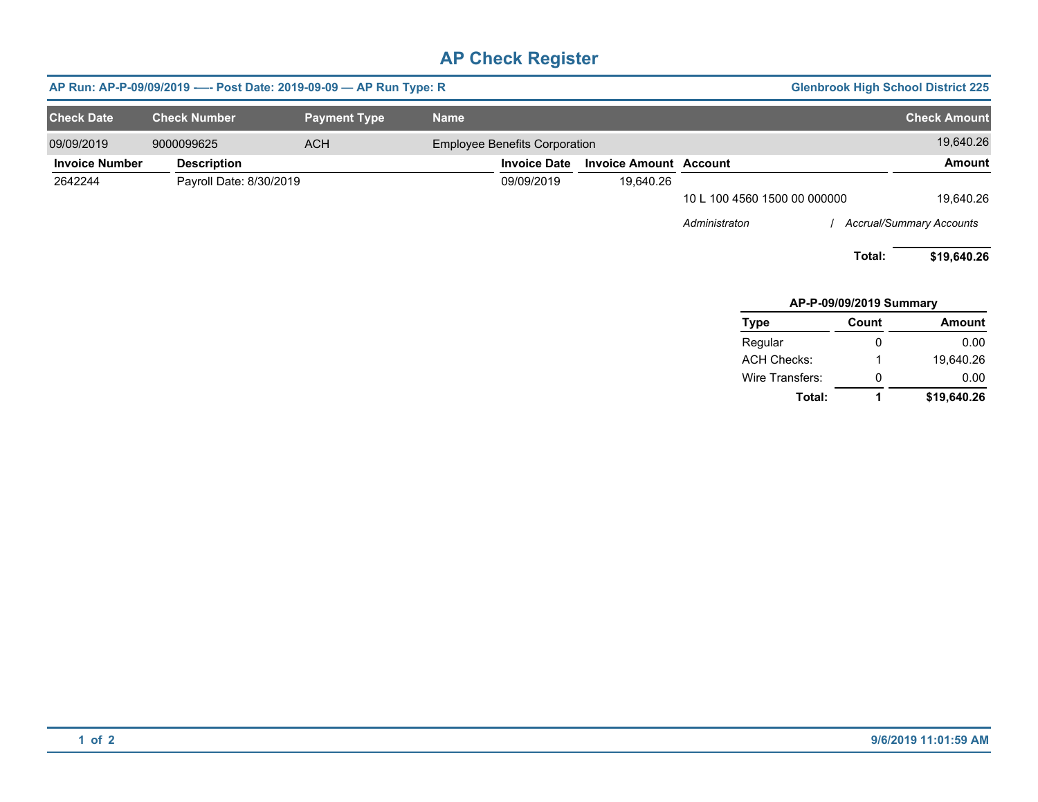# AP Check Register

**AP Run: AP-P-09/09/2019 -—- Post Date: 2019-09-09 — AP Run Type: R** — **Glenbrook High School District 225**

| Check Date | Check Number | Payment Type | Name | Check Amount |
|---|---|---|---|---|
| 09/09/2019 | 9000099625 | ACH | Employee Benefits Corporation | 19,640.26 |

| Invoice Number | Description | Invoice Date | Invoice Amount | Account | Amount |
|---|---|---|---|---|---|
| 2642244 | Payroll Date: 8/30/2019 | 09/09/2019 | 19,640.26 | | |
| | | | | 10 L 100 4560 1500 00 000000 | 19,640.26 |
| | | | | *Administraton / Accrual/Summary Accounts* | |
| | | | | **Total:** | **$19,640.26** |

**AP-P-09/09/2019 Summary**

| Type | Count | Amount |
|---|---|---|
| Regular | 0 | 0.00 |
| ACH Checks: | 1 | 19,640.26 |
| Wire Transfers: | 0 | 0.00 |
| **Total:** | **1** | **$19,640.26** |

9/6/2019 11:01:59 AM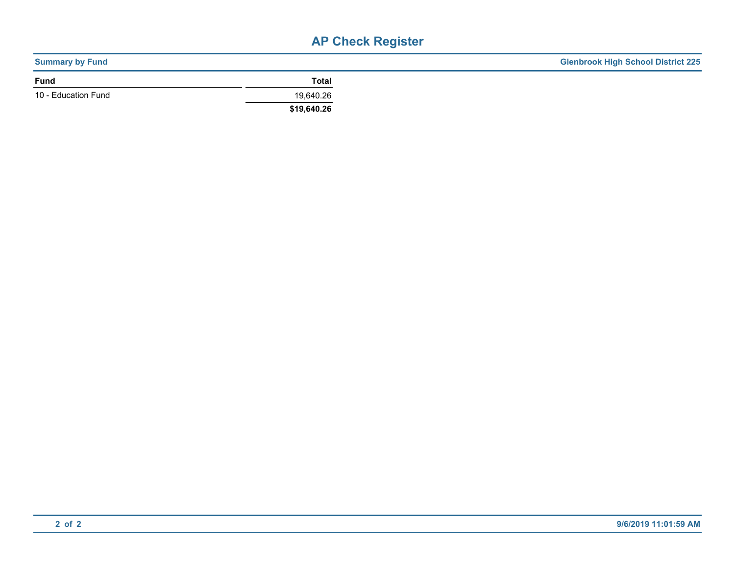# AP Check Register

**Summary by Fund** | **Glenbrook High School District 225**

| Fund | Total |
|---|---|
| 10 - Education Fund | 19,640.26 |
| | **$19,640.26** |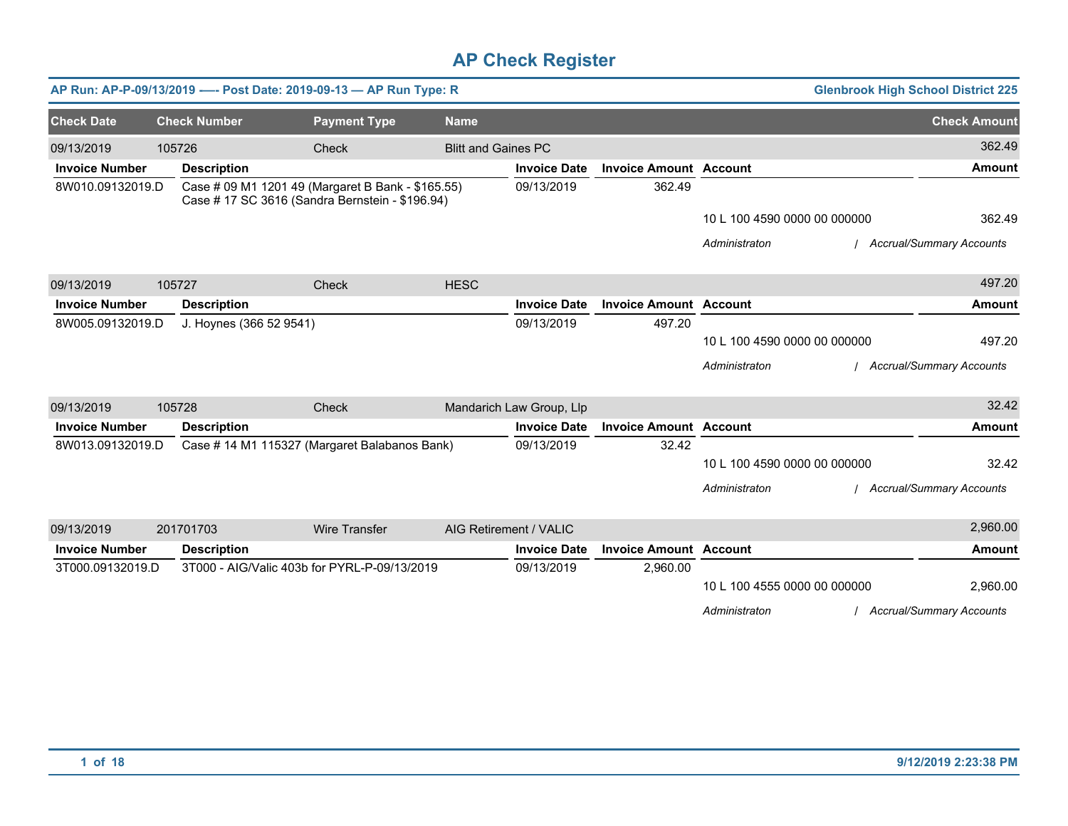# AP Check Register

**AP Run: AP-P-09/13/2019 -—- Post Date: 2019-09-13 — AP Run Type: R** | **Glenbrook High School District 225**

| Check Date | Check Number | Payment Type | Name | Check Amount |
|---|---|---|---|---|
| 09/13/2019 | 105726 | Check | Blitt and Gaines PC | 362.49 |

| Invoice Number | Description | Invoice Date | Invoice Amount | Account | Amount |
|---|---|---|---|---|---|
| 8W010.09132019.D | Case # 09 M1 1201 49 (Margaret B Bank - $165.55) Case # 17 SC 3616 (Sandra Bernstein - $196.94) | 09/13/2019 | 362.49 | | |
| | | | | 10 L 100 4590 0000 00 000000 | 362.49 |
| | | | | *Administraton* | */ Accrual/Summary Accounts* |

| Check Date | Check Number | Payment Type | Name | Check Amount |
|---|---|---|---|---|
| 09/13/2019 | 105727 | Check | HESC | 497.20 |

| Invoice Number | Description | Invoice Date | Invoice Amount | Account | Amount |
|---|---|---|---|---|---|
| 8W005.09132019.D | J. Hoynes (366 52 9541) | 09/13/2019 | 497.20 | | |
| | | | | 10 L 100 4590 0000 00 000000 | 497.20 |
| | | | | *Administraton* | */ Accrual/Summary Accounts* |

| Check Date | Check Number | Payment Type | Name | Check Amount |
|---|---|---|---|---|
| 09/13/2019 | 105728 | Check | Mandarich Law Group, Llp | 32.42 |

| Invoice Number | Description | Invoice Date | Invoice Amount | Account | Amount |
|---|---|---|---|---|---|
| 8W013.09132019.D | Case # 14 M1 115327 (Margaret Balabanos Bank) | 09/13/2019 | 32.42 | | |
| | | | | 10 L 100 4590 0000 00 000000 | 32.42 |
| | | | | *Administraton* | */ Accrual/Summary Accounts* |

| Check Date | Check Number | Payment Type | Name | Check Amount |
|---|---|---|---|---|
| 09/13/2019 | 201701703 | Wire Transfer | AIG Retirement / VALIC | 2,960.00 |

| Invoice Number | Description | Invoice Date | Invoice Amount | Account | Amount |
|---|---|---|---|---|---|
| 3T000.09132019.D | 3T000 - AIG/Valic 403b for PYRL-P-09/13/2019 | 09/13/2019 | 2,960.00 | | |
| | | | | 10 L 100 4555 0000 00 000000 | 2,960.00 |
| | | | | *Administraton* | */ Accrual/Summary Accounts* |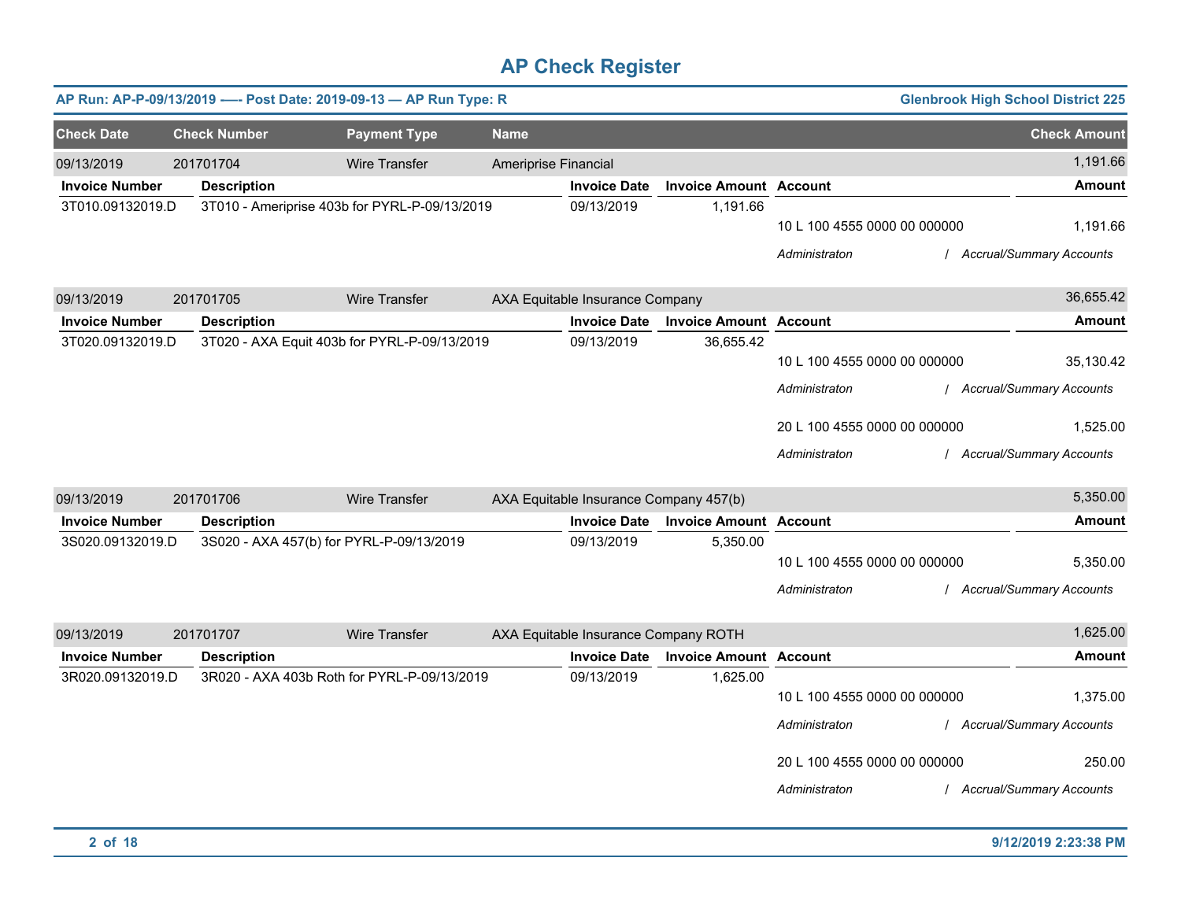# AP Check Register

**AP Run: AP-P-09/13/2019 -—- Post Date: 2019-09-13 — AP Run Type: R** **Glenbrook High School District 225**

| Check Date | Check Number | Payment Type | Name | Check Amount |
|---|---|---|---|---|
| 09/13/2019 | 201701704 | Wire Transfer | Ameriprise Financial | 1,191.66 |

| Invoice Number | Description | Invoice Date | Invoice Amount | Account | Amount |
|---|---|---|---|---|---|
| 3T010.09132019.D | 3T010 - Ameriprise 403b for PYRL-P-09/13/2019 | 09/13/2019 | 1,191.66 | | |
| | | | | 10 L 100 4555 0000 00 000000 | 1,191.66 |
| | | | | *Administraton / Accrual/Summary Accounts* | |

| Check Date | Check Number | Payment Type | Name | Check Amount |
|---|---|---|---|---|
| 09/13/2019 | 201701705 | Wire Transfer | AXA Equitable Insurance Company | 36,655.42 |

| Invoice Number | Description | Invoice Date | Invoice Amount | Account | Amount |
|---|---|---|---|---|---|
| 3T020.09132019.D | 3T020 - AXA Equit 403b for PYRL-P-09/13/2019 | 09/13/2019 | 36,655.42 | | |
| | | | | 10 L 100 4555 0000 00 000000 | 35,130.42 |
| | | | | *Administraton / Accrual/Summary Accounts* | |
| | | | | 20 L 100 4555 0000 00 000000 | 1,525.00 |
| | | | | *Administraton / Accrual/Summary Accounts* | |

| Check Date | Check Number | Payment Type | Name | Check Amount |
|---|---|---|---|---|
| 09/13/2019 | 201701706 | Wire Transfer | AXA Equitable Insurance Company 457(b) | 5,350.00 |

| Invoice Number | Description | Invoice Date | Invoice Amount | Account | Amount |
|---|---|---|---|---|---|
| 3S020.09132019.D | 3S020 - AXA 457(b) for PYRL-P-09/13/2019 | 09/13/2019 | 5,350.00 | | |
| | | | | 10 L 100 4555 0000 00 000000 | 5,350.00 |
| | | | | *Administraton / Accrual/Summary Accounts* | |

| Check Date | Check Number | Payment Type | Name | Check Amount |
|---|---|---|---|---|
| 09/13/2019 | 201701707 | Wire Transfer | AXA Equitable Insurance Company ROTH | 1,625.00 |

| Invoice Number | Description | Invoice Date | Invoice Amount | Account | Amount |
|---|---|---|---|---|---|
| 3R020.09132019.D | 3R020 - AXA 403b Roth for PYRL-P-09/13/2019 | 09/13/2019 | 1,625.00 | | |
| | | | | 10 L 100 4555 0000 00 000000 | 1,375.00 |
| | | | | *Administraton / Accrual/Summary Accounts* | |
| | | | | 20 L 100 4555 0000 00 000000 | 250.00 |
| | | | | *Administraton / Accrual/Summary Accounts* | |

9/12/2019 2:23:38 PM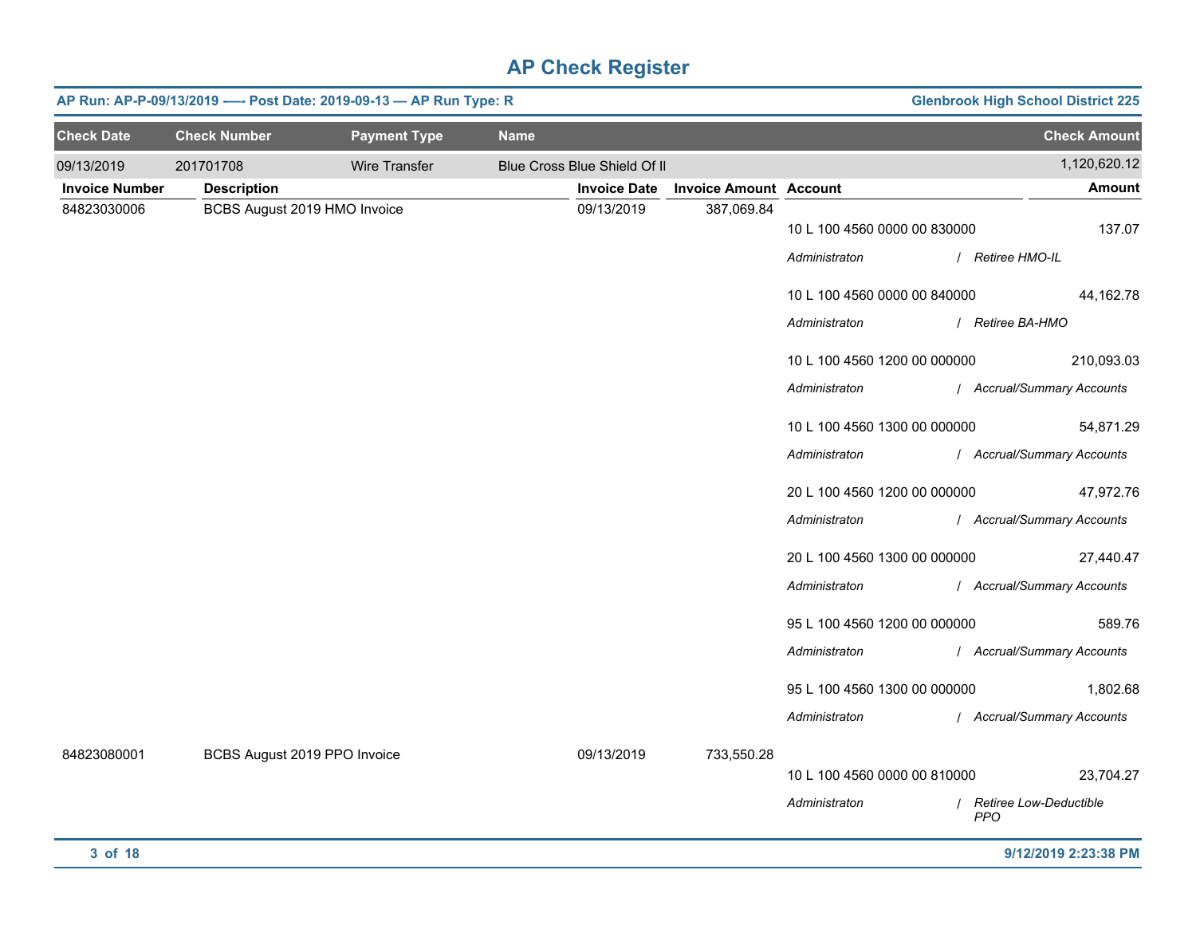# AP Check Register

**AP Run: AP-P-09/13/2019 -— Post Date: 2019-09-13 — AP Run Type: R** | **Glenbrook High School District 225**

| Check Date | Check Number | Payment Type | Name | Check Amount |
|---|---|---|---|---|
| 09/13/2019 | 201701708 | Wire Transfer | Blue Cross Blue Shield Of Il | 1,120,620.12 |

| Invoice Number | Description | Invoice Date | Invoice Amount | Account | Amount |
|---|---|---|---|---|---|
| 84823030006 | BCBS August 2019 HMO Invoice | 09/13/2019 | 387,069.84 | | |
| | | | | 10 L 100 4560 0000 00 830000<br>*Administraton / Retiree HMO-IL* | 137.07 |
| | | | | 10 L 100 4560 0000 00 840000<br>*Administraton / Retiree BA-HMO* | 44,162.78 |
| | | | | 10 L 100 4560 1200 00 000000<br>*Administraton / Accrual/Summary Accounts* | 210,093.03 |
| | | | | 10 L 100 4560 1300 00 000000<br>*Administraton / Accrual/Summary Accounts* | 54,871.29 |
| | | | | 20 L 100 4560 1200 00 000000<br>*Administraton / Accrual/Summary Accounts* | 47,972.76 |
| | | | | 20 L 100 4560 1300 00 000000<br>*Administraton / Accrual/Summary Accounts* | 27,440.47 |
| | | | | 95 L 100 4560 1200 00 000000<br>*Administraton / Accrual/Summary Accounts* | 589.76 |
| | | | | 95 L 100 4560 1300 00 000000<br>*Administraton / Accrual/Summary Accounts* | 1,802.68 |
| 84823080001 | BCBS August 2019 PPO Invoice | 09/13/2019 | 733,550.28 | | |
| | | | | 10 L 100 4560 0000 00 810000<br>*Administraton / Retiree Low-Deductible PPO* | 23,704.27 |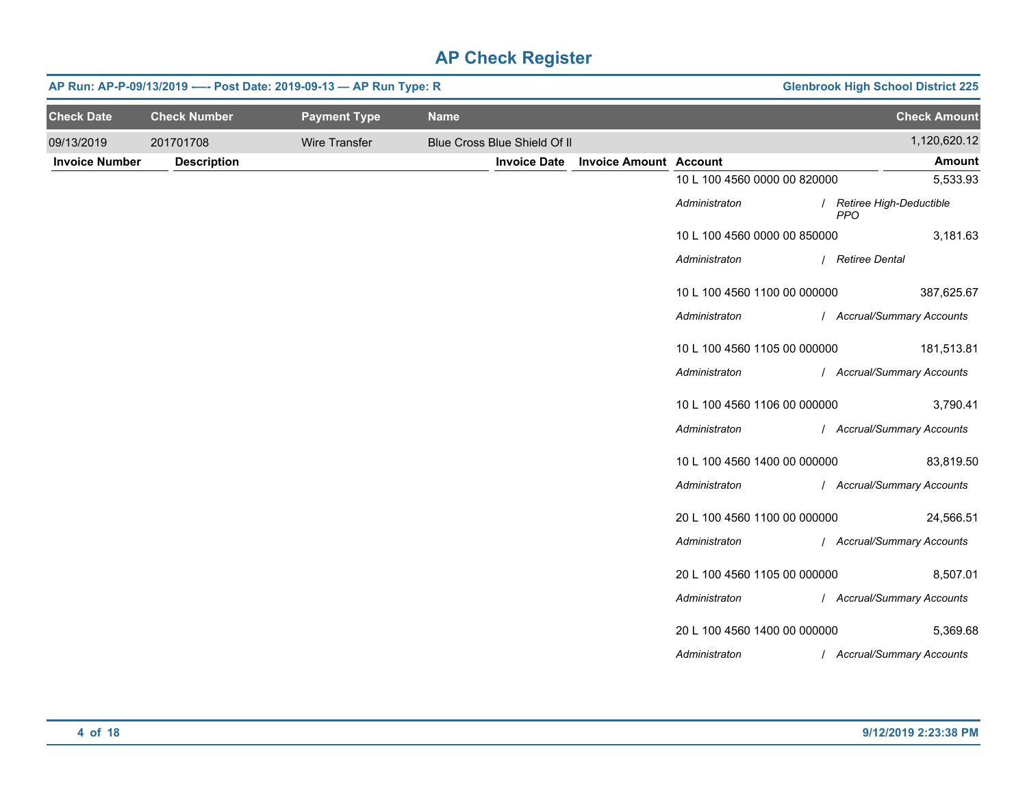# AP Check Register

**AP Run: AP-P-09/13/2019 -—- Post Date: 2019-09-13 — AP Run Type: R** | **Glenbrook High School District 225**

| Check Date | Check Number | Payment Type | Name | Check Amount |
|---|---|---|---|---|
| 09/13/2019 | 201701708 | Wire Transfer | Blue Cross Blue Shield Of Il | 1,120,620.12 |

| Invoice Number | Description | Invoice Date | Invoice Amount | Account | Amount |
|---|---|---|---|---|---|
| | | | | 10 L 100 4560 0000 00 820000 | 5,533.93 |
| | | | | *Administraton / Retiree High-Deductible PPO* | |
| | | | | 10 L 100 4560 0000 00 850000 | 3,181.63 |
| | | | | *Administraton / Retiree Dental* | |
| | | | | 10 L 100 4560 1100 00 000000 | 387,625.67 |
| | | | | *Administraton / Accrual/Summary Accounts* | |
| | | | | 10 L 100 4560 1105 00 000000 | 181,513.81 |
| | | | | *Administraton / Accrual/Summary Accounts* | |
| | | | | 10 L 100 4560 1106 00 000000 | 3,790.41 |
| | | | | *Administraton / Accrual/Summary Accounts* | |
| | | | | 10 L 100 4560 1400 00 000000 | 83,819.50 |
| | | | | *Administraton / Accrual/Summary Accounts* | |
| | | | | 20 L 100 4560 1100 00 000000 | 24,566.51 |
| | | | | *Administraton / Accrual/Summary Accounts* | |
| | | | | 20 L 100 4560 1105 00 000000 | 8,507.01 |
| | | | | *Administraton / Accrual/Summary Accounts* | |
| | | | | 20 L 100 4560 1400 00 000000 | 5,369.68 |
| | | | | *Administraton / Accrual/Summary Accounts* | |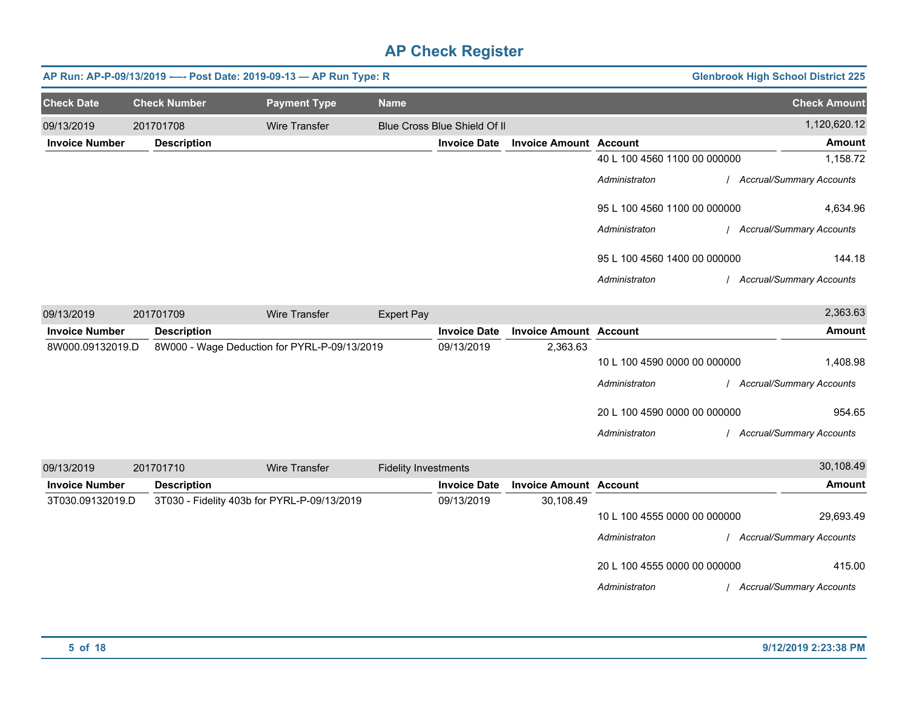# AP Check Register

**AP Run: AP-P-09/13/2019 -—- Post Date: 2019-09-13 — AP Run Type: R** | **Glenbrook High School District 225**

| Check Date | Check Number | Payment Type | Name | | | | Check Amount |
|---|---|---|---|---|---|---|---|
| 09/13/2019 | 201701708 | Wire Transfer | Blue Cross Blue Shield Of Il | | | | 1,120,620.12 |
| **Invoice Number** | **Description** | | | **Invoice Date** | **Invoice Amount** | **Account** | **Amount** |
| | | | | | | 40 L 100 4560 1100 00 000000 | 1,158.72 |
| | | | | | | *Administraton / Accrual/Summary Accounts* | |
| | | | | | | 95 L 100 4560 1100 00 000000 | 4,634.96 |
| | | | | | | *Administraton / Accrual/Summary Accounts* | |
| | | | | | | 95 L 100 4560 1400 00 000000 | 144.18 |
| | | | | | | *Administraton / Accrual/Summary Accounts* | |
| 09/13/2019 | 201701709 | Wire Transfer | Expert Pay | | | | 2,363.63 |
| **Invoice Number** | **Description** | | | **Invoice Date** | **Invoice Amount** | **Account** | **Amount** |
| 8W000.09132019.D | 8W000 - Wage Deduction for PYRL-P-09/13/2019 | | | 09/13/2019 | 2,363.63 | | |
| | | | | | | 10 L 100 4590 0000 00 000000 | 1,408.98 |
| | | | | | | *Administraton / Accrual/Summary Accounts* | |
| | | | | | | 20 L 100 4590 0000 00 000000 | 954.65 |
| | | | | | | *Administraton / Accrual/Summary Accounts* | |
| 09/13/2019 | 201701710 | Wire Transfer | Fidelity Investments | | | | 30,108.49 |
| **Invoice Number** | **Description** | | | **Invoice Date** | **Invoice Amount** | **Account** | **Amount** |
| 3T030.09132019.D | 3T030 - Fidelity 403b for PYRL-P-09/13/2019 | | | 09/13/2019 | 30,108.49 | | |
| | | | | | | 10 L 100 4555 0000 00 000000 | 29,693.49 |
| | | | | | | *Administraton / Accrual/Summary Accounts* | |
| | | | | | | 20 L 100 4555 0000 00 000000 | 415.00 |
| | | | | | | *Administraton / Accrual/Summary Accounts* | |

**9/12/2019 2:23:38 PM**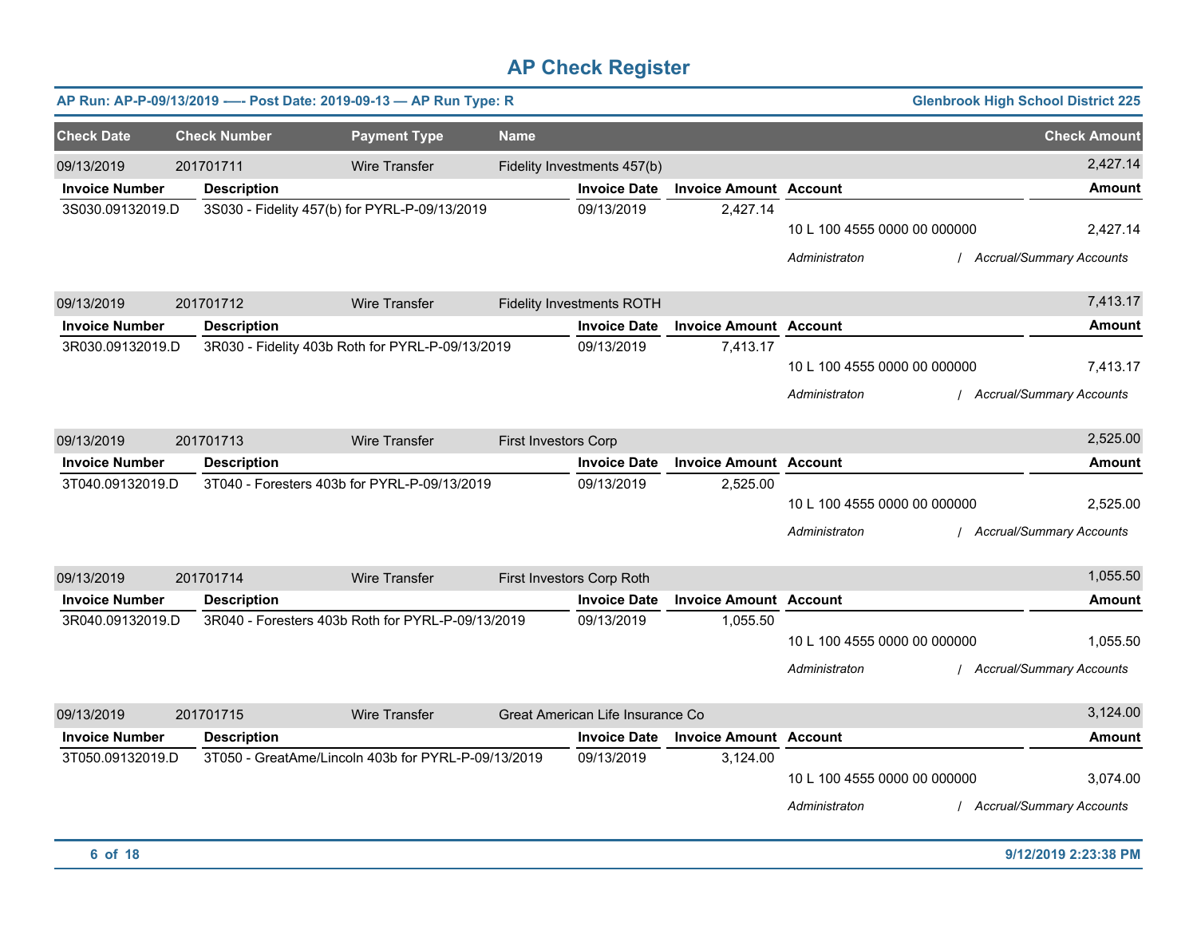# AP Check Register

**AP Run: AP-P-09/13/2019 —- Post Date: 2019-09-13 — AP Run Type: R** | **Glenbrook High School District 225**

| Check Date | Check Number | Payment Type | Name | Check Amount |
|---|---|---|---|---|
| 09/13/2019 | 201701711 | Wire Transfer | Fidelity Investments 457(b) | 2,427.14 |

| Invoice Number | Description | Invoice Date | Invoice Amount | Account | Amount |
|---|---|---|---|---|---|
| 3S030.09132019.D | 3S030 - Fidelity 457(b) for PYRL-P-09/13/2019 | 09/13/2019 | 2,427.14 | | |
| | | | | 10 L 100 4555 0000 00 000000 | 2,427.14 |
| | | | | *Administraton* / *Accrual/Summary Accounts* | |

| Check Date | Check Number | Payment Type | Name | Check Amount |
|---|---|---|---|---|
| 09/13/2019 | 201701712 | Wire Transfer | Fidelity Investments ROTH | 7,413.17 |

| Invoice Number | Description | Invoice Date | Invoice Amount | Account | Amount |
|---|---|---|---|---|---|
| 3R030.09132019.D | 3R030 - Fidelity 403b Roth for PYRL-P-09/13/2019 | 09/13/2019 | 7,413.17 | | |
| | | | | 10 L 100 4555 0000 00 000000 | 7,413.17 |
| | | | | *Administraton* / *Accrual/Summary Accounts* | |

| Check Date | Check Number | Payment Type | Name | Check Amount |
|---|---|---|---|---|
| 09/13/2019 | 201701713 | Wire Transfer | First Investors Corp | 2,525.00 |

| Invoice Number | Description | Invoice Date | Invoice Amount | Account | Amount |
|---|---|---|---|---|---|
| 3T040.09132019.D | 3T040 - Foresters 403b for PYRL-P-09/13/2019 | 09/13/2019 | 2,525.00 | | |
| | | | | 10 L 100 4555 0000 00 000000 | 2,525.00 |
| | | | | *Administraton* / *Accrual/Summary Accounts* | |

| Check Date | Check Number | Payment Type | Name | Check Amount |
|---|---|---|---|---|
| 09/13/2019 | 201701714 | Wire Transfer | First Investors Corp Roth | 1,055.50 |

| Invoice Number | Description | Invoice Date | Invoice Amount | Account | Amount |
|---|---|---|---|---|---|
| 3R040.09132019.D | 3R040 - Foresters 403b Roth for PYRL-P-09/13/2019 | 09/13/2019 | 1,055.50 | | |
| | | | | 10 L 100 4555 0000 00 000000 | 1,055.50 |
| | | | | *Administraton* / *Accrual/Summary Accounts* | |

| Check Date | Check Number | Payment Type | Name | Check Amount |
|---|---|---|---|---|
| 09/13/2019 | 201701715 | Wire Transfer | Great American Life Insurance Co | 3,124.00 |

| Invoice Number | Description | Invoice Date | Invoice Amount | Account | Amount |
|---|---|---|---|---|---|
| 3T050.09132019.D | 3T050 - GreatAme/Lincoln 403b for PYRL-P-09/13/2019 | 09/13/2019 | 3,124.00 | | |
| | | | | 10 L 100 4555 0000 00 000000 | 3,074.00 |
| | | | | *Administraton* / *Accrual/Summary Accounts* | |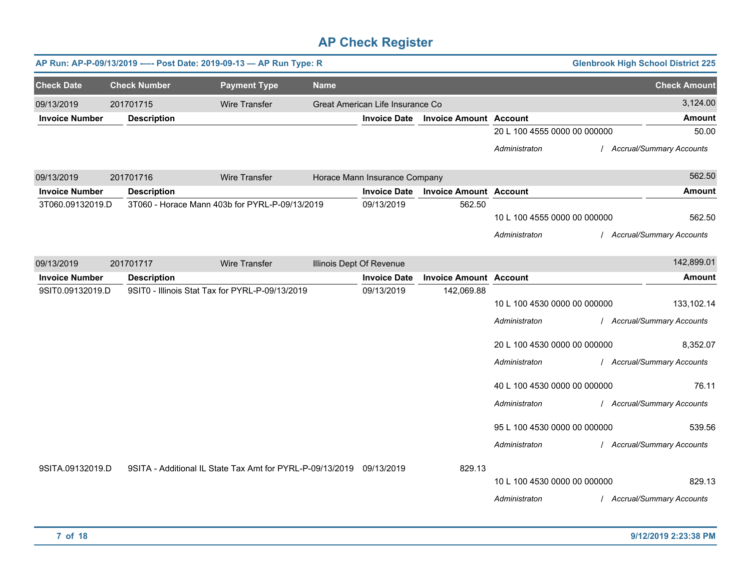# AP Check Register

**AP Run: AP-P-09/13/2019 —- Post Date: 2019-09-13 — AP Run Type: R** | **Glenbrook High School District 225**

| Check Date | Check Number | Payment Type | Name | Check Amount |
|---|---|---|---|---|
| 09/13/2019 | 201701715 | Wire Transfer | Great American Life Insurance Co | 3,124.00 |

| Invoice Number | Description | Invoice Date | Invoice Amount | Account | Amount |
|---|---|---|---|---|---|
| | | | | 20 L 100 4555 0000 00 000000 | 50.00 |
| | | | | *Administraton / Accrual/Summary Accounts* | |

| Check Date | Check Number | Payment Type | Name | Check Amount |
|---|---|---|---|---|
| 09/13/2019 | 201701716 | Wire Transfer | Horace Mann Insurance Company | 562.50 |

| Invoice Number | Description | Invoice Date | Invoice Amount | Account | Amount |
|---|---|---|---|---|---|
| 3T060.09132019.D | 3T060 - Horace Mann 403b for PYRL-P-09/13/2019 | 09/13/2019 | 562.50 | | |
| | | | | 10 L 100 4555 0000 00 000000 | 562.50 |
| | | | | *Administraton / Accrual/Summary Accounts* | |

| Check Date | Check Number | Payment Type | Name | Check Amount |
|---|---|---|---|---|
| 09/13/2019 | 201701717 | Wire Transfer | Illinois Dept Of Revenue | 142,899.01 |

| Invoice Number | Description | Invoice Date | Invoice Amount | Account | Amount |
|---|---|---|---|---|---|
| 9SIT0.09132019.D | 9SIT0 - Illinois Stat Tax for PYRL-P-09/13/2019 | 09/13/2019 | 142,069.88 | | |
| | | | | 10 L 100 4530 0000 00 000000 | 133,102.14 |
| | | | | *Administraton / Accrual/Summary Accounts* | |
| | | | | 20 L 100 4530 0000 00 000000 | 8,352.07 |
| | | | | *Administraton / Accrual/Summary Accounts* | |
| | | | | 40 L 100 4530 0000 00 000000 | 76.11 |
| | | | | *Administraton / Accrual/Summary Accounts* | |
| | | | | 95 L 100 4530 0000 00 000000 | 539.56 |
| | | | | *Administraton / Accrual/Summary Accounts* | |
| 9SITA.09132019.D | 9SITA - Additional IL State Tax Amt for PYRL-P-09/13/2019 | 09/13/2019 | 829.13 | | |
| | | | | 10 L 100 4530 0000 00 000000 | 829.13 |
| | | | | *Administraton / Accrual/Summary Accounts* | |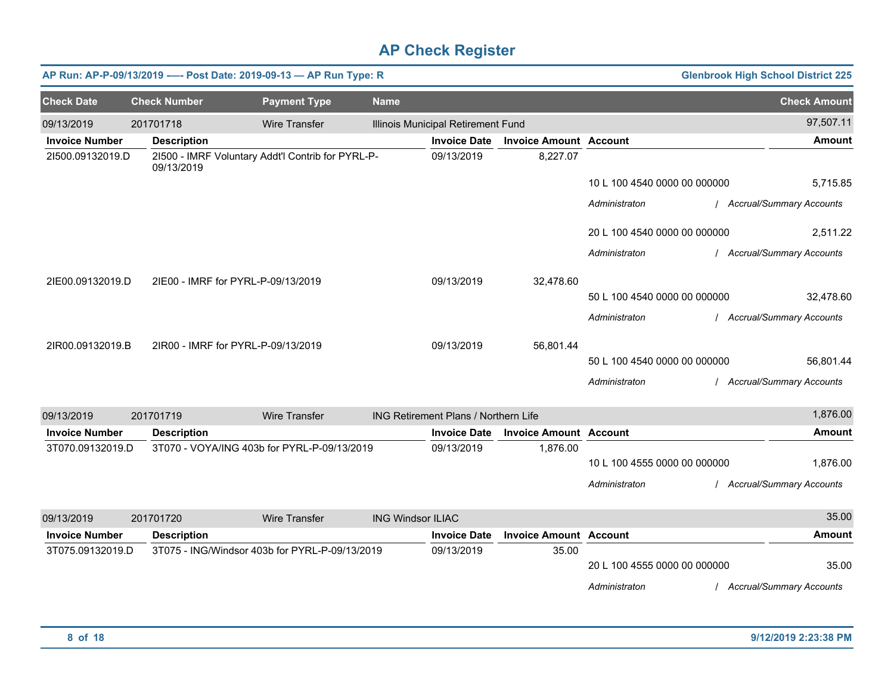# AP Check Register

**AP Run: AP-P-09/13/2019 -—- Post Date: 2019-09-13 — AP Run Type: R** | **Glenbrook High School District 225**

| Check Date | Check Number | Payment Type | Name | Check Amount |
|---|---|---|---|---|
| 09/13/2019 | 201701718 | Wire Transfer | Illinois Municipal Retirement Fund | 97,507.11 |

| Invoice Number | Description | Invoice Date | Invoice Amount | Account | Amount |
|---|---|---|---|---|---|
| 2I500.09132019.D | 2I500 - IMRF Voluntary Addt'l Contrib for PYRL-P-09/13/2019 | 09/13/2019 | 8,227.07 | | |
| | | | | 10 L 100 4540 0000 00 000000 | 5,715.85 |
| | | | | *Administraton / Accrual/Summary Accounts* | |
| | | | | 20 L 100 4540 0000 00 000000 | 2,511.22 |
| | | | | *Administraton / Accrual/Summary Accounts* | |
| 2IE00.09132019.D | 2IE00 - IMRF for PYRL-P-09/13/2019 | 09/13/2019 | 32,478.60 | | |
| | | | | 50 L 100 4540 0000 00 000000 | 32,478.60 |
| | | | | *Administraton / Accrual/Summary Accounts* | |
| 2IR00.09132019.B | 2IR00 - IMRF for PYRL-P-09/13/2019 | 09/13/2019 | 56,801.44 | | |
| | | | | 50 L 100 4540 0000 00 000000 | 56,801.44 |
| | | | | *Administraton / Accrual/Summary Accounts* | |

| Check Date | Check Number | Payment Type | Name | Check Amount |
|---|---|---|---|---|
| 09/13/2019 | 201701719 | Wire Transfer | ING Retirement Plans / Northern Life | 1,876.00 |

| Invoice Number | Description | Invoice Date | Invoice Amount | Account | Amount |
|---|---|---|---|---|---|
| 3T070.09132019.D | 3T070 - VOYA/ING 403b for PYRL-P-09/13/2019 | 09/13/2019 | 1,876.00 | | |
| | | | | 10 L 100 4555 0000 00 000000 | 1,876.00 |
| | | | | *Administraton / Accrual/Summary Accounts* | |

| Check Date | Check Number | Payment Type | Name | Check Amount |
|---|---|---|---|---|
| 09/13/2019 | 201701720 | Wire Transfer | ING Windsor ILIAC | 35.00 |

| Invoice Number | Description | Invoice Date | Invoice Amount | Account | Amount |
|---|---|---|---|---|---|
| 3T075.09132019.D | 3T075 - ING/Windsor 403b for PYRL-P-09/13/2019 | 09/13/2019 | 35.00 | | |
| | | | | 20 L 100 4555 0000 00 000000 | 35.00 |
| | | | | *Administraton / Accrual/Summary Accounts* | |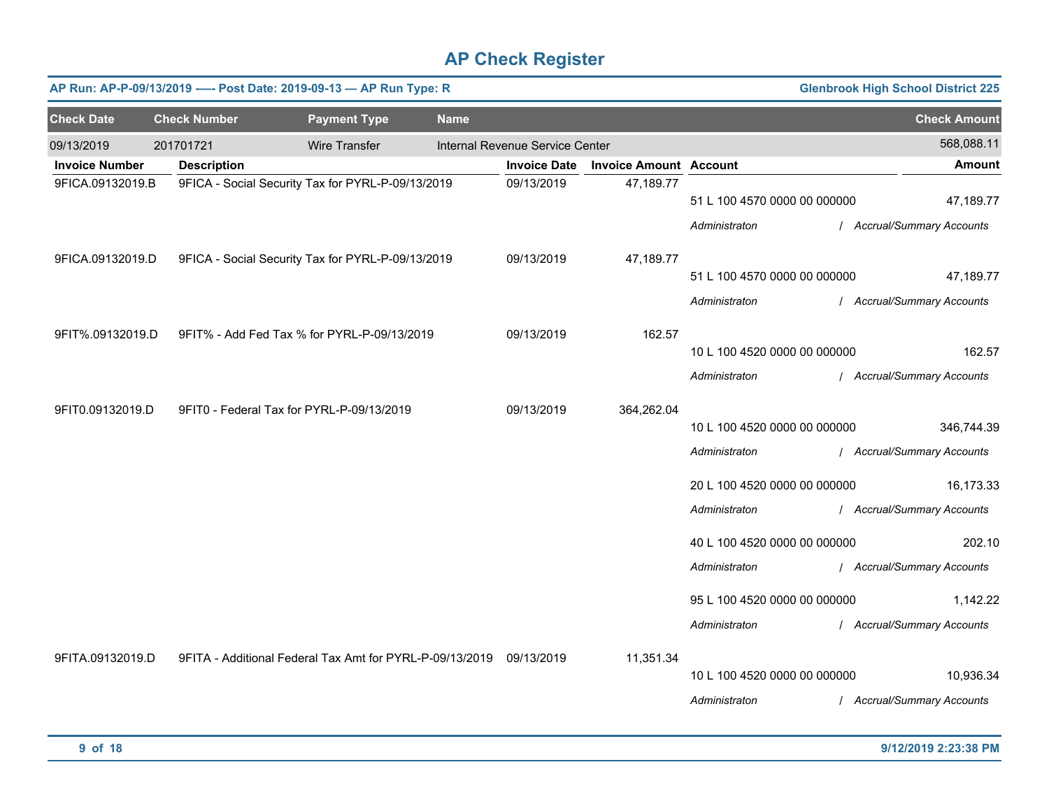# AP Check Register

**AP Run: AP-P-09/13/2019 -—- Post Date: 2019-09-13 — AP Run Type: R** | **Glenbrook High School District 225**

| Check Date | Check Number | Payment Type | Name | Check Amount |
|---|---|---|---|---|
| 09/13/2019 | 201701721 | Wire Transfer | Internal Revenue Service Center | 568,088.11 |

| Invoice Number | Description | Invoice Date | Invoice Amount | Account | Amount |
|---|---|---|---|---|---|
| 9FICA.09132019.B | 9FICA - Social Security Tax for PYRL-P-09/13/2019 | 09/13/2019 | 47,189.77 | | |
| | | | | 51 L 100 4570 0000 00 000000 | 47,189.77 |
| | | | | *Administraton / Accrual/Summary Accounts* | |
| 9FICA.09132019.D | 9FICA - Social Security Tax for PYRL-P-09/13/2019 | 09/13/2019 | 47,189.77 | | |
| | | | | 51 L 100 4570 0000 00 000000 | 47,189.77 |
| | | | | *Administraton / Accrual/Summary Accounts* | |
| 9FIT%.09132019.D | 9FIT% - Add Fed Tax % for PYRL-P-09/13/2019 | 09/13/2019 | 162.57 | | |
| | | | | 10 L 100 4520 0000 00 000000 | 162.57 |
| | | | | *Administraton / Accrual/Summary Accounts* | |
| 9FIT0.09132019.D | 9FIT0 - Federal Tax for PYRL-P-09/13/2019 | 09/13/2019 | 364,262.04 | | |
| | | | | 10 L 100 4520 0000 00 000000 | 346,744.39 |
| | | | | *Administraton / Accrual/Summary Accounts* | |
| | | | | 20 L 100 4520 0000 00 000000 | 16,173.33 |
| | | | | *Administraton / Accrual/Summary Accounts* | |
| | | | | 40 L 100 4520 0000 00 000000 | 202.10 |
| | | | | *Administraton / Accrual/Summary Accounts* | |
| | | | | 95 L 100 4520 0000 00 000000 | 1,142.22 |
| | | | | *Administraton / Accrual/Summary Accounts* | |
| 9FITA.09132019.D | 9FITA - Additional Federal Tax Amt for PYRL-P-09/13/2019 | 09/13/2019 | 11,351.34 | | |
| | | | | 10 L 100 4520 0000 00 000000 | 10,936.34 |
| | | | | *Administraton / Accrual/Summary Accounts* | |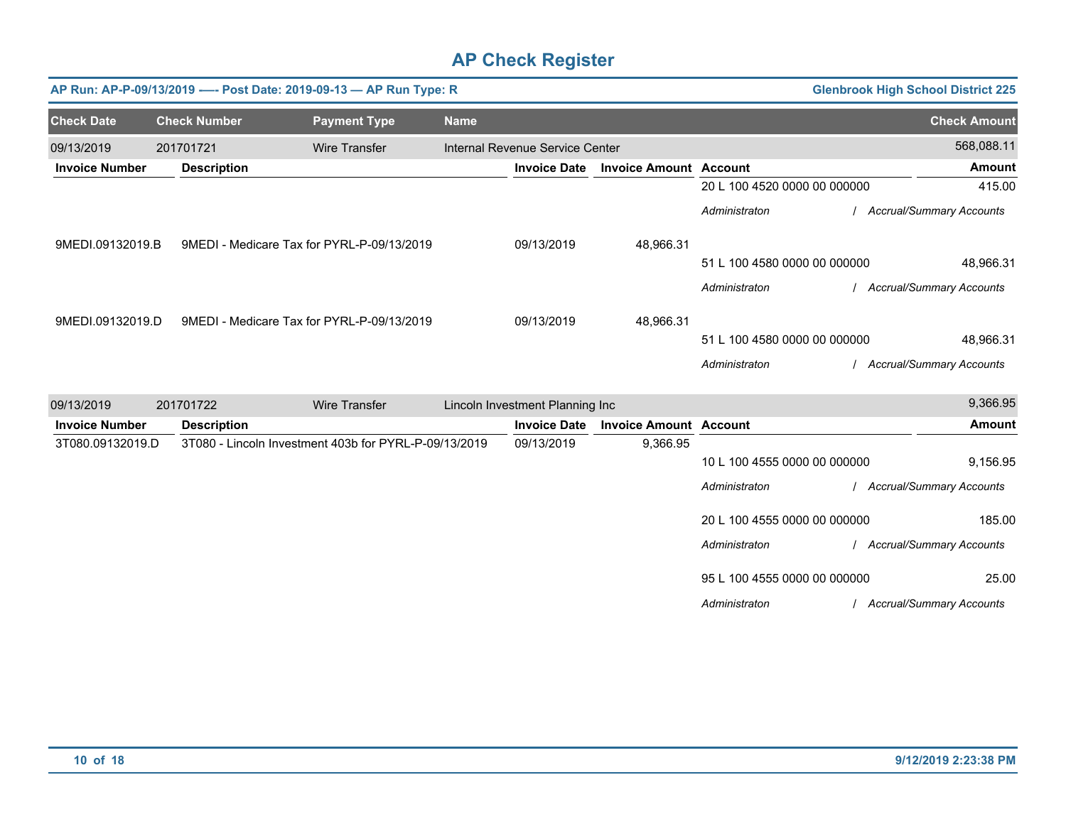# AP Check Register

**AP Run: AP-P-09/13/2019 -—- Post Date: 2019-09-13 — AP Run Type: R** | **Glenbrook High School District 225**

| Check Date | Check Number | Payment Type | Name | Check Amount |
|---|---|---|---|---|
| 09/13/2019 | 201701721 | Wire Transfer | Internal Revenue Service Center | 568,088.11 |

| Invoice Number | Description | Invoice Date | Invoice Amount | Account | Amount |
|---|---|---|---|---|---|
| | | | | 20 L 100 4520 0000 00 000000 | 415.00 |
| | | | | *Administraton / Accrual/Summary Accounts* | |
| 9MEDI.09132019.B | 9MEDI - Medicare Tax for PYRL-P-09/13/2019 | 09/13/2019 | 48,966.31 | | |
| | | | | 51 L 100 4580 0000 00 000000 | 48,966.31 |
| | | | | *Administraton / Accrual/Summary Accounts* | |
| 9MEDI.09132019.D | 9MEDI - Medicare Tax for PYRL-P-09/13/2019 | 09/13/2019 | 48,966.31 | | |
| | | | | 51 L 100 4580 0000 00 000000 | 48,966.31 |
| | | | | *Administraton / Accrual/Summary Accounts* | |

| Check Date | Check Number | Payment Type | Name | Check Amount |
|---|---|---|---|---|
| 09/13/2019 | 201701722 | Wire Transfer | Lincoln Investment Planning Inc | 9,366.95 |

| Invoice Number | Description | Invoice Date | Invoice Amount | Account | Amount |
|---|---|---|---|---|---|
| 3T080.09132019.D | 3T080 - Lincoln Investment 403b for PYRL-P-09/13/2019 | 09/13/2019 | 9,366.95 | | |
| | | | | 10 L 100 4555 0000 00 000000 | 9,156.95 |
| | | | | *Administraton / Accrual/Summary Accounts* | |
| | | | | 20 L 100 4555 0000 00 000000 | 185.00 |
| | | | | *Administraton / Accrual/Summary Accounts* | |
| | | | | 95 L 100 4555 0000 00 000000 | 25.00 |
| | | | | *Administraton / Accrual/Summary Accounts* | |

9/12/2019 2:23:38 PM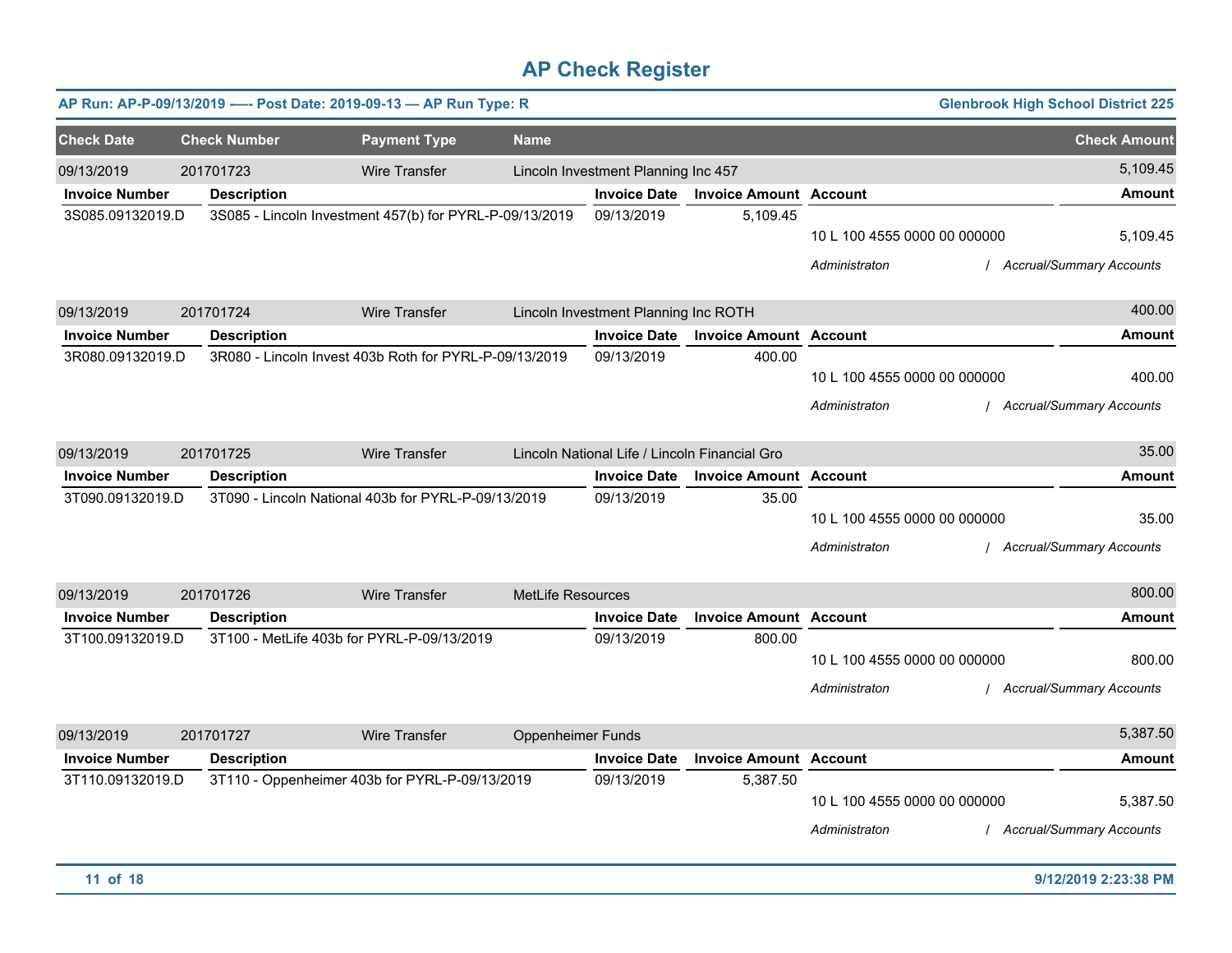# AP Check Register

**AP Run: AP-P-09/13/2019 -—- Post Date: 2019-09-13 — AP Run Type: R** | **Glenbrook High School District 225**

| Check Date | Check Number | Payment Type | Name | Check Amount |
|---|---|---|---|---|
| 09/13/2019 | 201701723 | Wire Transfer | Lincoln Investment Planning Inc 457 | 5,109.45 |

| Invoice Number | Description | Invoice Date | Invoice Amount | Account | Amount |
|---|---|---|---|---|---|
| 3S085.09132019.D | 3S085 - Lincoln Investment 457(b) for PYRL-P-09/13/2019 | 09/13/2019 | 5,109.45 | 10 L 100 4555 0000 00 000000 | 5,109.45 |
| | | | | *Administraton / Accrual/Summary Accounts* | |

| Check Date | Check Number | Payment Type | Name | Check Amount |
|---|---|---|---|---|
| 09/13/2019 | 201701724 | Wire Transfer | Lincoln Investment Planning Inc ROTH | 400.00 |

| Invoice Number | Description | Invoice Date | Invoice Amount | Account | Amount |
|---|---|---|---|---|---|
| 3R080.09132019.D | 3R080 - Lincoln Invest 403b Roth for PYRL-P-09/13/2019 | 09/13/2019 | 400.00 | 10 L 100 4555 0000 00 000000 | 400.00 |
| | | | | *Administraton / Accrual/Summary Accounts* | |

| Check Date | Check Number | Payment Type | Name | Check Amount |
|---|---|---|---|---|
| 09/13/2019 | 201701725 | Wire Transfer | Lincoln National Life / Lincoln Financial Gro | 35.00 |

| Invoice Number | Description | Invoice Date | Invoice Amount | Account | Amount |
|---|---|---|---|---|---|
| 3T090.09132019.D | 3T090 - Lincoln National 403b for PYRL-P-09/13/2019 | 09/13/2019 | 35.00 | 10 L 100 4555 0000 00 000000 | 35.00 |
| | | | | *Administraton / Accrual/Summary Accounts* | |

| Check Date | Check Number | Payment Type | Name | Check Amount |
|---|---|---|---|---|
| 09/13/2019 | 201701726 | Wire Transfer | MetLife Resources | 800.00 |

| Invoice Number | Description | Invoice Date | Invoice Amount | Account | Amount |
|---|---|---|---|---|---|
| 3T100.09132019.D | 3T100 - MetLife 403b for PYRL-P-09/13/2019 | 09/13/2019 | 800.00 | 10 L 100 4555 0000 00 000000 | 800.00 |
| | | | | *Administraton / Accrual/Summary Accounts* | |

| Check Date | Check Number | Payment Type | Name | Check Amount |
|---|---|---|---|---|
| 09/13/2019 | 201701727 | Wire Transfer | Oppenheimer Funds | 5,387.50 |

| Invoice Number | Description | Invoice Date | Invoice Amount | Account | Amount |
|---|---|---|---|---|---|
| 3T110.09132019.D | 3T110 - Oppenheimer 403b for PYRL-P-09/13/2019 | 09/13/2019 | 5,387.50 | 10 L 100 4555 0000 00 000000 | 5,387.50 |
| | | | | *Administraton / Accrual/Summary Accounts* | |

9/12/2019 2:23:38 PM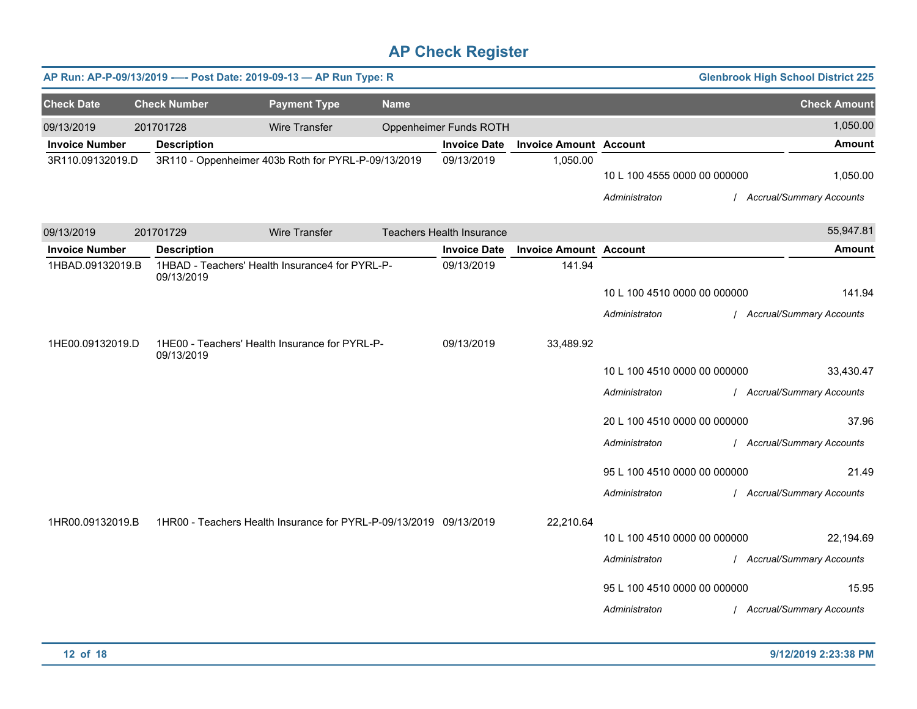# AP Check Register

**AP Run: AP-P-09/13/2019 —- Post Date: 2019-09-13 — AP Run Type: R** | **Glenbrook High School District 225**

| Check Date | Check Number | Payment Type | Name | Check Amount |
|---|---|---|---|---|
| 09/13/2019 | 201701728 | Wire Transfer | Oppenheimer Funds ROTH | 1,050.00 |

| Invoice Number | Description | Invoice Date | Invoice Amount | Account | Amount |
|---|---|---|---|---|---|
| 3R110.09132019.D | 3R110 - Oppenheimer 403b Roth for PYRL-P-09/13/2019 | 09/13/2019 | 1,050.00 | | |
| | | | | 10 L 100 4555 0000 00 000000 | 1,050.00 |
| | | | | *Administraton / Accrual/Summary Accounts* | |

| Check Date | Check Number | Payment Type | Name | Check Amount |
|---|---|---|---|---|
| 09/13/2019 | 201701729 | Wire Transfer | Teachers Health Insurance | 55,947.81 |

| Invoice Number | Description | Invoice Date | Invoice Amount | Account | Amount |
|---|---|---|---|---|---|
| 1HBAD.09132019.B | 1HBAD - Teachers' Health Insurance4 for PYRL-P-09/13/2019 | 09/13/2019 | 141.94 | | |
| | | | | 10 L 100 4510 0000 00 000000 | 141.94 |
| | | | | *Administraton / Accrual/Summary Accounts* | |
| 1HE00.09132019.D | 1HE00 - Teachers' Health Insurance for PYRL-P-09/13/2019 | 09/13/2019 | 33,489.92 | | |
| | | | | 10 L 100 4510 0000 00 000000 | 33,430.47 |
| | | | | *Administraton / Accrual/Summary Accounts* | |
| | | | | 20 L 100 4510 0000 00 000000 | 37.96 |
| | | | | *Administraton / Accrual/Summary Accounts* | |
| | | | | 95 L 100 4510 0000 00 000000 | 21.49 |
| | | | | *Administraton / Accrual/Summary Accounts* | |
| 1HR00.09132019.B | 1HR00 - Teachers Health Insurance for PYRL-P-09/13/2019 | 09/13/2019 | 22,210.64 | | |
| | | | | 10 L 100 4510 0000 00 000000 | 22,194.69 |
| | | | | *Administraton / Accrual/Summary Accounts* | |
| | | | | 95 L 100 4510 0000 00 000000 | 15.95 |
| | | | | *Administraton / Accrual/Summary Accounts* | |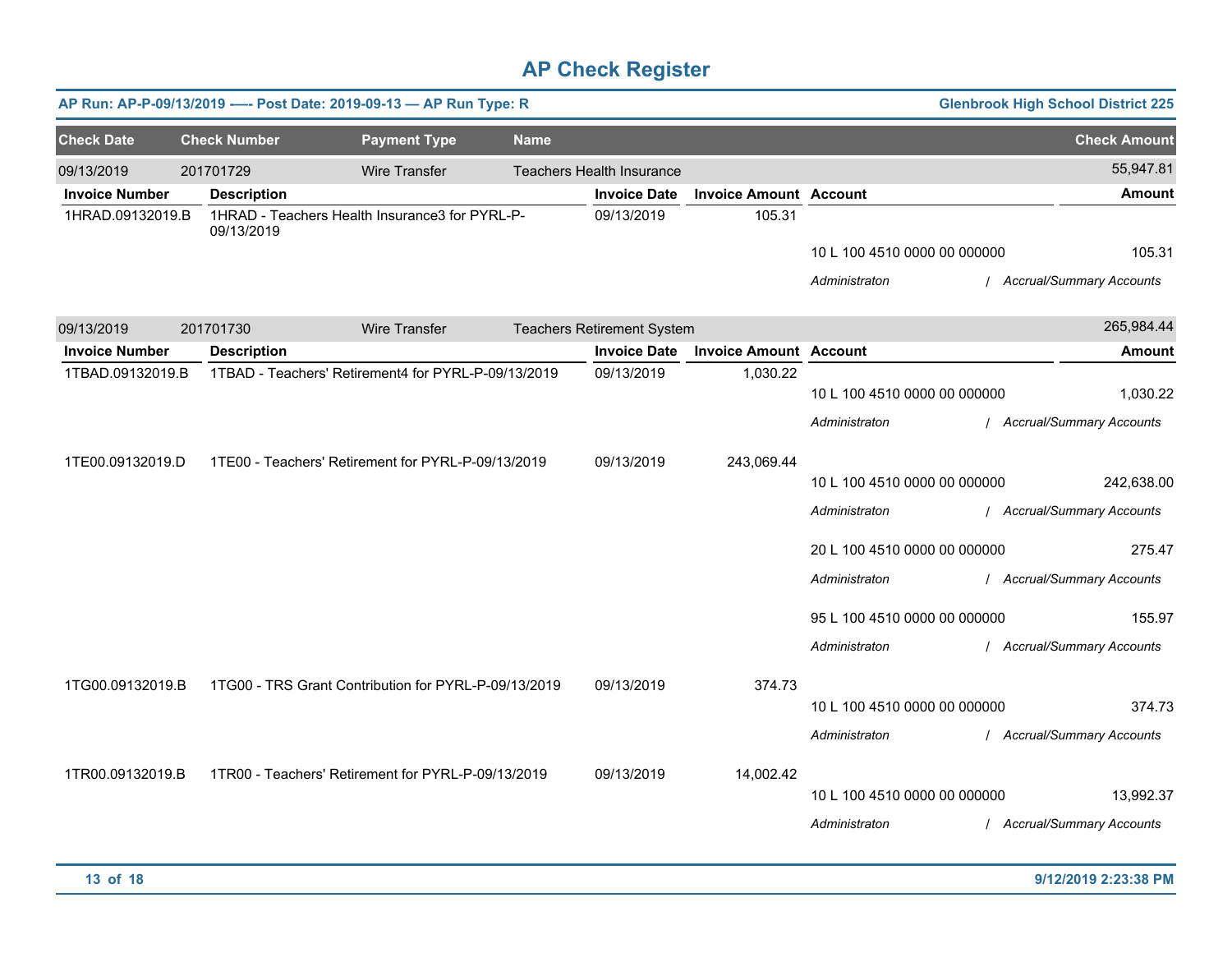# AP Check Register

**AP Run: AP-P-09/13/2019 —- Post Date: 2019-09-13 — AP Run Type: R** — **Glenbrook High School District 225**

| Check Date | Check Number | Payment Type | Name | Check Amount |
|---|---|---|---|---|
| 09/13/2019 | 201701729 | Wire Transfer | Teachers Health Insurance | 55,947.81 |

| Invoice Number | Description | Invoice Date | Invoice Amount | Account | Amount |
|---|---|---|---|---|---|
| 1HRAD.09132019.B | 1HRAD - Teachers Health Insurance3 for PYRL-P-09/13/2019 | 09/13/2019 | 105.31 | | |
| | | | | 10 L 100 4510 0000 00 000000 | 105.31 |
| | | | | *Administraton / Accrual/Summary Accounts* | |

| Check Date | Check Number | Payment Type | Name | Check Amount |
|---|---|---|---|---|
| 09/13/2019 | 201701730 | Wire Transfer | Teachers Retirement System | 265,984.44 |

| Invoice Number | Description | Invoice Date | Invoice Amount | Account | Amount |
|---|---|---|---|---|---|
| 1TBAD.09132019.B | 1TBAD - Teachers' Retirement4 for PYRL-P-09/13/2019 | 09/13/2019 | 1,030.22 | | |
| | | | | 10 L 100 4510 0000 00 000000 | 1,030.22 |
| | | | | *Administraton / Accrual/Summary Accounts* | |
| 1TE00.09132019.D | 1TE00 - Teachers' Retirement for PYRL-P-09/13/2019 | 09/13/2019 | 243,069.44 | | |
| | | | | 10 L 100 4510 0000 00 000000 | 242,638.00 |
| | | | | *Administraton / Accrual/Summary Accounts* | |
| | | | | 20 L 100 4510 0000 00 000000 | 275.47 |
| | | | | *Administraton / Accrual/Summary Accounts* | |
| | | | | 95 L 100 4510 0000 00 000000 | 155.97 |
| | | | | *Administraton / Accrual/Summary Accounts* | |
| 1TG00.09132019.B | 1TG00 - TRS Grant Contribution for PYRL-P-09/13/2019 | 09/13/2019 | 374.73 | | |
| | | | | 10 L 100 4510 0000 00 000000 | 374.73 |
| | | | | *Administraton / Accrual/Summary Accounts* | |
| 1TR00.09132019.B | 1TR00 - Teachers' Retirement for PYRL-P-09/13/2019 | 09/13/2019 | 14,002.42 | | |
| | | | | 10 L 100 4510 0000 00 000000 | 13,992.37 |
| | | | | *Administraton / Accrual/Summary Accounts* | |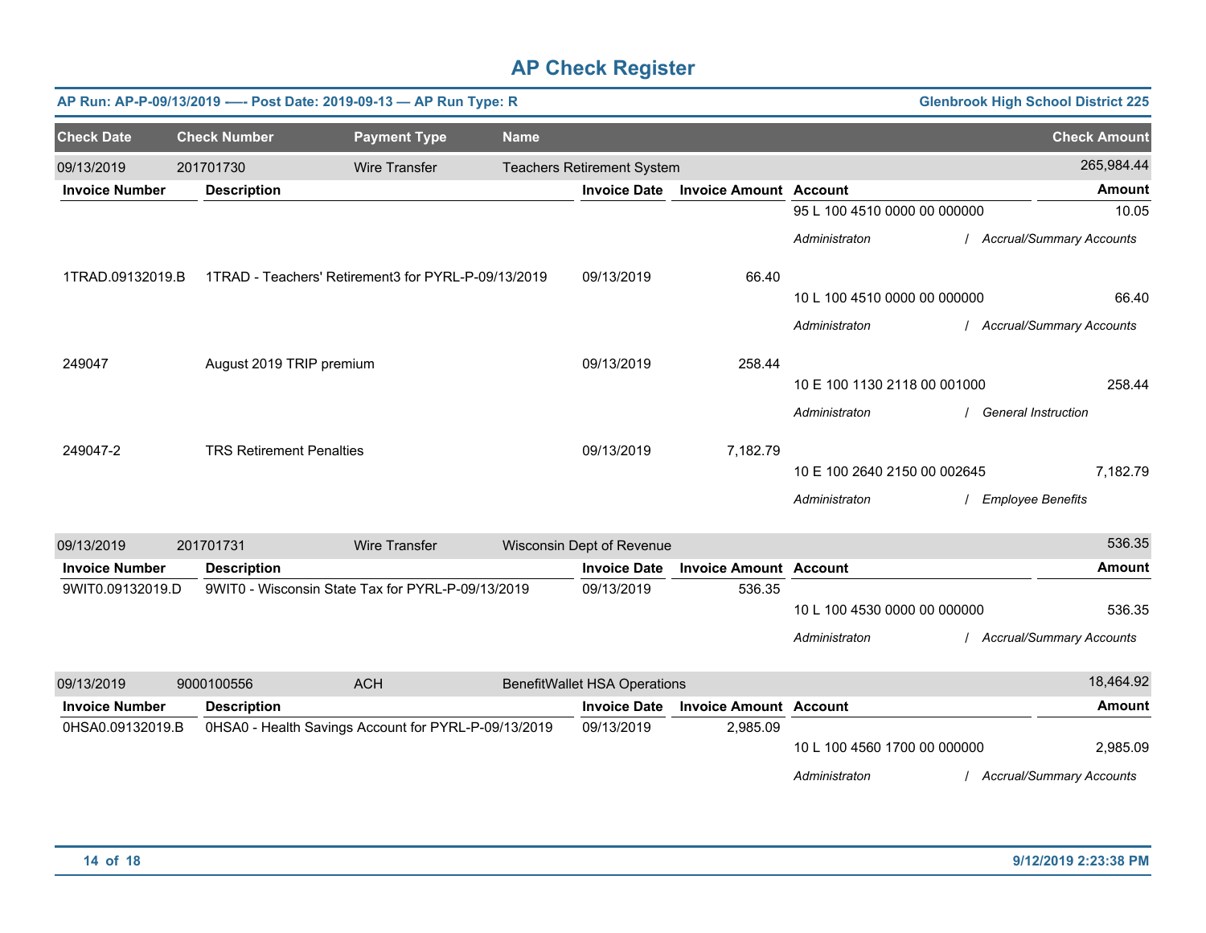# AP Check Register

**AP Run: AP-P-09/13/2019 -— Post Date: 2019-09-13 — AP Run Type: R** — **Glenbrook High School District 225**

| Check Date | Check Number | Payment Type | Name | Check Amount |
|---|---|---|---|---|
| 09/13/2019 | 201701730 | Wire Transfer | Teachers Retirement System | 265,984.44 |

| Invoice Number | Description | Invoice Date | Invoice Amount | Account | Amount |
|---|---|---|---|---|---|
| | | | | 95 L 100 4510 0000 00 000000 | 10.05 |
| | | | | *Administraton / Accrual/Summary Accounts* | |
| 1TRAD.09132019.B | 1TRAD - Teachers' Retirement3 for PYRL-P-09/13/2019 | 09/13/2019 | 66.40 | 10 L 100 4510 0000 00 000000 | 66.40 |
| | | | | *Administraton / Accrual/Summary Accounts* | |
| 249047 | August 2019 TRIP premium | 09/13/2019 | 258.44 | 10 E 100 1130 2118 00 001000 | 258.44 |
| | | | | *Administraton / General Instruction* | |
| 249047-2 | TRS Retirement Penalties | 09/13/2019 | 7,182.79 | 10 E 100 2640 2150 00 002645 | 7,182.79 |
| | | | | *Administraton / Employee Benefits* | |

| Check Date | Check Number | Payment Type | Name | Check Amount |
|---|---|---|---|---|
| 09/13/2019 | 201701731 | Wire Transfer | Wisconsin Dept of Revenue | 536.35 |

| Invoice Number | Description | Invoice Date | Invoice Amount | Account | Amount |
|---|---|---|---|---|---|
| 9WIT0.09132019.D | 9WIT0 - Wisconsin State Tax for PYRL-P-09/13/2019 | 09/13/2019 | 536.35 | 10 L 100 4530 0000 00 000000 | 536.35 |
| | | | | *Administraton / Accrual/Summary Accounts* | |

| Check Date | Check Number | Payment Type | Name | Check Amount |
|---|---|---|---|---|
| 09/13/2019 | 9000100556 | ACH | BenefitWallet HSA Operations | 18,464.92 |

| Invoice Number | Description | Invoice Date | Invoice Amount | Account | Amount |
|---|---|---|---|---|---|
| 0HSA0.09132019.B | 0HSA0 - Health Savings Account for PYRL-P-09/13/2019 | 09/13/2019 | 2,985.09 | 10 L 100 4560 1700 00 000000 | 2,985.09 |
| | | | | *Administraton / Accrual/Summary Accounts* | |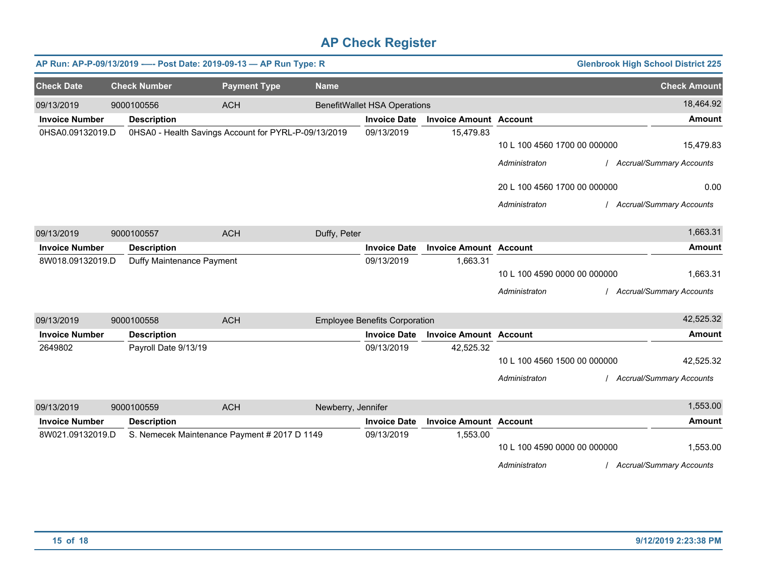# AP Check Register

**AP Run: AP-P-09/13/2019 -— Post Date: 2019-09-13 — AP Run Type: R** | **Glenbrook High School District 225**

| Check Date | Check Number | Payment Type | Name | Check Amount |
|---|---|---|---|---|
| 09/13/2019 | 9000100556 | ACH | BenefitWallet HSA Operations | 18,464.92 |

| Invoice Number | Description | Invoice Date | Invoice Amount | Account | Amount |
|---|---|---|---|---|---|
| 0HSA0.09132019.D | 0HSA0 - Health Savings Account for PYRL-P-09/13/2019 | 09/13/2019 | 15,479.83 | 10 L 100 4560 1700 00 000000 | 15,479.83 |
| | | | | *Administraton / Accrual/Summary Accounts* | |
| | | | | 20 L 100 4560 1700 00 000000 | 0.00 |
| | | | | *Administraton / Accrual/Summary Accounts* | |

| Check Date | Check Number | Payment Type | Name | Check Amount |
|---|---|---|---|---|
| 09/13/2019 | 9000100557 | ACH | Duffy, Peter | 1,663.31 |

| Invoice Number | Description | Invoice Date | Invoice Amount | Account | Amount |
|---|---|---|---|---|---|
| 8W018.09132019.D | Duffy Maintenance Payment | 09/13/2019 | 1,663.31 | 10 L 100 4590 0000 00 000000 | 1,663.31 |
| | | | | *Administraton / Accrual/Summary Accounts* | |

| Check Date | Check Number | Payment Type | Name | Check Amount |
|---|---|---|---|---|
| 09/13/2019 | 9000100558 | ACH | Employee Benefits Corporation | 42,525.32 |

| Invoice Number | Description | Invoice Date | Invoice Amount | Account | Amount |
|---|---|---|---|---|---|
| 2649802 | Payroll Date 9/13/19 | 09/13/2019 | 42,525.32 | 10 L 100 4560 1500 00 000000 | 42,525.32 |
| | | | | *Administraton / Accrual/Summary Accounts* | |

| Check Date | Check Number | Payment Type | Name | Check Amount |
|---|---|---|---|---|
| 09/13/2019 | 9000100559 | ACH | Newberry, Jennifer | 1,553.00 |

| Invoice Number | Description | Invoice Date | Invoice Amount | Account | Amount |
|---|---|---|---|---|---|
| 8W021.09132019.D | S. Nemecek Maintenance Payment # 2017 D 1149 | 09/13/2019 | 1,553.00 | 10 L 100 4590 0000 00 000000 | 1,553.00 |
| | | | | *Administraton / Accrual/Summary Accounts* | |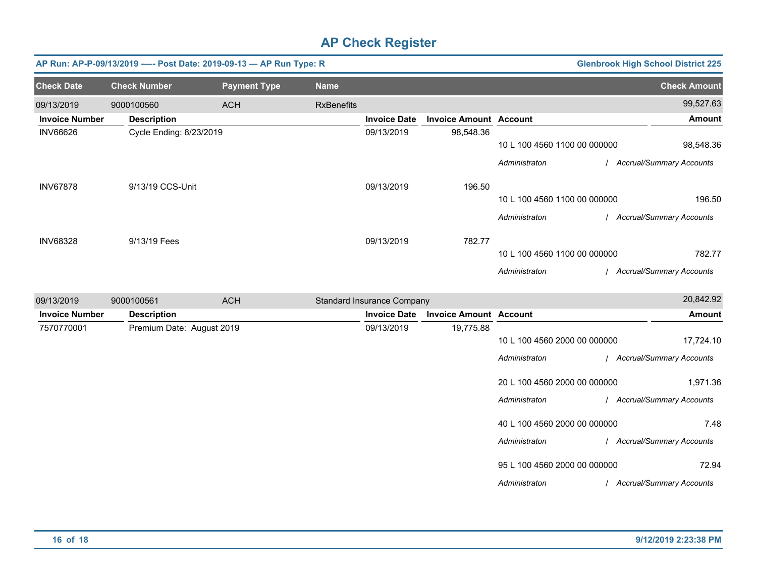# AP Check Register

**AP Run: AP-P-09/13/2019 -—- Post Date: 2019-09-13 — AP Run Type: R** | **Glenbrook High School District 225**

| Check Date | Check Number | Payment Type | Name | | | | Check Amount |
|---|---|---|---|---|---|---|---|
| 09/13/2019 | 9000100560 | ACH | RxBenefits | | | | 99,527.63 |
| **Invoice Number** | **Description** | | | **Invoice Date** | **Invoice Amount** | **Account** | **Amount** |
| INV66626 | Cycle Ending: 8/23/2019 | | | 09/13/2019 | 98,548.36 | | |
| | | | | | | 10 L 100 4560 1100 00 000000 | 98,548.36 |
| | | | | | | *Administraton* | */ Accrual/Summary Accounts* |
| INV67878 | 9/13/19 CCS-Unit | | | 09/13/2019 | 196.50 | | |
| | | | | | | 10 L 100 4560 1100 00 000000 | 196.50 |
| | | | | | | *Administraton* | */ Accrual/Summary Accounts* |
| INV68328 | 9/13/19 Fees | | | 09/13/2019 | 782.77 | | |
| | | | | | | 10 L 100 4560 1100 00 000000 | 782.77 |
| | | | | | | *Administraton* | */ Accrual/Summary Accounts* |
| 09/13/2019 | 9000100561 | ACH | Standard Insurance Company | | | | 20,842.92 |
| **Invoice Number** | **Description** | | | **Invoice Date** | **Invoice Amount** | **Account** | **Amount** |
| 7570770001 | Premium Date: August 2019 | | | 09/13/2019 | 19,775.88 | | |
| | | | | | | 10 L 100 4560 2000 00 000000 | 17,724.10 |
| | | | | | | *Administraton* | */ Accrual/Summary Accounts* |
| | | | | | | 20 L 100 4560 2000 00 000000 | 1,971.36 |
| | | | | | | *Administraton* | */ Accrual/Summary Accounts* |
| | | | | | | 40 L 100 4560 2000 00 000000 | 7.48 |
| | | | | | | *Administraton* | */ Accrual/Summary Accounts* |
| | | | | | | 95 L 100 4560 2000 00 000000 | 72.94 |
| | | | | | | *Administraton* | */ Accrual/Summary Accounts* |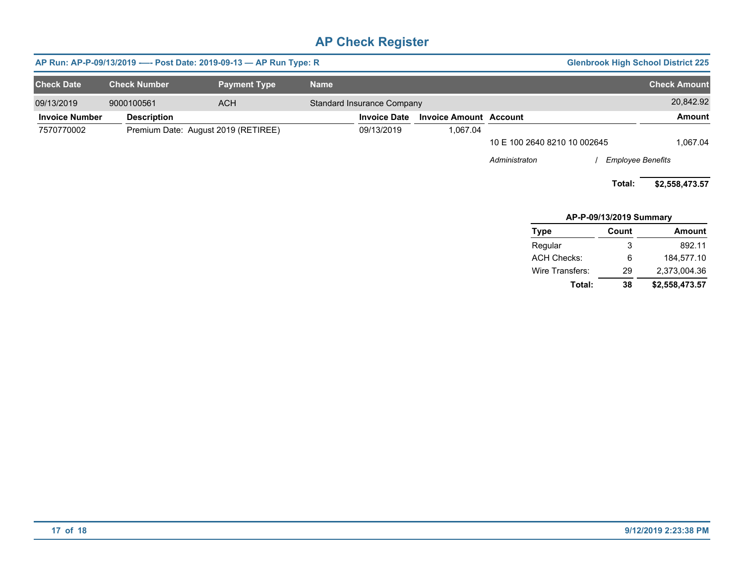# AP Check Register

**AP Run: AP-P-09/13/2019 -—- Post Date: 2019-09-13 — AP Run Type: R** | **Glenbrook High School District 225**

| Check Date | Check Number | Payment Type | Name | Check Amount |
|---|---|---|---|---|
| 09/13/2019 | 9000100561 | ACH | Standard Insurance Company | 20,842.92 |

| Invoice Number | Description | Invoice Date | Invoice Amount | Account | Amount |
|---|---|---|---|---|---|
| 7570770002 | Premium Date: August 2019 (RETIREE) | 09/13/2019 | 1,067.04 | | |
| | | | | 10 E 100 2640 8210 10 002645 | 1,067.04 |
| | | | | *Administraton / Employee Benefits* | |

**Total: $2,558,473.57**

**AP-P-09/13/2019 Summary**

| Type | Count | Amount |
|---|---|---|
| Regular | 3 | 892.11 |
| ACH Checks: | 6 | 184,577.10 |
| Wire Transfers: | 29 | 2,373,004.36 |
| **Total:** | **38** | **$2,558,473.57** |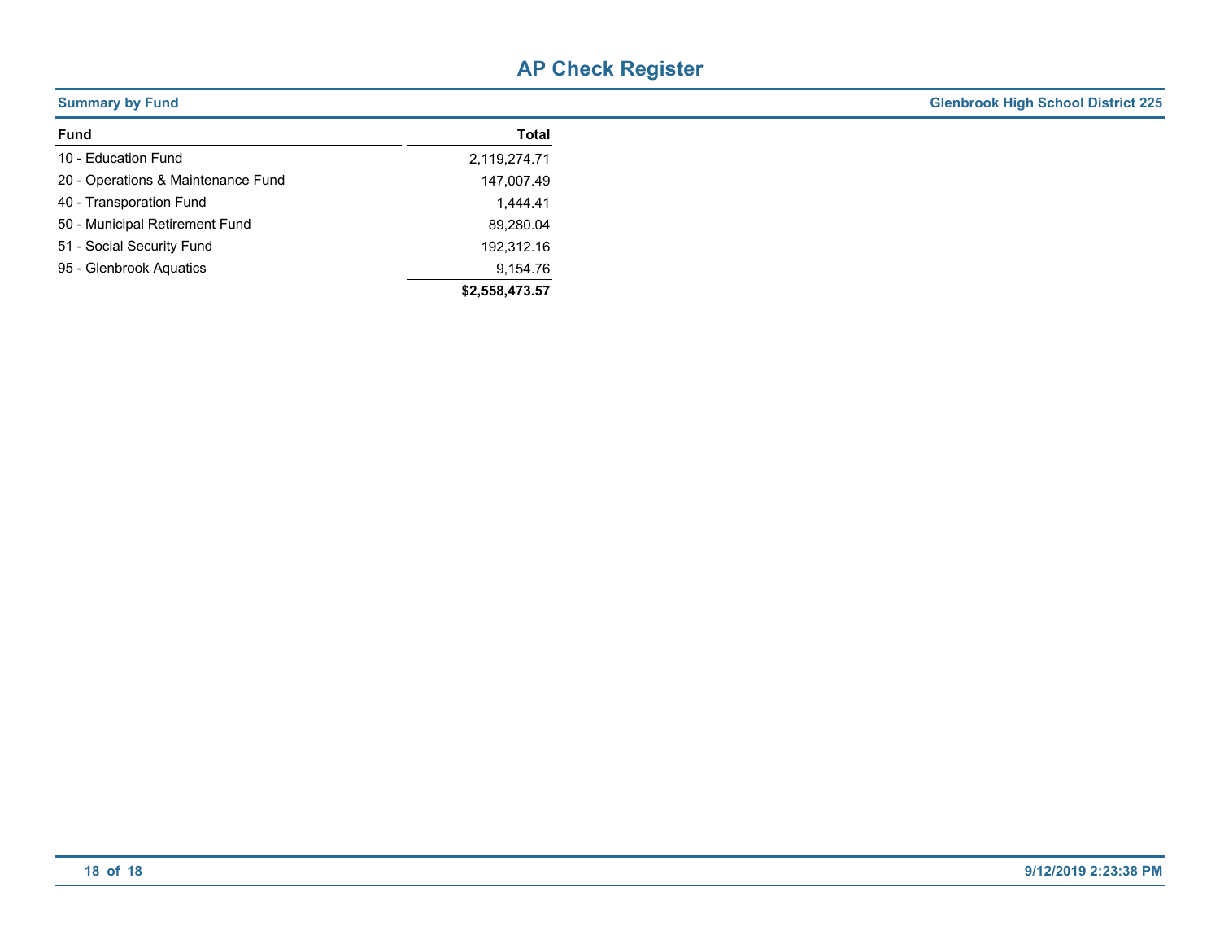# AP Check Register

**Summary by Fund** — **Glenbrook High School District 225**

| Fund | Total |
|---|---|
| 10 - Education Fund | 2,119,274.71 |
| 20 - Operations & Maintenance Fund | 147,007.49 |
| 40 - Transporation Fund | 1,444.41 |
| 50 - Municipal Retirement Fund | 89,280.04 |
| 51 - Social Security Fund | 192,312.16 |
| 95 - Glenbrook Aquatics | 9,154.76 |
| | **$2,558,473.57** |

9/12/2019 2:23:38 PM